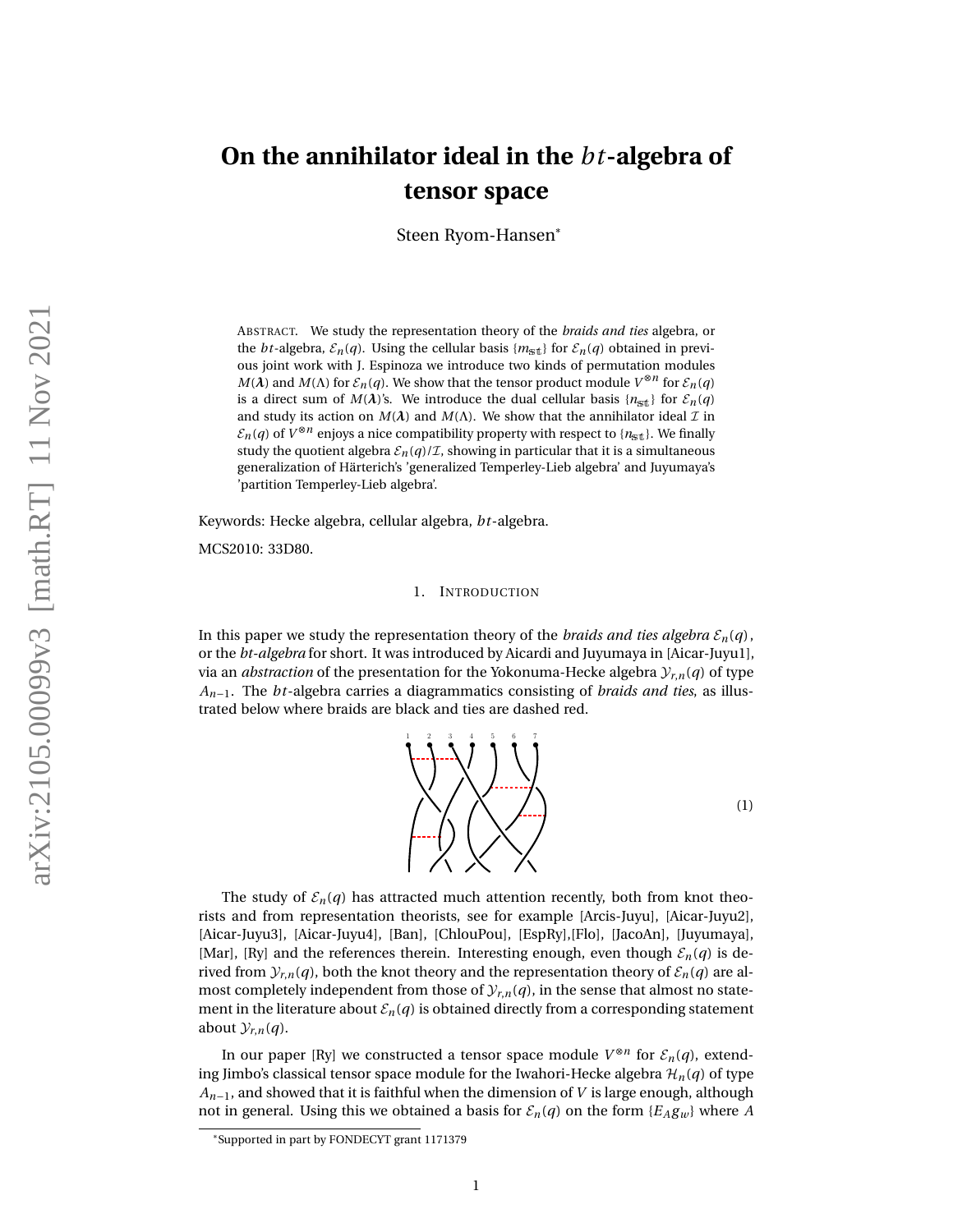# On the annihilator ideal in the $bt$-algebra of tensor space

Steen Ryom-Hansen*

ABSTRACT. We study the representation theory of the *braids and ties* algebra, or the $bt$-algebra, $\mathcal{E}_n(q)$. Using the cellular basis $\{m_{\mathfrak{s}\mathfrak{t}}\}$ for $\mathcal{E}_n(q)$ obtained in previous joint work with J. Espinoza we introduce two kinds of permutation modules $M(\boldsymbol{\lambda})$ and $M(\Lambda)$ for $\mathcal{E}_n(q)$. We show that the tensor product module $V^{\otimes n}$ for $\mathcal{E}_n(q)$ is a direct sum of $M(\boldsymbol{\lambda})$'s. We introduce the dual cellular basis $\{n_{\mathfrak{s}\mathfrak{t}}\}$ for $\mathcal{E}_n(q)$ and study its action on $M(\boldsymbol{\lambda})$ and $M(\Lambda)$. We show that the annihilator ideal $\mathcal{I}$ in $\mathcal{E}_n(q)$ of $V^{\otimes n}$ enjoys a nice compatibility property with respect to $\{n_{\mathfrak{s}\mathfrak{t}}\}$. We finally study the quotient algebra $\mathcal{E}_n(q)/\mathcal{I}$, showing in particular that it is a simultaneous generalization of Härterich's 'generalized Temperley-Lieb algebra' and Juyumaya's 'partition Temperley-Lieb algebra'.

Keywords: Hecke algebra, cellular algebra, $bt$-algebra.

MCS2010: 33D80.

## 1. INTRODUCTION

In this paper we study the representation theory of the *braids and ties algebra* $\mathcal{E}_n(q)$, or the *bt-algebra* for short. It was introduced by Aicardi and Juyumaya in [Aicar-Juyu1], via an *abstraction* of the presentation for the Yokonuma-Hecke algebra $\mathcal{Y}_{r,n}(q)$ of type $A_{n-1}$. The $bt$-algebra carries a diagrammatics consisting of *braids and ties*, as illustrated below where braids are black and ties are dashed red.

(1)

The study of $\mathcal{E}_n(q)$ has attracted much attention recently, both from knot theorists and from representation theorists, see for example [Arcis-Juyu], [Aicar-Juyu2], [Aicar-Juyu3], [Aicar-Juyu4], [Ban], [ChlouPou], [EspRy],[Flo], [JacoAn], [Juyumaya], [Mar], [Ry] and the references therein. Interesting enough, even though $\mathcal{E}_n(q)$ is derived from $\mathcal{Y}_{r,n}(q)$, both the knot theory and the representation theory of $\mathcal{E}_n(q)$ are almost completely independent from those of $\mathcal{Y}_{r,n}(q)$, in the sense that almost no statement in the literature about $\mathcal{E}_n(q)$ is obtained directly from a corresponding statement about $\mathcal{Y}_{r,n}(q)$.

In our paper [Ry] we constructed a tensor space module $V^{\otimes n}$ for $\mathcal{E}_n(q)$, extending Jimbo's classical tensor space module for the Iwahori-Hecke algebra $\mathcal{H}_n(q)$ of type $A_{n-1}$, and showed that it is faithful when the dimension of $V$ is large enough, although not in general. Using this we obtained a basis for $\mathcal{E}_n(q)$ on the form $\{E_A g_w\}$ where $A$

*Supported in part by FONDECYT grant 1171379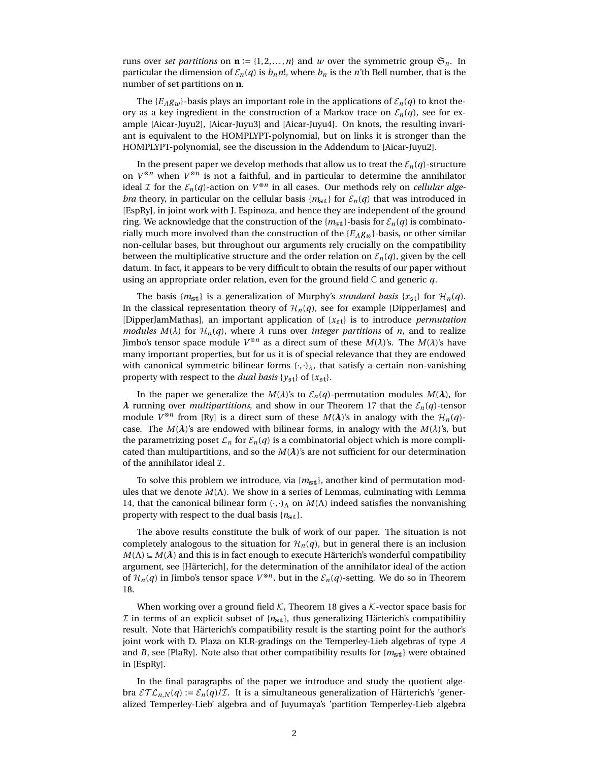runs over *set partitions* on $\mathbf{n} := \{1, 2, \ldots, n\}$ and $w$ over the symmetric group $\mathfrak{S}_n$. In particular the dimension of $\mathcal{E}_n(q)$ is $b_n n!$, where $b_n$ is the $n$'th Bell number, that is the number of set partitions on $\mathbf{n}$.

The $\{E_A g_w\}$-basis plays an important role in the applications of $\mathcal{E}_n(q)$ to knot theory as a key ingredient in the construction of a Markov trace on $\mathcal{E}_n(q)$, see for example [Aicar-Juyu2], [Aicar-Juyu3] and [Aicar-Juyu4]. On knots, the resulting invariant is equivalent to the HOMPLYPT-polynomial, but on links it is stronger than the HOMPLYPT-polynomial, see the discussion in the Addendum to [Aicar-Juyu2].

In the present paper we develop methods that allow us to treat the $\mathcal{E}_n(q)$-structure on $V^{\otimes n}$ when $V^{\otimes n}$ is not a faithful, and in particular to determine the annihilator ideal $\mathcal{I}$ for the $\mathcal{E}_n(q)$-action on $V^{\otimes n}$ in all cases. Our methods rely on *cellular algebra* theory, in particular on the cellular basis $\{m_{\mathfrak{s}\mathfrak{t}}\}$ for $\mathcal{E}_n(q)$ that was introduced in [EspRy], in joint work with J. Espinoza, and hence they are independent of the ground ring. We acknowledge that the construction of the $\{m_{\mathfrak{s}\mathfrak{t}}\}$-basis for $\mathcal{E}_n(q)$ is combinatorially much more involved than the construction of the $\{E_A g_w\}$-basis, or other similar non-cellular bases, but throughout our arguments rely crucially on the compatibility between the multiplicative structure and the order relation on $\mathcal{E}_n(q)$, given by the cell datum. In fact, it appears to be very difficult to obtain the results of our paper without using an appropriate order relation, even for the ground field $\mathbb{C}$ and generic $q$.

The basis $\{m_{\mathfrak{s}\mathfrak{t}}\}$ is a generalization of Murphy's *standard basis* $\{x_{\mathfrak{s}\mathfrak{t}}\}$ for $\mathcal{H}_n(q)$. In the classical representation theory of $\mathcal{H}_n(q)$, see for example [DipperJames] and [DipperJamMathas], an important application of $\{x_{\mathfrak{s}\mathfrak{t}}\}$ is to introduce *permutation modules* $M(\lambda)$ for $\mathcal{H}_n(q)$, where $\lambda$ runs over *integer partitions* of $n$, and to realize Jimbo's tensor space module $V^{\otimes n}$ as a direct sum of these $M(\lambda)$'s. The $M(\lambda)$'s have many important properties, but for us it is of special relevance that they are endowed with canonical symmetric bilinear forms $(\cdot,\cdot)_\lambda$, that satisfy a certain non-vanishing property with respect to the *dual basis* $\{y_{\mathfrak{s}\mathfrak{t}}\}$ of $\{x_{\mathfrak{s}\mathfrak{t}}\}$.

In the paper we generalize the $M(\lambda)$'s to $\mathcal{E}_n(q)$-permutation modules $M(\boldsymbol{\lambda})$, for $\boldsymbol{\lambda}$ running over *multipartitions*, and show in our Theorem 17 that the $\mathcal{E}_n(q)$-tensor module $V^{\otimes n}$ from [Ry] is a direct sum of these $M(\boldsymbol{\lambda})$'s in analogy with the $\mathcal{H}_n(q)$-case. The $M(\boldsymbol{\lambda})$'s are endowed with bilinear forms, in analogy with the $M(\lambda)$'s, but the parametrizing poset $\mathcal{L}_n$ for $\mathcal{E}_n(q)$ is a combinatorial object which is more complicated than multipartitions, and so the $M(\boldsymbol{\lambda})$'s are not sufficient for our determination of the annihilator ideal $\mathcal{I}$.

To solve this problem we introduce, via $\{m_{\mathfrak{s}\mathfrak{t}}\}$, another kind of permutation modules that we denote $M(\Lambda)$. We show in a series of Lemmas, culminating with Lemma 14, that the canonical bilinear form $(\cdot,\cdot)_\Lambda$ on $M(\Lambda)$ indeed satisfies the nonvanishing property with respect to the dual basis $\{n_{\mathfrak{s}\mathfrak{t}}\}$.

The above results constitute the bulk of work of our paper. The situation is not completely analogous to the situation for $\mathcal{H}_n(q)$, but in general there is an inclusion $M(\Lambda) \subseteq M(\boldsymbol{\lambda})$ and this is in fact enough to execute Härterich's wonderful compatibility argument, see [Härterich], for the determination of the annihilator ideal of the action of $\mathcal{H}_n(q)$ in Jimbo's tensor space $V^{\otimes n}$, but in the $\mathcal{E}_n(q)$-setting. We do so in Theorem 18.

When working over a ground field $\mathcal{K}$, Theorem 18 gives a $\mathcal{K}$-vector space basis for $\mathcal{I}$ in terms of an explicit subset of $\{n_{\mathfrak{s}\mathfrak{t}}\}$, thus generalizing Härterich's compatibility result. Note that Härterich's compatibility result is the starting point for the author's joint work with D. Plaza on KLR-gradings on the Temperley-Lieb algebras of type $A$ and $B$, see [PlaRy]. Note also that other compatibility results for $\{m_{\mathfrak{s}\mathfrak{t}}\}$ were obtained in [EspRy].

In the final paragraphs of the paper we introduce and study the quotient algebra $\mathcal{ETL}_{n,N}(q) := \mathcal{E}_n(q)/\mathcal{I}$. It is a simultaneous generalization of Härterich's 'generalized Temperley-Lieb' algebra and of Juyumaya's 'partition Temperley-Lieb algebra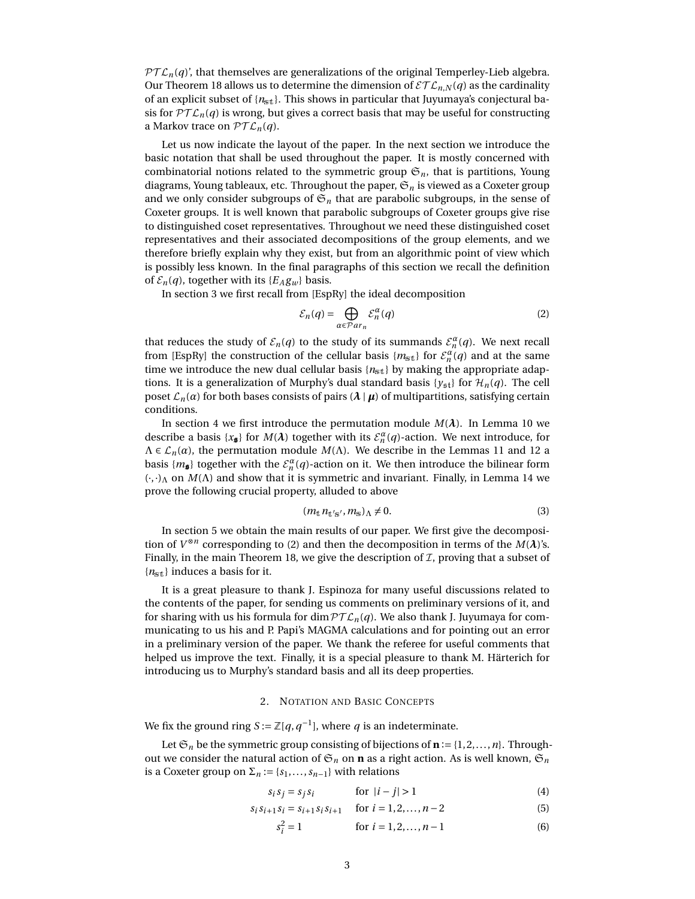$\mathcal{PTL}_n(q)$', that themselves are generalizations of the original Temperley-Lieb algebra. Our Theorem 18 allows us to determine the dimension of $\mathcal{ETL}_{n,N}(q)$ as the cardinality of an explicit subset of $\{n_{\mathfrak{s}\mathfrak{t}}\}$. This shows in particular that Juyumaya's conjectural basis for $\mathcal{PTL}_n(q)$ is wrong, but gives a correct basis that may be useful for constructing a Markov trace on $\mathcal{PTL}_n(q)$.

Let us now indicate the layout of the paper. In the next section we introduce the basic notation that shall be used throughout the paper. It is mostly concerned with combinatorial notions related to the symmetric group $\mathfrak{S}_n$, that is partitions, Young diagrams, Young tableaux, etc. Throughout the paper, $\mathfrak{S}_n$ is viewed as a Coxeter group and we only consider subgroups of $\mathfrak{S}_n$ that are parabolic subgroups, in the sense of Coxeter groups. It is well known that parabolic subgroups of Coxeter groups give rise to distinguished coset representatives. Throughout we need these distinguished coset representatives and their associated decompositions of the group elements, and we therefore briefly explain why they exist, but from an algorithmic point of view which is possibly less known. In the final paragraphs of this section we recall the definition of $\mathcal{E}_n(q)$, together with its $\{E_A g_w\}$ basis.

In section 3 we first recall from [EspRy] the ideal decomposition

$$\mathcal{E}_n(q) = \bigoplus_{\alpha \in \mathcal{P}ar_n} \mathcal{E}_n^{\alpha}(q) \tag{2}$$

that reduces the study of $\mathcal{E}_n(q)$ to the study of its summands $\mathcal{E}_n^{\alpha}(q)$. We next recall from [EspRy] the construction of the cellular basis $\{m_{\mathbb{s}\mathbb{t}}\}$ for $\mathcal{E}_n^{\alpha}(q)$ and at the same time we introduce the new dual cellular basis $\{n_{\mathbb{s}\mathbb{t}}\}$ by making the appropriate adaptions. It is a generalization of Murphy's dual standard basis $\{y_{\mathfrak{s}\mathfrak{t}}\}$ for $\mathcal{H}_n(q)$. The cell poset $\mathcal{L}_n(\alpha)$ for both bases consists of pairs $(\boldsymbol{\lambda} \mid \boldsymbol{\mu})$ of multipartitions, satisfying certain conditions.

In section 4 we first introduce the permutation module $M(\boldsymbol{\lambda})$. In Lemma 10 we describe a basis $\{x_{\mathfrak{s}}\}$ for $M(\boldsymbol{\lambda})$ together with its $\mathcal{E}_n^{\alpha}(q)$-action. We next introduce, for $\Lambda \in \mathcal{L}_n(\alpha)$, the permutation module $M(\Lambda)$. We describe in the Lemmas 11 and 12 a basis $\{m_{\mathfrak{s}}\}$ together with the $\mathcal{E}_n^{\alpha}(q)$-action on it. We then introduce the bilinear form $(\cdot,\cdot)_\Lambda$ on $M(\Lambda)$ and show that it is symmetric and invariant. Finally, in Lemma 14 we prove the following crucial property, alluded to above

$$(m_{\mathbb{t}} n_{\mathbb{t}'\mathbb{s}'}, m_{\mathbb{s}})_\Lambda \neq 0. \tag{3}$$

In section 5 we obtain the main results of our paper. We first give the decomposition of $V^{\otimes n}$ corresponding to (2) and then the decomposition in terms of the $M(\boldsymbol{\lambda})$'s. Finally, in the main Theorem 18, we give the description of $\mathcal{I}$, proving that a subset of $\{n_{\mathbb{s}\mathbb{t}}\}$ induces a basis for it.

It is a great pleasure to thank J. Espinoza for many useful discussions related to the contents of the paper, for sending us comments on preliminary versions of it, and for sharing with us his formula for $\dim \mathcal{PTL}_n(q)$. We also thank J. Juyumaya for communicating to us his and P. Papi's MAGMA calculations and for pointing out an error in a preliminary version of the paper. We thank the referee for useful comments that helped us improve the text. Finally, it is a special pleasure to thank M. Härterich for introducing us to Murphy's standard basis and all its deep properties.

## 2. Notation and Basic Concepts

We fix the ground ring $S := \mathbb{Z}[q, q^{-1}]$, where $q$ is an indeterminate.

Let $\mathfrak{S}_n$ be the symmetric group consisting of bijections of $\mathbf{n} := \{1, 2, \ldots, n\}$. Throughout we consider the natural action of $\mathfrak{S}_n$ on $\mathbf{n}$ as a right action. As is well known, $\mathfrak{S}_n$ is a Coxeter group on $\Sigma_n := \{s_1, \ldots, s_{n-1}\}$ with relations

$$s_i s_j = s_j s_i \qquad \text{for } |i-j| > 1 \tag{4}$$

$$s_i s_{i+1} s_i = s_{i+1} s_i s_{i+1} \quad \text{for } i = 1, 2, \ldots, n-2 \tag{5}$$

$$s_i^2 = 1 \qquad \text{for } i = 1, 2, \ldots, n-1 \tag{6}$$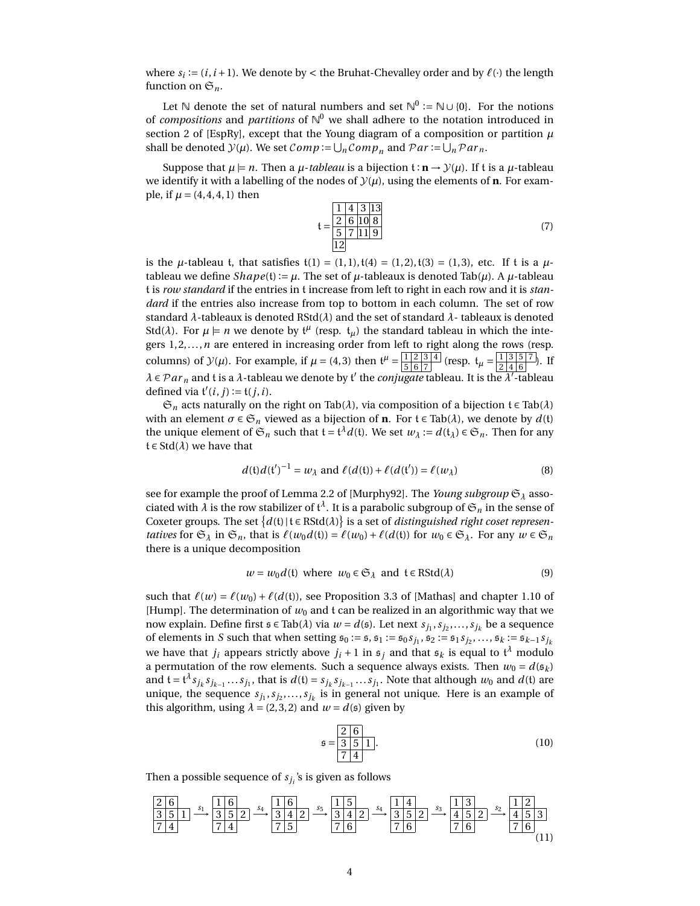where $s_i := (i, i+1)$. We denote by $<$ the Bruhat-Chevalley order and by $\ell(\cdot)$ the length function on $\mathfrak{S}_n$.

Let $\mathbb{N}$ denote the set of natural numbers and set $\mathbb{N}^0 := \mathbb{N} \cup \{0\}$. For the notions of *compositions* and *partitions* of $\mathbb{N}^0$ we shall adhere to the notation introduced in section 2 of [EspRy], except that the Young diagram of a composition or partition $\mu$ shall be denoted $\mathcal{Y}(\mu)$. We set $\mathcal{C}omp := \bigcup_n \mathcal{C}omp_n$ and $\mathcal{P}ar := \bigcup_n \mathcal{P}ar_n$.

Suppose that $\mu \models n$. Then a $\mu$-*tableau* is a bijection $\mathfrak{t} : \mathbf{n} \to \mathcal{Y}(\mu)$. If $\mathfrak{t}$ is a $\mu$-tableau we identify it with a labelling of the nodes of $\mathcal{Y}(\mu)$, using the elements of $\mathbf{n}$. For example, if $\mu = (4,4,4,1)$ then

$$\mathfrak{t} = \begin{array}{|c|c|c|c|}\hline 1 & 4 & 3 & 13 \\ \hline 2 & 6 & 10 & 8 \\ \hline 5 & 7 & 11 & 9 \\ \hline 12 \\ \cline{1-1}\end{array} \tag{7}$$

is the $\mu$-tableau $\mathfrak{t}$, that satisfies $\mathfrak{t}(1) = (1,1), \mathfrak{t}(4) = (1,2), \mathfrak{t}(3) = (1,3)$, etc. If $\mathfrak{t}$ is a $\mu$-tableau we define $Shape(\mathfrak{t}) := \mu$. The set of $\mu$-tableaux is denoted $\mathrm{Tab}(\mu)$. A $\mu$-tableau $\mathfrak{t}$ is *row standard* if the entries in $\mathfrak{t}$ increase from left to right in each row and it is *standard* if the entries also increase from top to bottom in each column. The set of row standard $\lambda$-tableaux is denoted $\mathrm{RStd}(\lambda)$ and the set of standard $\lambda$- tableaux is denoted $\mathrm{Std}(\lambda)$. For $\mu \models n$ we denote by $\mathfrak{t}^\mu$ (resp. $\mathfrak{t}_\mu$) the standard tableau in which the integers $1, 2, \ldots, n$ are entered in increasing order from left to right along the rows (resp. columns) of $\mathcal{Y}(\mu)$. For example, if $\mu = (4,3)$ then $\mathfrak{t}^\mu = \begin{array}{|c|c|c|c|}\hline 1&2&3&4\\ \hline 5&6&7 \\ \cline{1-3}\end{array}$ (resp. $\mathfrak{t}_\mu = \begin{array}{|c|c|c|c|}\hline 1&3&5&7\\ \hline 2&4&6 \\ \cline{1-3}\end{array}$). If $\lambda \in \mathcal{P}ar_n$ and $\mathfrak{t}$ is a $\lambda$-tableau we denote by $\mathfrak{t}'$ the *conjugate* tableau. It is the $\lambda'$-tableau defined via $\mathfrak{t}'(i,j) := \mathfrak{t}(j,i)$.

$\mathfrak{S}_n$ acts naturally on the right on $\mathrm{Tab}(\lambda)$, via composition of a bijection $\mathfrak{t} \in \mathrm{Tab}(\lambda)$ with an element $\sigma \in \mathfrak{S}_n$ viewed as a bijection of $\mathbf{n}$. For $\mathfrak{t} \in \mathrm{Tab}(\lambda)$, we denote by $d(\mathfrak{t})$ the unique element of $\mathfrak{S}_n$ such that $\mathfrak{t} = \mathfrak{t}^\lambda d(\mathfrak{t})$. We set $w_\lambda := d(\mathfrak{t}_\lambda) \in \mathfrak{S}_n$. Then for any $\mathfrak{t} \in \mathrm{Std}(\lambda)$ we have that

$$d(\mathfrak{t})d(\mathfrak{t}')^{-1} = w_\lambda \text{ and } \ell(d(\mathfrak{t})) + \ell(d(\mathfrak{t}')) = \ell(w_\lambda) \tag{8}$$

see for example the proof of Lemma 2.2 of [Murphy92]. The *Young subgroup* $\mathfrak{S}_\lambda$ associated with $\lambda$ is the row stabilizer of $\mathfrak{t}^\lambda$. It is a parabolic subgroup of $\mathfrak{S}_n$ in the sense of Coxeter groups. The set $\{d(\mathfrak{t}) \mid \mathfrak{t} \in \mathrm{RStd}(\lambda)\}$ is a set of *distinguished right coset representatives* for $\mathfrak{S}_\lambda$ in $\mathfrak{S}_n$, that is $\ell(w_0 d(\mathfrak{t})) = \ell(w_0) + \ell(d(\mathfrak{t}))$ for $w_0 \in \mathfrak{S}_\lambda$. For any $w \in \mathfrak{S}_n$ there is a unique decomposition

$$w = w_0 d(\mathfrak{t}) \text{ where } w_0 \in \mathfrak{S}_\lambda \text{ and } \mathfrak{t} \in \mathrm{RStd}(\lambda) \tag{9}$$

such that $\ell(w) = \ell(w_0) + \ell(d(\mathfrak{t}))$, see Proposition 3.3 of [Mathas] and chapter 1.10 of [Hump]. The determination of $w_0$ and $\mathfrak{t}$ can be realized in an algorithmic way that we now explain. Define first $\mathfrak{s} \in \mathrm{Tab}(\lambda)$ via $w = d(\mathfrak{s})$. Let next $s_{j_1}, s_{j_2}, \ldots, s_{j_k}$ be a sequence of elements in $S$ such that when setting $\mathfrak{s}_0 := \mathfrak{s}$, $\mathfrak{s}_1 := \mathfrak{s}_0 s_{j_1}$, $\mathfrak{s}_2 := \mathfrak{s}_1 s_{j_2}, \ldots, \mathfrak{s}_k := \mathfrak{s}_{k-1} s_{j_k}$ we have that $j_i$ appears strictly above $j_i + 1$ in $\mathfrak{s}_j$ and that $\mathfrak{s}_k$ is equal to $\mathfrak{t}^\lambda$ modulo a permutation of the row elements. Such a sequence always exists. Then $w_0 = d(\mathfrak{s}_k)$ and $\mathfrak{t} = \mathfrak{t}^\lambda s_{j_k} s_{j_{k-1}} \ldots s_{j_1}$, that is $d(\mathfrak{t}) = s_{j_k} s_{j_{k-1}} \ldots s_{j_1}$. Note that although $w_0$ and $d(\mathfrak{t})$ are unique, the sequence $s_{j_1}, s_{j_2}, \ldots, s_{j_k}$ is in general not unique. Here is an example of this algorithm, using $\lambda = (2,3,2)$ and $w = d(\mathfrak{s})$ given by

$$\mathfrak{s} = \begin{array}{|c|c|c|}\hline 2 & 6 \\ \cline{1-2} 3 & 5 & 1 \\ \hline 7 & 4 \\ \cline{1-2}\end{array}. \tag{10}$$

Then a possible sequence of $s_{j_i}$'s is given as follows

$$\begin{array}{|c|c|c|}\hline 2 & 6 \\ \cline{1-2} 3 & 5 & 1 \\ \hline 7 & 4 \\ \cline{1-2}\end{array} \xrightarrow{s_1} \begin{array}{|c|c|c|}\hline 1 & 6 \\ \cline{1-2} 3 & 5 & 2 \\ \hline 7 & 4 \\ \cline{1-2}\end{array} \xrightarrow{s_4} \begin{array}{|c|c|c|}\hline 1 & 6 \\ \cline{1-2} 3 & 4 & 2 \\ \hline 7 & 5 \\ \cline{1-2}\end{array} \xrightarrow{s_5} \begin{array}{|c|c|c|}\hline 1 & 5 \\ \cline{1-2} 3 & 4 & 2 \\ \hline 7 & 6 \\ \cline{1-2}\end{array} \xrightarrow{s_4} \begin{array}{|c|c|c|}\hline 1 & 4 \\ \cline{1-2} 3 & 5 & 2 \\ \hline 7 & 6 \\ \cline{1-2}\end{array} \xrightarrow{s_3} \begin{array}{|c|c|c|}\hline 1 & 3 \\ \cline{1-2} 4 & 5 & 2 \\ \hline 7 & 6 \\ \cline{1-2}\end{array} \xrightarrow{s_2} \begin{array}{|c|c|c|}\hline 1 & 2 \\ \cline{1-2} 4 & 5 & 3 \\ \hline 7 & 6 \\ \cline{1-2}\end{array} \tag{11}$$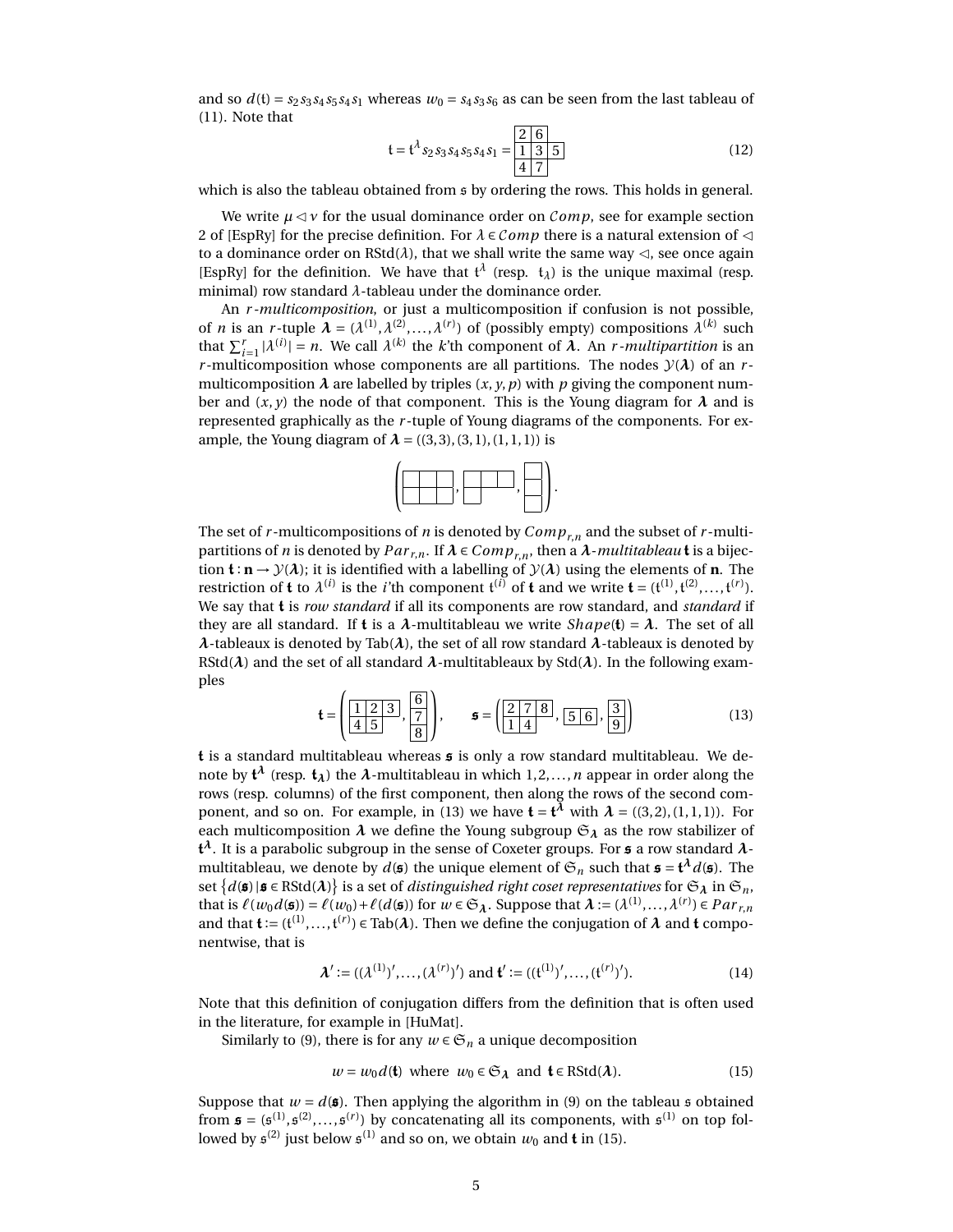and so $d(\mathfrak{t}) = s_2 s_3 s_4 s_5 s_4 s_1$ whereas $w_0 = s_4 s_3 s_6$ as can be seen from the last tableau of (11). Note that

$$\mathfrak{t} = \mathfrak{t}^{\lambda} s_2 s_3 s_4 s_5 s_4 s_1 = \begin{array}{|c|c|c|} \hline 2 & 6 \\ \hline 1 & 3 & 5 \\ \hline 4 & 7 \\ \hline \end{array} \tag{12}$$

which is also the tableau obtained from $\mathfrak{s}$ by ordering the rows. This holds in general.

We write $\mu \lhd \nu$ for the usual dominance order on $\mathcal{C}omp$, see for example section 2 of [EspRy] for the precise definition. For $\lambda \in \mathcal{C}omp$ there is a natural extension of $\lhd$ to a dominance order on $\mathrm{RStd}(\lambda)$, that we shall write the same way $\lhd$, see once again [EspRy] for the definition. We have that $\mathfrak{t}^{\lambda}$ (resp. $\mathfrak{t}_{\lambda}$) is the unique maximal (resp. minimal) row standard $\lambda$-tableau under the dominance order.

An $r$*-multicomposition*, or just a multicomposition if confusion is not possible, of $n$ is an $r$-tuple $\boldsymbol{\lambda} = (\lambda^{(1)}, \lambda^{(2)}, \dots, \lambda^{(r)})$ of (possibly empty) compositions $\lambda^{(k)}$ such that $\sum_{i=1}^{r} |\lambda^{(i)}| = n$. We call $\lambda^{(k)}$ the $k$'th component of $\boldsymbol{\lambda}$. An $r$*-multipartition* is an $r$-multicomposition whose components are all partitions. The nodes $\mathcal{Y}(\boldsymbol{\lambda})$ of an $r$-multicomposition $\boldsymbol{\lambda}$ are labelled by triples $(x, y, p)$ with $p$ giving the component number and $(x, y)$ the node of that component. This is the Young diagram for $\boldsymbol{\lambda}$ and is represented graphically as the $r$-tuple of Young diagrams of the components. For example, the Young diagram of $\boldsymbol{\lambda} = ((3,3),(3,1),(1,1,1))$ is

$$\left( \begin{array}{|c|c|c|} \hline \phantom{0} & \phantom{0} & \phantom{0} \\ \hline \phantom{0} & \phantom{0} & \phantom{0} \\ \hline \end{array} , \begin{array}{|c|c|c|} \hline \phantom{0} & \phantom{0} & \phantom{0} \\ \hline \phantom{0} \\ \cline{1-1} \end{array} , \begin{array}{|c|} \hline \phantom{0} \\ \hline \phantom{0} \\ \hline \phantom{0} \\ \hline \end{array} \right).$$

The set of $r$-multicompositions of $n$ is denoted by $Comp_{r,n}$ and the subset of $r$-multipartitions of $n$ is denoted by $Par_{r,n}$. If $\boldsymbol{\lambda} \in Comp_{r,n}$, then a $\boldsymbol{\lambda}$*-multitableau* $\mathbf{t}$ is a bijection $\mathbf{t} : \mathbf{n} \to \mathcal{Y}(\boldsymbol{\lambda})$; it is identified with a labelling of $\mathcal{Y}(\boldsymbol{\lambda})$ using the elements of $\mathbf{n}$. The restriction of $\mathbf{t}$ to $\lambda^{(i)}$ is the $i$'th component $\mathfrak{t}^{(i)}$ of $\mathbf{t}$ and we write $\mathbf{t} = (\mathfrak{t}^{(1)}, \mathfrak{t}^{(2)}, \dots, \mathfrak{t}^{(r)})$. We say that $\mathbf{t}$ is *row standard* if all its components are row standard, and *standard* if they are all standard. If $\mathbf{t}$ is a $\boldsymbol{\lambda}$-multitableau we write $Shape(\mathbf{t}) = \boldsymbol{\lambda}$. The set of all $\boldsymbol{\lambda}$-tableaux is denoted by $\mathrm{Tab}(\boldsymbol{\lambda})$, the set of all row standard $\boldsymbol{\lambda}$-tableaux is denoted by $\mathrm{RStd}(\boldsymbol{\lambda})$ and the set of all standard $\boldsymbol{\lambda}$-multitableaux by $\mathrm{Std}(\boldsymbol{\lambda})$. In the following examples

$$\mathbf{t} = \left( \begin{array}{|c|c|c|} \hline 1 & 2 & 3 \\ \hline 4 & 5 \\ \cline{1-2} \end{array} , \begin{array}{|c|} \hline 6 \\ \hline 7 \\ \hline 8 \\ \hline \end{array} \right), \qquad \boldsymbol{\mathfrak{s}} = \left( \begin{array}{|c|c|c|} \hline 2 & 7 & 8 \\ \hline 1 & 4 \\ \cline{1-2} \end{array} , \begin{array}{|c|c|} \hline 5 & 6 \\ \hline \end{array} , \begin{array}{|c|} \hline 3 \\ \hline 9 \\ \hline \end{array} \right) \tag{13}$$

$\mathbf{t}$ is a standard multitableau whereas $\boldsymbol{\mathfrak{s}}$ is only a row standard multitableau. We denote by $\mathbf{t}^{\boldsymbol{\lambda}}$ (resp. $\mathbf{t}_{\boldsymbol{\lambda}}$) the $\boldsymbol{\lambda}$-multitableau in which $1, 2, \dots, n$ appear in order along the rows (resp. columns) of the first component, then along the rows of the second component, and so on. For example, in (13) we have $\mathbf{t} = \mathbf{t}^{\boldsymbol{\lambda}}$ with $\boldsymbol{\lambda} = ((3,2),(1,1,1))$. For each multicomposition $\boldsymbol{\lambda}$ we define the Young subgroup $\mathfrak{S}_{\boldsymbol{\lambda}}$ as the row stabilizer of $\mathbf{t}^{\boldsymbol{\lambda}}$. It is a parabolic subgroup in the sense of Coxeter groups. For $\boldsymbol{\mathfrak{s}}$ a row standard $\boldsymbol{\lambda}$-multitableau, we denote by $d(\boldsymbol{\mathfrak{s}})$ the unique element of $\mathfrak{S}_n$ such that $\boldsymbol{\mathfrak{s}} = \mathbf{t}^{\boldsymbol{\lambda}} d(\boldsymbol{\mathfrak{s}})$. The set $\left\{ d(\boldsymbol{\mathfrak{s}}) \,|\, \boldsymbol{\mathfrak{s}} \in \mathrm{RStd}(\boldsymbol{\lambda}) \right\}$ is a set of *distinguished right coset representatives* for $\mathfrak{S}_{\boldsymbol{\lambda}}$ in $\mathfrak{S}_n$, that is $\ell(w_0 d(\boldsymbol{\mathfrak{s}})) = \ell(w_0) + \ell(d(\boldsymbol{\mathfrak{s}}))$ for $w \in \mathfrak{S}_{\boldsymbol{\lambda}}$. Suppose that $\boldsymbol{\lambda} := (\lambda^{(1)}, \dots, \lambda^{(r)}) \in Par_{r,n}$ and that $\mathbf{t} := (\mathfrak{t}^{(1)}, \dots, \mathfrak{t}^{(r)}) \in \mathrm{Tab}(\boldsymbol{\lambda})$. Then we define the conjugation of $\boldsymbol{\lambda}$ and $\mathbf{t}$ componentwise, that is

$$\boldsymbol{\lambda}' := ((\lambda^{(1)})', \dots, (\lambda^{(r)})') \text{ and } \mathbf{t}' := ((\mathfrak{t}^{(1)})', \dots, (\mathfrak{t}^{(r)})'). \tag{14}$$

Note that this definition of conjugation differs from the definition that is often used in the literature, for example in [HuMat].

Similarly to (9), there is for any $w \in \mathfrak{S}_n$ a unique decomposition

$$w = w_0 d(\mathbf{t}) \text{ where } w_0 \in \mathfrak{S}_{\boldsymbol{\lambda}} \text{ and } \mathbf{t} \in \mathrm{RStd}(\boldsymbol{\lambda}). \tag{15}$$

Suppose that $w = d(\boldsymbol{\mathfrak{s}})$. Then applying the algorithm in (9) on the tableau $\mathfrak{s}$ obtained from $\boldsymbol{\mathfrak{s}} = (\mathfrak{s}^{(1)}, \mathfrak{s}^{(2)}, \dots, \mathfrak{s}^{(r)})$ by concatenating all its components, with $\mathfrak{s}^{(1)}$ on top followed by $\mathfrak{s}^{(2)}$ just below $\mathfrak{s}^{(1)}$ and so on, we obtain $w_0$ and $\mathbf{t}$ in (15).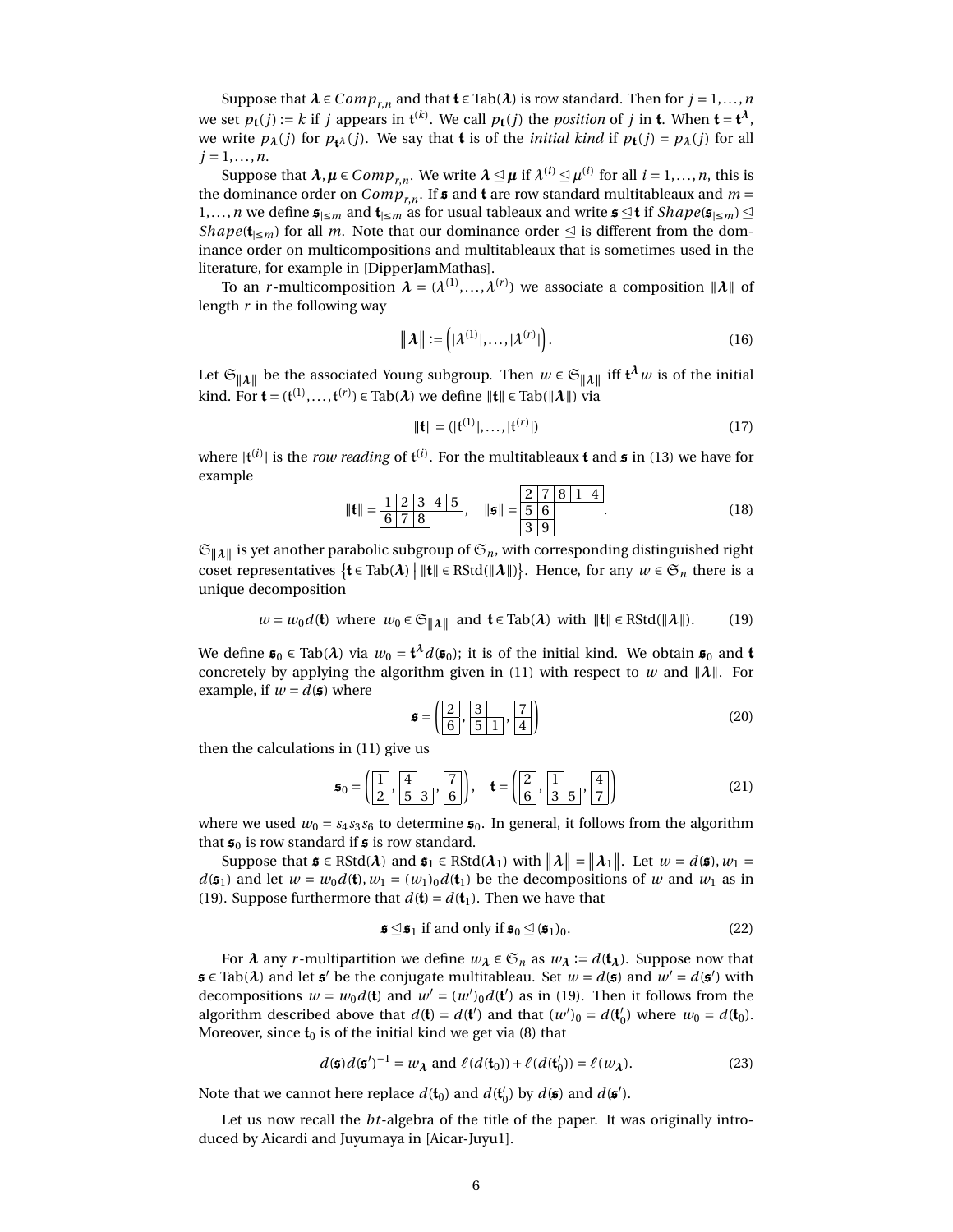Suppose that $\boldsymbol{\lambda} \in Comp_{r,n}$ and that $\mathfrak{t} \in \text{Tab}(\boldsymbol{\lambda})$ is row standard. Then for $j = 1, \dots, n$ we set $p_{\mathfrak{t}}(j) := k$ if $j$ appears in $\mathfrak{t}^{(k)}$. We call $p_{\mathfrak{t}}(j)$ the *position* of $j$ in $\mathfrak{t}$. When $\mathfrak{t} = \mathfrak{t}^{\boldsymbol{\lambda}}$, we write $p_{\boldsymbol{\lambda}}(j)$ for $p_{\mathfrak{t}^{\boldsymbol{\lambda}}}(j)$. We say that $\mathfrak{t}$ is of the *initial kind* if $p_{\mathfrak{t}}(j) = p_{\boldsymbol{\lambda}}(j)$ for all $j = 1, \dots, n$.

Suppose that $\boldsymbol{\lambda}, \boldsymbol{\mu} \in Comp_{r,n}$. We write $\boldsymbol{\lambda} \trianglelefteq \boldsymbol{\mu}$ if $\lambda^{(i)} \trianglelefteq \mu^{(i)}$ for all $i = 1, \dots, n$, this is the dominance order on $Comp_{r,n}$. If $\mathfrak{s}$ and $\mathfrak{t}$ are row standard multitableaux and $m = 1, \dots, n$ we define $\mathfrak{s}_{|\le m}$ and $\mathfrak{t}_{|\le m}$ as for usual tableaux and write $\mathfrak{s} \trianglelefteq \mathfrak{t}$ if $Shape(\mathfrak{s}_{|\le m}) \trianglelefteq Shape(\mathfrak{t}_{|\le m})$ for all $m$. Note that our dominance order $\trianglelefteq$ is different from the dominance order on multicompositions and multitableaux that is sometimes used in the literature, for example in [DipperJamMathas].

To an $r$-multicomposition $\boldsymbol{\lambda} = (\lambda^{(1)}, \dots, \lambda^{(r)})$ we associate a composition $\|\boldsymbol{\lambda}\|$ of length $r$ in the following way

$$\|\boldsymbol{\lambda}\| := \left(|\lambda^{(1)}|, \dots, |\lambda^{(r)}|\right). \tag{16}$$

Let $\mathfrak{S}_{\|\boldsymbol{\lambda}\|}$ be the associated Young subgroup. Then $w \in \mathfrak{S}_{\|\boldsymbol{\lambda}\|}$ iff $\mathfrak{t}^{\boldsymbol{\lambda}} w$ is of the initial kind. For $\mathfrak{t} = (\mathfrak{t}^{(1)}, \dots, \mathfrak{t}^{(r)}) \in \text{Tab}(\boldsymbol{\lambda})$ we define $\|\mathfrak{t}\| \in \text{Tab}(\|\boldsymbol{\lambda}\|)$ via

$$\|\mathfrak{t}\| = (|\mathfrak{t}^{(1)}|, \dots, |\mathfrak{t}^{(r)}|) \tag{17}$$

where $|\mathfrak{t}^{(i)}|$ is the *row reading* of $\mathfrak{t}^{(i)}$. For the multitableaux $\mathfrak{t}$ and $\mathfrak{s}$ in (13) we have for example

$$\|\mathfrak{t}\| = \begin{array}{|c|c|c|c|c|}\hline 1&2&3&4&5\\\hline 6&7&8\\\cline{1-3}\end{array}, \quad \|\mathfrak{s}\| = \begin{array}{|c|c|c|c|c|}\hline 2&7&8&1&4\\\hline 5&6\\\cline{1-2} 3&9\\\cline{1-2}\end{array}. \tag{18}$$

$\mathfrak{S}_{\|\boldsymbol{\lambda}\|}$ is yet another parabolic subgroup of $\mathfrak{S}_n$, with corresponding distinguished right coset representatives $\left\{\mathfrak{t} \in \text{Tab}(\boldsymbol{\lambda}) \mid \|\mathfrak{t}\| \in \text{RStd}(\|\boldsymbol{\lambda}\|)\right\}$. Hence, for any $w \in \mathfrak{S}_n$ there is a unique decomposition

$$w = w_0 d(\mathfrak{t}) \;\text{ where }\; w_0 \in \mathfrak{S}_{\|\boldsymbol{\lambda}\|} \;\text{ and }\; \mathfrak{t} \in \text{Tab}(\boldsymbol{\lambda}) \;\text{ with }\; \|\mathfrak{t}\| \in \text{RStd}(\|\boldsymbol{\lambda}\|). \tag{19}$$

We define $\mathfrak{s}_0 \in \text{Tab}(\boldsymbol{\lambda})$ via $w_0 = \mathfrak{t}^{\boldsymbol{\lambda}} d(\mathfrak{s}_0)$; it is of the initial kind. We obtain $\mathfrak{s}_0$ and $\mathfrak{t}$ concretely by applying the algorithm given in (11) with respect to $w$ and $\|\boldsymbol{\lambda}\|$. For example, if $w = d(\mathfrak{s})$ where

$$\mathfrak{s} = \left( \begin{array}{|c|}\hline 2\\\hline 6\\\hline\end{array}, \begin{array}{|c|c|}\hline 3\\\cline{1-1} 5&1\\\hline\end{array}, \begin{array}{|c|}\hline 7\\\hline 4\\\hline\end{array} \right) \tag{20}$$

then the calculations in (11) give us

$$\mathfrak{s}_0 = \left( \begin{array}{|c|}\hline 1\\\hline 2\\\hline\end{array}, \begin{array}{|c|c|}\hline 4\\\cline{1-1} 5&3\\\hline\end{array}, \begin{array}{|c|}\hline 7\\\hline 6\\\hline\end{array} \right), \quad \mathfrak{t} = \left( \begin{array}{|c|}\hline 2\\\hline 6\\\hline\end{array}, \begin{array}{|c|c|}\hline 1\\\cline{1-1} 3&5\\\hline\end{array}, \begin{array}{|c|}\hline 4\\\hline 7\\\hline\end{array} \right) \tag{21}$$

where we used $w_0 = s_4 s_3 s_6$ to determine $\mathfrak{s}_0$. In general, it follows from the algorithm that $\mathfrak{s}_0$ is row standard if $\mathfrak{s}$ is row standard.

Suppose that $\mathfrak{s} \in \text{RStd}(\boldsymbol{\lambda})$ and $\mathfrak{s}_1 \in \text{RStd}(\boldsymbol{\lambda}_1)$ with $\|\boldsymbol{\lambda}\| = \|\boldsymbol{\lambda}_1\|$. Let $w = d(\mathfrak{s}), w_1 = d(\mathfrak{s}_1)$ and let $w = w_0 d(\mathfrak{t}), w_1 = (w_1)_0 d(\mathfrak{t}_1)$ be the decompositions of $w$ and $w_1$ as in (19). Suppose furthermore that $d(\mathfrak{t}) = d(\mathfrak{t}_1)$. Then we have that

$$\mathfrak{s} \trianglelefteq \mathfrak{s}_1 \text{ if and only if } \mathfrak{s}_0 \trianglelefteq (\mathfrak{s}_1)_0. \tag{22}$$

For $\boldsymbol{\lambda}$ any $r$-multipartition we define $w_{\boldsymbol{\lambda}} \in \mathfrak{S}_n$ as $w_{\boldsymbol{\lambda}} := d(\mathfrak{t}_{\boldsymbol{\lambda}})$. Suppose now that $\mathfrak{s} \in \text{Tab}(\boldsymbol{\lambda})$ and let $\mathfrak{s}'$ be the conjugate multitableau. Set $w = d(\mathfrak{s})$ and $w' = d(\mathfrak{s}')$ with decompositions $w = w_0 d(\mathfrak{t})$ and $w' = (w')_0 d(\mathfrak{t}')$ as in (19). Then it follows from the algorithm described above that $d(\mathfrak{t}) = d(\mathfrak{t}')$ and that $(w')_0 = d(\mathfrak{t}_0')$ where $w_0 = d(\mathfrak{t}_0)$. Moreover, since $\mathfrak{t}_0$ is of the initial kind we get via (8) that

$$d(\mathfrak{s}) d(\mathfrak{s}')^{-1} = w_{\boldsymbol{\lambda}} \text{ and } \ell(d(\mathfrak{t}_0)) + \ell(d(\mathfrak{t}_0')) = \ell(w_{\boldsymbol{\lambda}}). \tag{23}$$

Note that we cannot here replace $d(\mathfrak{t}_0)$ and $d(\mathfrak{t}_0')$ by $d(\mathfrak{s})$ and $d(\mathfrak{s}')$.

Let us now recall the $bt$-algebra of the title of the paper. It was originally introduced by Aicardi and Juyumaya in [Aicar-Juyu1].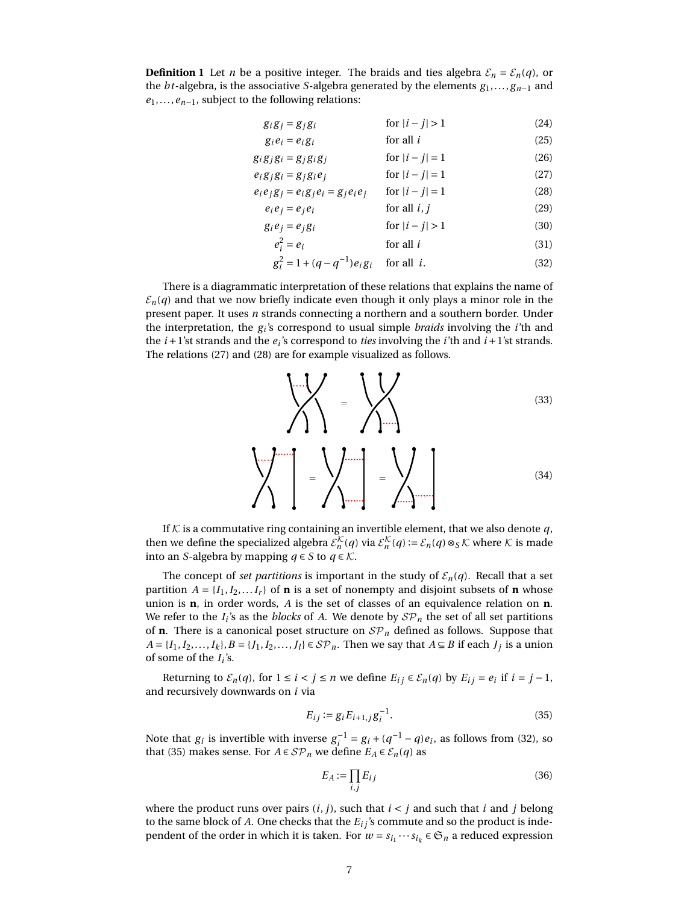**Definition 1** Let $n$ be a positive integer. The braids and ties algebra $\mathcal{E}_n = \mathcal{E}_n(q)$, or the $bt$-algebra, is the associative $S$-algebra generated by the elements $g_1, \ldots, g_{n-1}$ and $e_1, \ldots, e_{n-1}$, subject to the following relations:

$$g_i g_j = g_j g_i \qquad \text{for } |i-j|>1 \tag{24}$$

$$g_i e_i = e_i g_i \qquad \text{for all } i \tag{25}$$

$$g_i g_j g_i = g_j g_i g_j \qquad \text{for } |i-j|=1 \tag{26}$$

$$e_i g_j g_i = g_j g_i e_j \qquad \text{for } |i-j|=1 \tag{27}$$

$$e_i e_j g_j = e_i g_j e_i = g_j e_i e_j \qquad \text{for } |i-j|=1 \tag{28}$$

$$e_i e_j = e_j e_i \qquad \text{for all } i,j \tag{29}$$

$$g_i e_j = e_j g_i \qquad \text{for } |i-j|>1 \tag{30}$$

$$e_i^2 = e_i \qquad \text{for all } i \tag{31}$$

$$g_i^2 = 1 + (q-q^{-1}) e_i g_i \qquad \text{for all } i. \tag{32}$$

There is a diagrammatic interpretation of these relations that explains the name of $\mathcal{E}_n(q)$ and that we now briefly indicate even though it only plays a minor role in the present paper. It uses $n$ strands connecting a northern and a southern border. Under the interpretation, the $g_i$'s correspond to usual simple *braids* involving the $i$'th and the $i+1$'st strands and the $e_i$'s correspond to *ties* involving the $i$'th and $i+1$'st strands. The relations (27) and (28) are for example visualized as follows.

(33)

(34)

If $\mathcal{K}$ is a commutative ring containing an invertible element, that we also denote $q$, then we define the specialized algebra $\mathcal{E}_n^{\mathcal{K}}(q)$ via $\mathcal{E}_n^{\mathcal{K}}(q) := \mathcal{E}_n(q) \otimes_S \mathcal{K}$ where $\mathcal{K}$ is made into an $S$-algebra by mapping $q \in S$ to $q \in \mathcal{K}$.

The concept of *set partitions* is important in the study of $\mathcal{E}_n(q)$. Recall that a set partition $A = \{I_1, I_2, \ldots I_r\}$ of $\mathbf{n}$ is a set of nonempty and disjoint subsets of $\mathbf{n}$ whose union is $\mathbf{n}$, in order words, $A$ is the set of classes of an equivalence relation on $\mathbf{n}$. We refer to the $I_i$'s as the *blocks* of $A$. We denote by $\mathcal{SP}_n$ the set of all set partitions of $\mathbf{n}$. There is a canonical poset structure on $\mathcal{SP}_n$ defined as follows. Suppose that $A = \{I_1, I_2, \ldots, I_k\}, B = \{J_1, J_2, \ldots, J_l\} \in \mathcal{SP}_n$. Then we say that $A \subseteq B$ if each $J_j$ is a union of some of the $I_i$'s.

Returning to $\mathcal{E}_n(q)$, for $1 \le i < j \le n$ we define $E_{ij} \in \mathcal{E}_n(q)$ by $E_{ij} = e_i$ if $i = j-1$, and recursively downwards on $i$ via

$$E_{ij} := g_i E_{i+1,j} g_i^{-1}. \tag{35}$$

Note that $g_i$ is invertible with inverse $g_i^{-1} = g_i + (q^{-1} - q)e_i$, as follows from (32), so that (35) makes sense. For $A \in \mathcal{SP}_n$ we define $E_A \in \mathcal{E}_n(q)$ as

$$E_A := \prod_{i,j} E_{ij} \tag{36}$$

where the product runs over pairs $(i,j)$, such that $i<j$ and such that $i$ and $j$ belong to the same block of $A$. One checks that the $E_{ij}$'s commute and so the product is independent of the order in which it is taken. For $w = s_{i_1} \cdots s_{i_k} \in \mathfrak{S}_n$ a reduced expression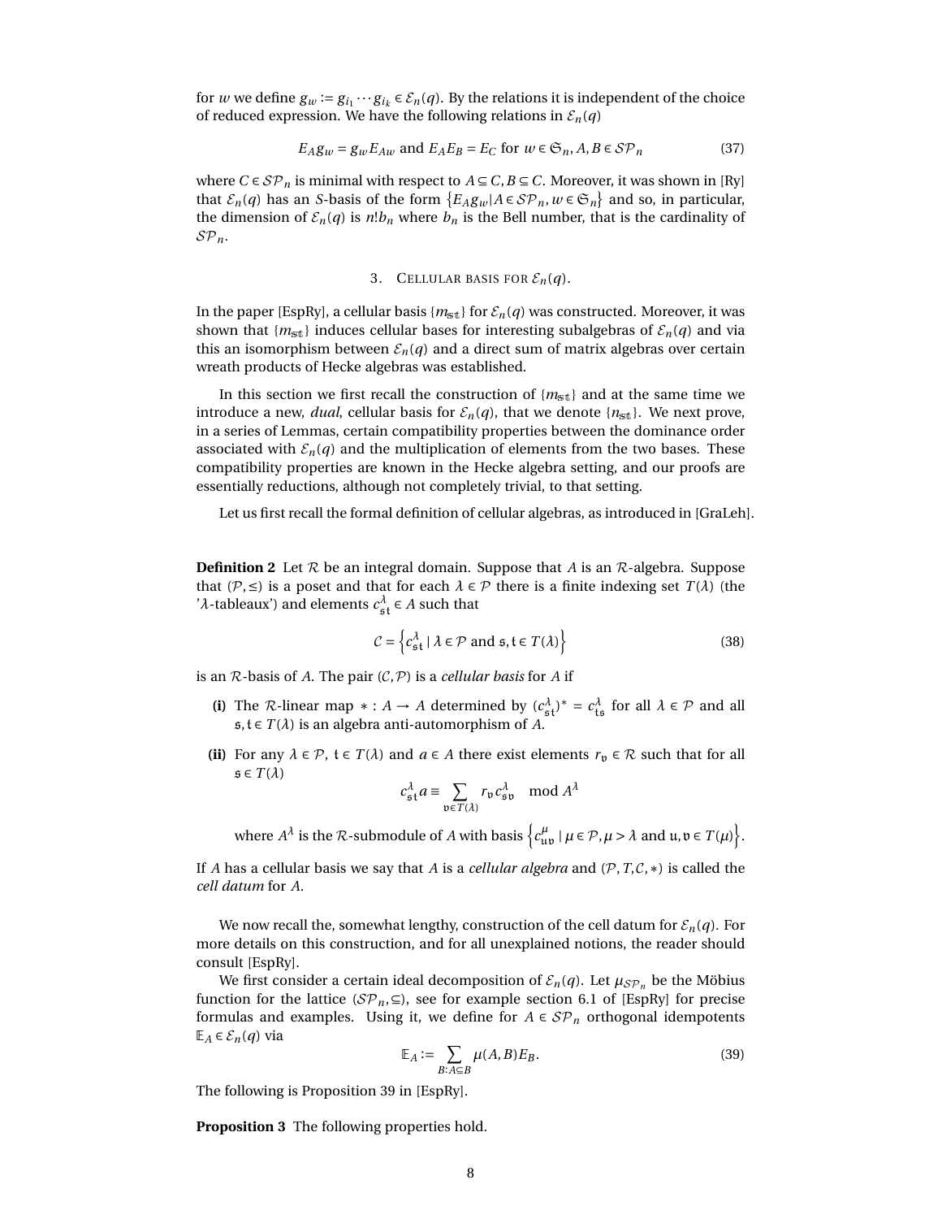for $w$ we define $g_w := g_{i_1} \cdots g_{i_k} \in \mathcal{E}_n(q)$. By the relations it is independent of the choice of reduced expression. We have the following relations in $\mathcal{E}_n(q)$

$$E_A g_w = g_w E_{Aw} \text{ and } E_A E_B = E_C \text{ for } w \in \mathfrak{S}_n, A, B \in \mathcal{SP}_n \tag{37}$$

where $C \in \mathcal{SP}_n$ is minimal with respect to $A \subseteq C, B \subseteq C$. Moreover, it was shown in [Ry] that $\mathcal{E}_n(q)$ has an $S$-basis of the form $\{E_A g_w | A \in \mathcal{SP}_n, w \in \mathfrak{S}_n\}$ and so, in particular, the dimension of $\mathcal{E}_n(q)$ is $n! b_n$ where $b_n$ is the Bell number, that is the cardinality of $\mathcal{SP}_n$.

## 3. Cellular basis for $\mathcal{E}_n(q)$.

In the paper [EspRy], a cellular basis $\{m_{\mathbb{s}\mathbb{t}}\}$ for $\mathcal{E}_n(q)$ was constructed. Moreover, it was shown that $\{m_{\mathbb{s}\mathbb{t}}\}$ induces cellular bases for interesting subalgebras of $\mathcal{E}_n(q)$ and via this an isomorphism between $\mathcal{E}_n(q)$ and a direct sum of matrix algebras over certain wreath products of Hecke algebras was established.

In this section we first recall the construction of $\{m_{\mathbb{s}\mathbb{t}}\}$ and at the same time we introduce a new, *dual*, cellular basis for $\mathcal{E}_n(q)$, that we denote $\{n_{\mathbb{s}\mathbb{t}}\}$. We next prove, in a series of Lemmas, certain compatibility properties between the dominance order associated with $\mathcal{E}_n(q)$ and the multiplication of elements from the two bases. These compatibility properties are known in the Hecke algebra setting, and our proofs are essentially reductions, although not completely trivial, to that setting.

Let us first recall the formal definition of cellular algebras, as introduced in [GraLeh].

**Definition 2** Let $\mathcal{R}$ be an integral domain. Suppose that $A$ is an $\mathcal{R}$-algebra. Suppose that $(\mathcal{P}, \leq)$ is a poset and that for each $\lambda \in \mathcal{P}$ there is a finite indexing set $T(\lambda)$ (the '$\lambda$-tableaux') and elements $c^\lambda_{\mathfrak{s}\mathfrak{t}} \in A$ such that

$$\mathcal{C} = \left\{ c^\lambda_{\mathfrak{s}\mathfrak{t}} \mid \lambda \in \mathcal{P} \text{ and } \mathfrak{s}, \mathfrak{t} \in T(\lambda) \right\} \tag{38}$$

is an $\mathcal{R}$-basis of $A$. The pair $(\mathcal{C}, \mathcal{P})$ is a *cellular basis* for $A$ if

- **(i)** The $\mathcal{R}$-linear map $* : A \to A$ determined by $(c^\lambda_{\mathfrak{s}\mathfrak{t}})^* = c^\lambda_{\mathfrak{t}\mathfrak{s}}$ for all $\lambda \in \mathcal{P}$ and all $\mathfrak{s}, \mathfrak{t} \in T(\lambda)$ is an algebra anti-automorphism of $A$.
- **(ii)** For any $\lambda \in \mathcal{P}$, $\mathfrak{t} \in T(\lambda)$ and $a \in A$ there exist elements $r_{\mathfrak{v}} \in \mathcal{R}$ such that for all $\mathfrak{s} \in T(\lambda)$
$$c^\lambda_{\mathfrak{s}\mathfrak{t}} a \equiv \sum_{\mathfrak{v} \in T(\lambda)} r_{\mathfrak{v}} c^\lambda_{\mathfrak{s}\mathfrak{v}} \mod A^\lambda$$
where $A^\lambda$ is the $\mathcal{R}$-submodule of $A$ with basis $\left\{ c^\mu_{\mathfrak{u}\mathfrak{v}} \mid \mu \in \mathcal{P}, \mu > \lambda \text{ and } \mathfrak{u}, \mathfrak{v} \in T(\mu) \right\}$.

If $A$ has a cellular basis we say that $A$ is a *cellular algebra* and $(\mathcal{P}, T, \mathcal{C}, *)$ is called the *cell datum* for $A$.

We now recall the, somewhat lengthy, construction of the cell datum for $\mathcal{E}_n(q)$. For more details on this construction, and for all unexplained notions, the reader should consult [EspRy].

We first consider a certain ideal decomposition of $\mathcal{E}_n(q)$. Let $\mu_{\mathcal{SP}_n}$ be the Möbius function for the lattice $(\mathcal{SP}_n, \subseteq)$, see for example section 6.1 of [EspRy] for precise formulas and examples. Using it, we define for $A \in \mathcal{SP}_n$ orthogonal idempotents $\mathbb{E}_A \in \mathcal{E}_n(q)$ via

$$\mathbb{E}_A := \sum_{B: A \subseteq B} \mu(A, B) E_B. \tag{39}$$

The following is Proposition 39 in [EspRy].

**Proposition 3** The following properties hold.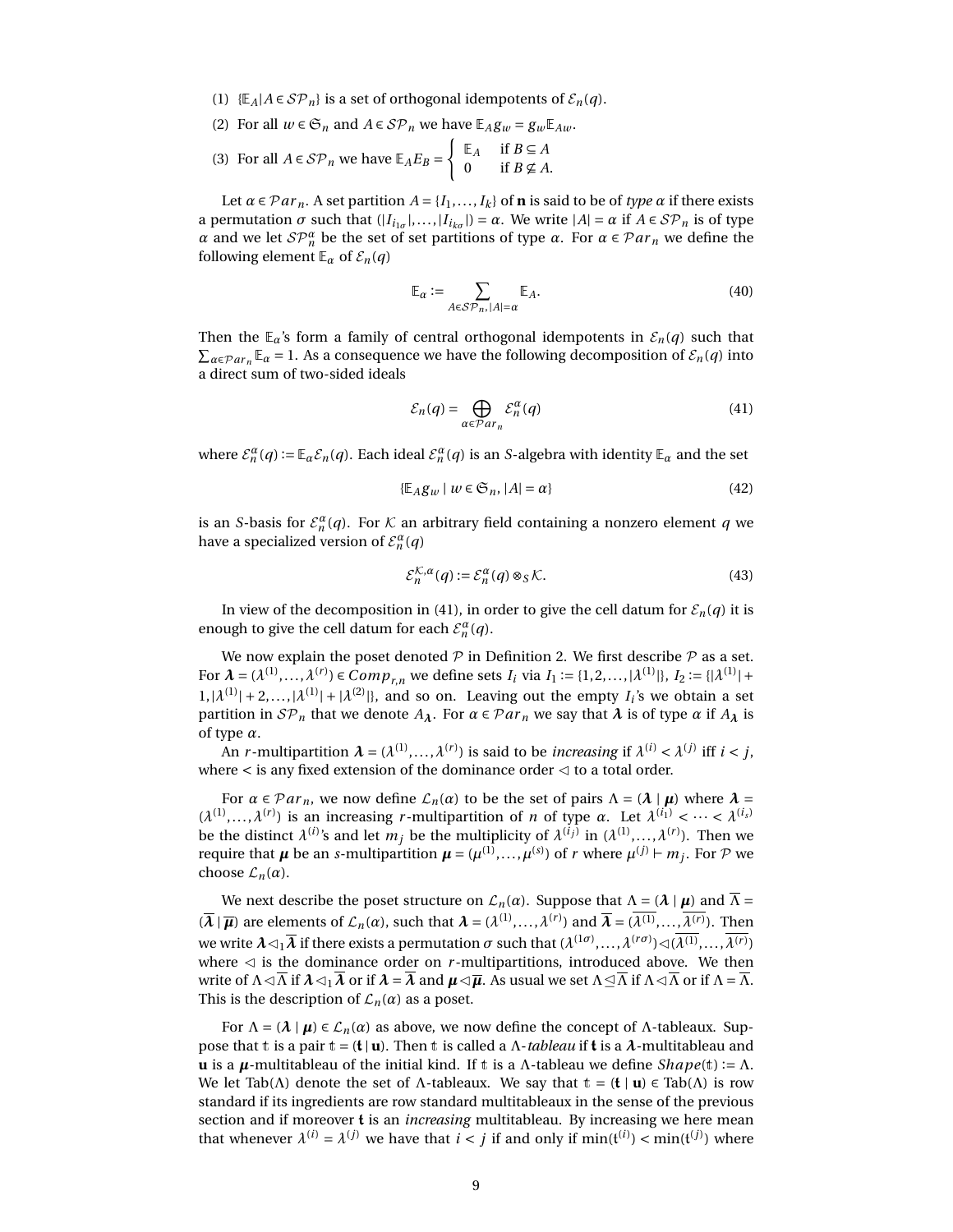(1) $\{\mathbb{E}_A | A \in \mathcal{SP}_n\}$ is a set of orthogonal idempotents of $\mathcal{E}_n(q)$.

(2) For all $w \in \mathfrak{S}_n$ and $A \in \mathcal{SP}_n$ we have $\mathbb{E}_A g_w = g_w \mathbb{E}_{Aw}$.

(3) For all $A \in \mathcal{SP}_n$ we have $\mathbb{E}_A E_B = \begin{cases} \mathbb{E}_A & \text{if } B \subseteq A \\ 0 & \text{if } B \not\subseteq A. \end{cases}$

Let $\alpha \in \mathcal{P}ar_n$. A set partition $A = \{I_1, \ldots, I_k\}$ of $\mathbf{n}$ is said to be of *type* $\alpha$ if there exists a permutation $\sigma$ such that $(|I_{i_{1\sigma}}|, \ldots, |I_{i_{k\sigma}}|) = \alpha$. We write $|A| = \alpha$ if $A \in \mathcal{SP}_n$ is of type $\alpha$ and we let $\mathcal{SP}_n^\alpha$ be the set of set partitions of type $\alpha$. For $\alpha \in \mathcal{P}ar_n$ we define the following element $\mathbb{E}_\alpha$ of $\mathcal{E}_n(q)$

$$\mathbb{E}_\alpha := \sum_{A \in \mathcal{SP}_n, |A| = \alpha} \mathbb{E}_A. \tag{40}$$

Then the $\mathbb{E}_\alpha$'s form a family of central orthogonal idempotents in $\mathcal{E}_n(q)$ such that $\sum_{\alpha \in \mathcal{P}ar_n} \mathbb{E}_\alpha = 1$. As a consequence we have the following decomposition of $\mathcal{E}_n(q)$ into a direct sum of two-sided ideals

$$\mathcal{E}_n(q) = \bigoplus_{\alpha \in \mathcal{P}ar_n} \mathcal{E}_n^\alpha(q) \tag{41}$$

where $\mathcal{E}_n^\alpha(q) := \mathbb{E}_\alpha \mathcal{E}_n(q)$. Each ideal $\mathcal{E}_n^\alpha(q)$ is an $S$-algebra with identity $\mathbb{E}_\alpha$ and the set

$$\{\mathbb{E}_A g_w \mid w \in \mathfrak{S}_n, |A| = \alpha\} \tag{42}$$

is an $S$-basis for $\mathcal{E}_n^\alpha(q)$. For $\mathcal{K}$ an arbitrary field containing a nonzero element $q$ we have a specialized version of $\mathcal{E}_n^\alpha(q)$

$$\mathcal{E}_n^{\mathcal{K},\alpha}(q) := \mathcal{E}_n^\alpha(q) \otimes_S \mathcal{K}. \tag{43}$$

In view of the decomposition in (41), in order to give the cell datum for $\mathcal{E}_n(q)$ it is enough to give the cell datum for each $\mathcal{E}_n^\alpha(q)$.

We now explain the poset denoted $\mathcal{P}$ in Definition 2. We first describe $\mathcal{P}$ as a set. For $\boldsymbol{\lambda} = (\lambda^{(1)}, \ldots, \lambda^{(r)}) \in Comp_{r,n}$ we define sets $I_i$ via $I_1 := \{1, 2, \ldots, |\lambda^{(1)}|\}$, $I_2 := \{|\lambda^{(1)}| + 1, |\lambda^{(1)}| + 2, \ldots, |\lambda^{(1)}| + |\lambda^{(2)}|\}$, and so on. Leaving out the empty $I_i$'s we obtain a set partition in $\mathcal{SP}_n$ that we denote $A_{\boldsymbol{\lambda}}$. For $\alpha \in \mathcal{P}ar_n$ we say that $\boldsymbol{\lambda}$ is of type $\alpha$ if $A_{\boldsymbol{\lambda}}$ is of type $\alpha$.

An $r$-multipartition $\boldsymbol{\lambda} = (\lambda^{(1)}, \ldots, \lambda^{(r)})$ is said to be *increasing* if $\lambda^{(i)} < \lambda^{(j)}$ iff $i < j$, where $<$ is any fixed extension of the dominance order $\lhd$ to a total order.

For $\alpha \in \mathcal{P}ar_n$, we now define $\mathcal{L}_n(\alpha)$ to be the set of pairs $\Lambda = (\boldsymbol{\lambda} \mid \boldsymbol{\mu})$ where $\boldsymbol{\lambda} = (\lambda^{(1)}, \ldots, \lambda^{(r)})$ is an increasing $r$-multipartition of $n$ of type $\alpha$. Let $\lambda^{(i_1)} < \cdots < \lambda^{(i_s)}$ be the distinct $\lambda^{(i)}$'s and let $m_j$ be the multiplicity of $\lambda^{(i_j)}$ in $(\lambda^{(1)}, \ldots, \lambda^{(r)})$. Then we require that $\boldsymbol{\mu}$ be an $s$-multipartition $\boldsymbol{\mu} = (\mu^{(1)}, \ldots, \mu^{(s)})$ of $r$ where $\mu^{(j)} \vdash m_j$. For $\mathcal{P}$ we choose $\mathcal{L}_n(\alpha)$.

We next describe the poset structure on $\mathcal{L}_n(\alpha)$. Suppose that $\Lambda = (\boldsymbol{\lambda} \mid \boldsymbol{\mu})$ and $\overline{\Lambda} = (\overline{\boldsymbol{\lambda}} \mid \overline{\boldsymbol{\mu}})$ are elements of $\mathcal{L}_n(\alpha)$, such that $\boldsymbol{\lambda} = (\lambda^{(1)}, \ldots, \lambda^{(r)})$ and $\overline{\boldsymbol{\lambda}} = (\overline{\lambda^{(1)}}, \ldots, \overline{\lambda^{(r)}})$. Then we write $\boldsymbol{\lambda} \lhd_1 \overline{\boldsymbol{\lambda}}$ if there exists a permutation $\sigma$ such that $(\lambda^{(1\sigma)}, \ldots, \lambda^{(r\sigma)}) \lhd (\overline{\lambda^{(1)}}, \ldots, \overline{\lambda^{(r)}})$ where $\lhd$ is the dominance order on $r$-multipartitions, introduced above. We then write of $\Lambda \lhd \overline{\Lambda}$ if $\boldsymbol{\lambda} \lhd_1 \overline{\boldsymbol{\lambda}}$ or if $\boldsymbol{\lambda} = \overline{\boldsymbol{\lambda}}$ and $\boldsymbol{\mu} \lhd \overline{\boldsymbol{\mu}}$. As usual we set $\Lambda \unlhd \overline{\Lambda}$ if $\Lambda \lhd \overline{\Lambda}$ or if $\Lambda = \overline{\Lambda}$. This is the description of $\mathcal{L}_n(\alpha)$ as a poset.

For $\Lambda = (\boldsymbol{\lambda} \mid \boldsymbol{\mu}) \in \mathcal{L}_n(\alpha)$ as above, we now define the concept of $\Lambda$-tableaux. Suppose that $\mathbb{t}$ is a pair $\mathbb{t} = (\mathbf{t} \mid \mathbf{u})$. Then $\mathbb{t}$ is called a $\Lambda$-*tableau* if $\mathbf{t}$ is a $\boldsymbol{\lambda}$-multitableau and $\mathbf{u}$ is a $\boldsymbol{\mu}$-multitableau of the initial kind. If $\mathbb{t}$ is a $\Lambda$-tableau we define $Shape(\mathbb{t}) := \Lambda$. We let $\mathrm{Tab}(\Lambda)$ denote the set of $\Lambda$-tableaux. We say that $\mathbb{t} = (\mathbf{t} \mid \mathbf{u}) \in \mathrm{Tab}(\Lambda)$ is row standard if its ingredients are row standard multitableaux in the sense of the previous section and if moreover $\mathbf{t}$ is an *increasing* multitableau. By increasing we here mean that whenever $\lambda^{(i)} = \lambda^{(j)}$ we have that $i < j$ if and only if $\min(\mathfrak{t}^{(i)}) < \min(\mathfrak{t}^{(j)})$ where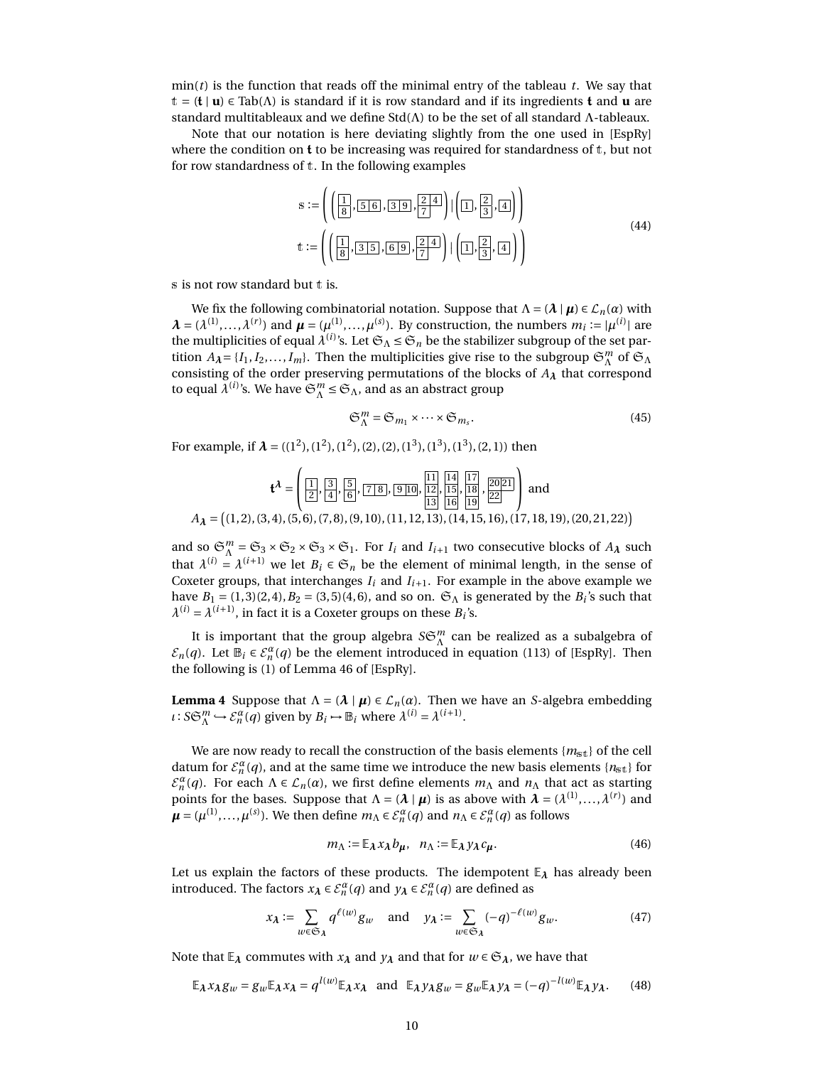$\min(t)$ is the function that reads off the minimal entry of the tableau $t$. We say that $\mathbb{t} = (\mathbf{t} \mid \mathbf{u}) \in \mathrm{Tab}(\Lambda)$ is standard if it is row standard and if its ingredients $\mathbf{t}$ and $\mathbf{u}$ are standard multitableaux and we define $\mathrm{Std}(\Lambda)$ to be the set of all standard $\Lambda$-tableaux.

Note that our notation is here deviating slightly from the one used in [EspRy] where the condition on $\mathbf{t}$ to be increasing was required for standardness of $\mathbb{t}$, but not for row standardness of $\mathbb{t}$. In the following examples

$$\mathbb{s} := \left( \left( \begin{array}{|c|}\hline 1 \\ \hline 8 \\ \hline\end{array}, \begin{array}{|c|c|}\hline 5 & 6 \\ \hline\end{array}, \begin{array}{|c|c|}\hline 3 & 9 \\ \hline\end{array}, \begin{array}{|c|c|}\hline 2 & 4 \\ \hline 7 \\ \cline{1-1}\end{array} \right) \mid \left( \begin{array}{|c|}\hline 1 \\ \hline\end{array}, \begin{array}{|c|}\hline 2 \\ \hline 3 \\ \hline\end{array}, \begin{array}{|c|}\hline 4 \\ \hline\end{array} \right) \right)$$
$$\mathbb{t} := \left( \left( \begin{array}{|c|}\hline 1 \\ \hline 8 \\ \hline\end{array}, \begin{array}{|c|c|}\hline 3 & 5 \\ \hline\end{array}, \begin{array}{|c|c|}\hline 6 & 9 \\ \hline\end{array}, \begin{array}{|c|c|}\hline 2 & 4 \\ \hline 7 \\ \cline{1-1}\end{array} \right) \mid \left( \begin{array}{|c|}\hline 1 \\ \hline\end{array}, \begin{array}{|c|}\hline 2 \\ \hline 3 \\ \hline\end{array}, \begin{array}{|c|}\hline 4 \\ \hline\end{array} \right) \right) \tag{44}$$

$\mathbb{s}$ is not row standard but $\mathbb{t}$ is.

We fix the following combinatorial notation. Suppose that $\Lambda = (\boldsymbol{\lambda} \mid \boldsymbol{\mu}) \in \mathcal{L}_n(\alpha)$ with $\boldsymbol{\lambda} = (\lambda^{(1)}, \dots, \lambda^{(r)})$ and $\boldsymbol{\mu} = (\mu^{(1)}, \dots, \mu^{(s)})$. By construction, the numbers $m_i := |\mu^{(i)}|$ are the multiplicities of equal $\lambda^{(i)}$'s. Let $\mathfrak{S}_\Lambda \le \mathfrak{S}_n$ be the stabilizer subgroup of the set partition $A_{\boldsymbol{\lambda}} = \{I_1, I_2, \dots, I_m\}$. Then the multiplicities give rise to the subgroup $\mathfrak{S}_\Lambda^m$ of $\mathfrak{S}_\Lambda$ consisting of the order preserving permutations of the blocks of $A_{\boldsymbol{\lambda}}$ that correspond to equal $\lambda^{(i)}$'s. We have $\mathfrak{S}_\Lambda^m \le \mathfrak{S}_\Lambda$, and as an abstract group

$$\mathfrak{S}_\Lambda^m = \mathfrak{S}_{m_1} \times \cdots \times \mathfrak{S}_{m_s}. \tag{45}$$

For example, if $\boldsymbol{\lambda} = ((1^2), (1^2), (1^2), (2), (2), (1^3), (1^3), (1^3), (2, 1))$ then

$$\mathbf{t}^{\boldsymbol{\lambda}} = \left( \begin{array}{|c|}\hline 1 \\ \hline 2 \\ \hline\end{array}, \begin{array}{|c|}\hline 3 \\ \hline 4 \\ \hline\end{array}, \begin{array}{|c|}\hline 5 \\ \hline 6 \\ \hline\end{array}, \begin{array}{|c|c|}\hline 7 & 8 \\ \hline\end{array}, \begin{array}{|c|c|}\hline 9 & 10 \\ \hline\end{array}, \begin{array}{|c|}\hline 11 \\ \hline 12 \\ \hline 13 \\ \hline\end{array}, \begin{array}{|c|}\hline 14 \\ \hline 15 \\ \hline 16 \\ \hline\end{array}, \begin{array}{|c|}\hline 17 \\ \hline 18 \\ \hline 19 \\ \hline\end{array}, \begin{array}{|c|c|}\hline 20 & 21 \\ \hline 22 \\ \cline{1-1}\end{array} \right) \text{ and}$$
$$A_{\boldsymbol{\lambda}} = \big((1,2),(3,4),(5,6),(7,8),(9,10),(11,12,13),(14,15,16),(17,18,19),(20,21,22)\big)$$

and so $\mathfrak{S}_\Lambda^m = \mathfrak{S}_3 \times \mathfrak{S}_2 \times \mathfrak{S}_3 \times \mathfrak{S}_1$. For $I_i$ and $I_{i+1}$ two consecutive blocks of $A_{\boldsymbol{\lambda}}$ such that $\lambda^{(i)} = \lambda^{(i+1)}$ we let $B_i \in \mathfrak{S}_n$ be the element of minimal length, in the sense of Coxeter groups, that interchanges $I_i$ and $I_{i+1}$. For example in the above example we have $B_1 = (1,3)(2,4), B_2 = (3,5)(4,6)$, and so on. $\mathfrak{S}_\Lambda$ is generated by the $B_i$'s such that $\lambda^{(i)} = \lambda^{(i+1)}$, in fact it is a Coxeter groups on these $B_i$'s.

It is important that the group algebra $S\mathfrak{S}_\Lambda^m$ can be realized as a subalgebra of $\mathcal{E}_n(q)$. Let $\mathbb{B}_i \in \mathcal{E}_n^\alpha(q)$ be the element introduced in equation (113) of [EspRy]. Then the following is (1) of Lemma 46 of [EspRy].

**Lemma 4** Suppose that $\Lambda = (\boldsymbol{\lambda} \mid \boldsymbol{\mu}) \in \mathcal{L}_n(\alpha)$. Then we have an $S$-algebra embedding $\iota: S\mathfrak{S}_\Lambda^m \hookrightarrow \mathcal{E}_n^\alpha(q)$ given by $B_i \mapsto \mathbb{B}_i$ where $\lambda^{(i)} = \lambda^{(i+1)}$.

We are now ready to recall the construction of the basis elements $\{m_{\mathbb{s}\mathbb{t}}\}$ of the cell datum for $\mathcal{E}_n^\alpha(q)$, and at the same time we introduce the new basis elements $\{n_{\mathbb{s}\mathbb{t}}\}$ for $\mathcal{E}_n^\alpha(q)$. For each $\Lambda \in \mathcal{L}_n(\alpha)$, we first define elements $m_\Lambda$ and $n_\Lambda$ that act as starting points for the bases. Suppose that $\Lambda = (\boldsymbol{\lambda} \mid \boldsymbol{\mu})$ is as above with $\boldsymbol{\lambda} = (\lambda^{(1)}, \dots, \lambda^{(r)})$ and $\boldsymbol{\mu} = (\mu^{(1)}, \dots, \mu^{(s)})$. We then define $m_\Lambda \in \mathcal{E}_n^\alpha(q)$ and $n_\Lambda \in \mathcal{E}_n^\alpha(q)$ as follows

$$m_\Lambda := \mathbb{E}_{\boldsymbol{\lambda}} x_{\boldsymbol{\lambda}} b_{\boldsymbol{\mu}}, \quad n_\Lambda := \mathbb{E}_{\boldsymbol{\lambda}} y_{\boldsymbol{\lambda}} c_{\boldsymbol{\mu}}. \tag{46}$$

Let us explain the factors of these products. The idempotent $\mathbb{E}_{\boldsymbol{\lambda}}$ has already been introduced. The factors $x_{\boldsymbol{\lambda}} \in \mathcal{E}_n^\alpha(q)$ and $y_{\boldsymbol{\lambda}} \in \mathcal{E}_n^\alpha(q)$ are defined as

$$x_{\boldsymbol{\lambda}} := \sum_{w \in \mathfrak{S}_{\boldsymbol{\lambda}}} q^{\ell(w)} g_w \quad \text{and} \quad y_{\boldsymbol{\lambda}} := \sum_{w \in \mathfrak{S}_{\boldsymbol{\lambda}}} (-q)^{-\ell(w)} g_w. \tag{47}$$

Note that $\mathbb{E}_{\boldsymbol{\lambda}}$ commutes with $x_{\boldsymbol{\lambda}}$ and $y_{\boldsymbol{\lambda}}$ and that for $w \in \mathfrak{S}_{\boldsymbol{\lambda}}$, we have that

$$\mathbb{E}_{\boldsymbol{\lambda}} x_{\boldsymbol{\lambda}} g_w = g_w \mathbb{E}_{\boldsymbol{\lambda}} x_{\boldsymbol{\lambda}} = q^{l(w)} \mathbb{E}_{\boldsymbol{\lambda}} x_{\boldsymbol{\lambda}} \quad \text{and} \quad \mathbb{E}_{\boldsymbol{\lambda}} y_{\boldsymbol{\lambda}} g_w = g_w \mathbb{E}_{\boldsymbol{\lambda}} y_{\boldsymbol{\lambda}} = (-q)^{-l(w)} \mathbb{E}_{\boldsymbol{\lambda}} y_{\boldsymbol{\lambda}}. \tag{48}$$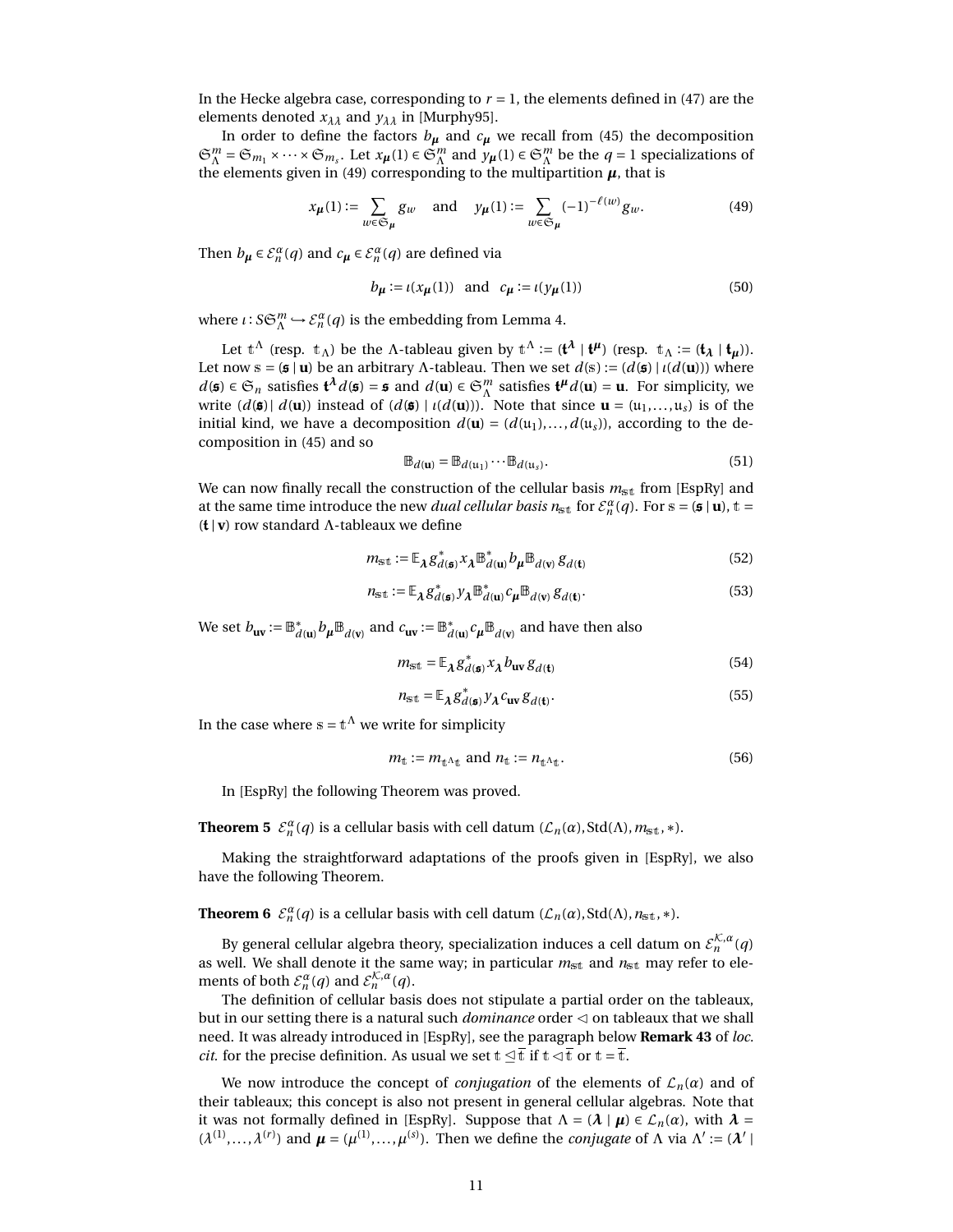In the Hecke algebra case, corresponding to $r = 1$, the elements defined in (47) are the elements denoted $x_{\lambda\lambda}$ and $y_{\lambda\lambda}$ in [Murphy95].

In order to define the factors $b_{\boldsymbol{\mu}}$ and $c_{\boldsymbol{\mu}}$ we recall from (45) the decomposition $\mathfrak{S}_\Lambda^m = \mathfrak{S}_{m_1} \times \cdots \times \mathfrak{S}_{m_s}$. Let $x_{\boldsymbol{\mu}}(1) \in \mathfrak{S}_\Lambda^m$ and $y_{\boldsymbol{\mu}}(1) \in \mathfrak{S}_\Lambda^m$ be the $q = 1$ specializations of the elements given in (49) corresponding to the multipartition $\boldsymbol{\mu}$, that is

$$x_{\boldsymbol{\mu}}(1) := \sum_{w \in \mathfrak{S}_{\boldsymbol{\mu}}} g_w \quad \text{and} \quad y_{\boldsymbol{\mu}}(1) := \sum_{w \in \mathfrak{S}_{\boldsymbol{\mu}}} (-1)^{-\ell(w)} g_w. \tag{49}$$

Then $b_{\boldsymbol{\mu}} \in \mathcal{E}_n^\alpha(q)$ and $c_{\boldsymbol{\mu}} \in \mathcal{E}_n^\alpha(q)$ are defined via

$$b_{\boldsymbol{\mu}} := \iota(x_{\boldsymbol{\mu}}(1)) \quad \text{and} \quad c_{\boldsymbol{\mu}} := \iota(y_{\boldsymbol{\mu}}(1)) \tag{50}$$

where $\iota : S\mathfrak{S}_\Lambda^m \hookrightarrow \mathcal{E}_n^\alpha(q)$ is the embedding from Lemma 4.

Let $\mathbb{t}^\Lambda$ (resp. $\mathbb{t}_\Lambda$) be the $\Lambda$-tableau given by $\mathbb{t}^\Lambda := (\mathfrak{t}^{\boldsymbol{\lambda}} \mid \mathbf{t}^{\boldsymbol{\mu}})$ (resp. $\mathbb{t}_\Lambda := (\mathfrak{t}_{\boldsymbol{\lambda}} \mid \mathbf{t}_{\boldsymbol{\mu}})$). Let now $\mathbb{s} = (\mathfrak{s} \mid \mathbf{u})$ be an arbitrary $\Lambda$-tableau. Then we set $d(\mathbb{s}) := (d(\mathfrak{s}) \mid \iota(d(\mathbf{u})))$ where $d(\mathfrak{s}) \in \mathfrak{S}_n$ satisfies $\mathfrak{t}^{\boldsymbol{\lambda}} d(\mathfrak{s}) = \mathfrak{s}$ and $d(\mathbf{u}) \in \mathfrak{S}_\Lambda^m$ satisfies $\mathbf{t}^{\boldsymbol{\mu}} d(\mathbf{u}) = \mathbf{u}$. For simplicity, we write $(d(\mathfrak{s}) \mid d(\mathbf{u}))$ instead of $(d(\mathfrak{s}) \mid \iota(d(\mathbf{u})))$. Note that since $\mathbf{u} = (\mathfrak{u}_1, \ldots, \mathfrak{u}_s)$ is of the initial kind, we have a decomposition $d(\mathbf{u}) = (d(\mathfrak{u}_1), \ldots, d(\mathfrak{u}_s))$, according to the decomposition in (45) and so

$$\mathbb{B}_{d(\mathbf{u})} = \mathbb{B}_{d(\mathfrak{u}_1)} \cdots \mathbb{B}_{d(\mathfrak{u}_s)}. \tag{51}$$

We can now finally recall the construction of the cellular basis $m_{\mathbb{s}\mathbb{t}}$ from [EspRy] and at the same time introduce the new *dual cellular basis* $n_{\mathbb{s}\mathbb{t}}$ for $\mathcal{E}_n^\alpha(q)$. For $\mathbb{s} = (\mathfrak{s} \mid \mathbf{u})$, $\mathbb{t} = (\mathfrak{t} \mid \mathbf{v})$ row standard $\Lambda$-tableaux we define

$$m_{\mathbb{s}\mathbb{t}} := \mathbb{E}_{\boldsymbol{\lambda}} g^*_{d(\mathfrak{s})} x_{\boldsymbol{\lambda}} \mathbb{B}^*_{d(\mathbf{u})} b_{\boldsymbol{\mu}} \mathbb{B}_{d(\mathbf{v})} g_{d(\mathfrak{t})} \tag{52}$$

$$n_{\mathbb{s}\mathbb{t}} := \mathbb{E}_{\boldsymbol{\lambda}} g^*_{d(\mathfrak{s})} y_{\boldsymbol{\lambda}} \mathbb{B}^*_{d(\mathbf{u})} c_{\boldsymbol{\mu}} \mathbb{B}_{d(\mathbf{v})} g_{d(\mathfrak{t})}. \tag{53}$$

We set $b_{\mathbf{uv}} := \mathbb{B}^*_{d(\mathbf{u})} b_{\boldsymbol{\mu}} \mathbb{B}_{d(\mathbf{v})}$ and $c_{\mathbf{uv}} := \mathbb{B}^*_{d(\mathbf{u})} c_{\boldsymbol{\mu}} \mathbb{B}_{d(\mathbf{v})}$ and have then also

$$m_{\mathbb{s}\mathbb{t}} = \mathbb{E}_{\boldsymbol{\lambda}} g^*_{d(\mathfrak{s})} x_{\boldsymbol{\lambda}} b_{\mathbf{uv}} g_{d(\mathfrak{t})} \tag{54}$$

$$n_{\mathbb{s}\mathbb{t}} = \mathbb{E}_{\boldsymbol{\lambda}} g^*_{d(\mathfrak{s})} y_{\boldsymbol{\lambda}} c_{\mathbf{uv}} g_{d(\mathfrak{t})}. \tag{55}$$

In the case where $\mathbb{s} = \mathbb{t}^\Lambda$ we write for simplicity

$$m_{\mathbb{t}} := m_{\mathbb{t}^\Lambda \mathbb{t}} \text{ and } n_{\mathbb{t}} := n_{\mathbb{t}^\Lambda \mathbb{t}}. \tag{56}$$

In [EspRy] the following Theorem was proved.

**Theorem 5** $\mathcal{E}_n^\alpha(q)$ is a cellular basis with cell datum $(\mathcal{L}_n(\alpha), \mathrm{Std}(\Lambda), m_{\mathbb{s}\mathbb{t}}, *)$.

Making the straightforward adaptations of the proofs given in [EspRy], we also have the following Theorem.

**Theorem 6** $\mathcal{E}_n^\alpha(q)$ is a cellular basis with cell datum $(\mathcal{L}_n(\alpha), \mathrm{Std}(\Lambda), n_{\mathbb{s}\mathbb{t}}, *)$.

By general cellular algebra theory, specialization induces a cell datum on $\mathcal{E}_n^{\mathcal{K},\alpha}(q)$ as well. We shall denote it the same way; in particular $m_{\mathbb{s}\mathbb{t}}$ and $n_{\mathbb{s}\mathbb{t}}$ may refer to elements of both $\mathcal{E}_n^\alpha(q)$ and $\mathcal{E}_n^{\mathcal{K},\alpha}(q)$.

The definition of cellular basis does not stipulate a partial order on the tableaux, but in our setting there is a natural such *dominance* order $\lhd$ on tableaux that we shall need. It was already introduced in [EspRy], see the paragraph below **Remark 43** of *loc. cit.* for the precise definition. As usual we set $\mathbb{t} \unlhd \overline{\mathbb{t}}$ if $\mathbb{t} \lhd \overline{\mathbb{t}}$ or $\mathbb{t} = \overline{\mathbb{t}}$.

We now introduce the concept of *conjugation* of the elements of $\mathcal{L}_n(\alpha)$ and of their tableaux; this concept is also not present in general cellular algebras. Note that it was not formally defined in [EspRy]. Suppose that $\Lambda = (\boldsymbol{\lambda} \mid \boldsymbol{\mu}) \in \mathcal{L}_n(\alpha)$, with $\boldsymbol{\lambda} = (\lambda^{(1)}, \ldots, \lambda^{(r)})$ and $\boldsymbol{\mu} = (\mu^{(1)}, \ldots, \mu^{(s)})$. Then we define the *conjugate* of $\Lambda$ via $\Lambda' := (\boldsymbol{\lambda}' \mid$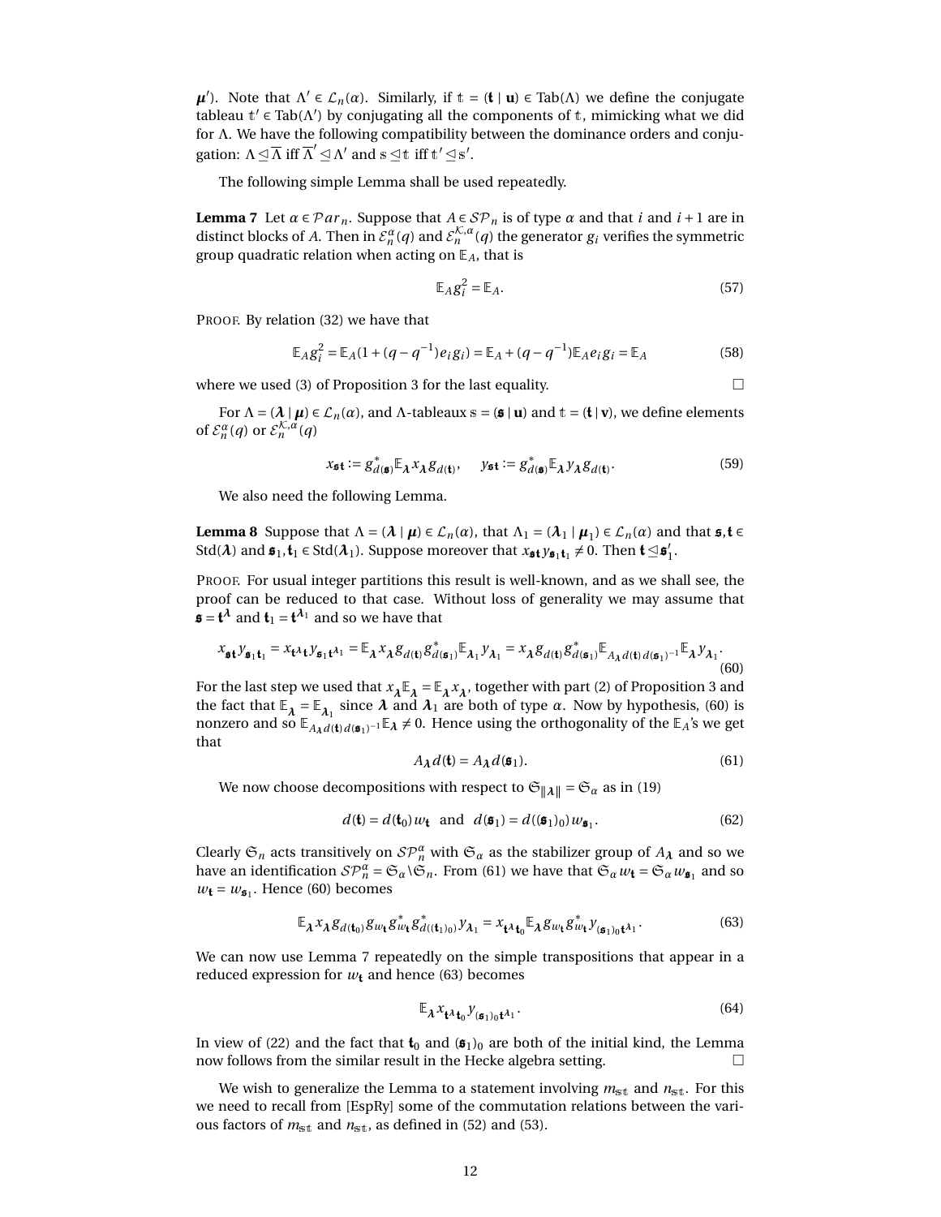$\boldsymbol{\mu}'$). Note that $\Lambda' \in \mathcal{L}_n(\alpha)$. Similarly, if $\mathbb{t} = (\mathbf{t} \mid \mathbf{u}) \in \mathrm{Tab}(\Lambda)$ we define the conjugate tableau $\mathbb{t}' \in \mathrm{Tab}(\Lambda')$ by conjugating all the components of $\mathbb{t}$, mimicking what we did for $\Lambda$. We have the following compatibility between the dominance orders and conjugation: $\Lambda \trianglelefteq \overline{\Lambda}$ iff $\overline{\Lambda}' \trianglelefteq \Lambda'$ and $\mathbb{s} \trianglelefteq \mathbb{t}$ iff $\mathbb{t}' \trianglelefteq \mathbb{s}'$.

The following simple Lemma shall be used repeatedly.

**Lemma 7** Let $\alpha \in \mathcal{P}ar_n$. Suppose that $A \in \mathcal{SP}_n$ is of type $\alpha$ and that $i$ and $i+1$ are in distinct blocks of $A$. Then in $\mathcal{E}_n^{\alpha}(q)$ and $\mathcal{E}_n^{\mathcal{K},\alpha}(q)$ the generator $g_i$ verifies the symmetric group quadratic relation when acting on $\mathbb{E}_A$, that is

$$\mathbb{E}_A g_i^2 = \mathbb{E}_A. \tag{57}$$

PROOF. By relation (32) we have that

$$\mathbb{E}_A g_i^2 = \mathbb{E}_A(1 + (q - q^{-1})e_i g_i) = \mathbb{E}_A + (q - q^{-1})\mathbb{E}_A e_i g_i = \mathbb{E}_A \tag{58}$$

where we used (3) of Proposition 3 for the last equality. □

For $\Lambda = (\boldsymbol{\lambda} \mid \boldsymbol{\mu}) \in \mathcal{L}_n(\alpha)$, and $\Lambda$-tableaux $\mathbb{s} = (\mathfrak{s} \mid \mathbf{u})$ and $\mathbb{t} = (\mathbf{t} \mid \mathbf{v})$, we define elements of $\mathcal{E}_n^{\alpha}(q)$ or $\mathcal{E}_n^{\mathcal{K},\alpha}(q)$

$$x_{\mathfrak{s}\mathbf{t}} := g^*_{d(\mathfrak{s})}\mathbb{E}_{\boldsymbol{\lambda}} x_{\boldsymbol{\lambda}} g_{d(\mathbf{t})}, \qquad y_{\mathfrak{s}\mathbf{t}} := g^*_{d(\mathfrak{s})}\mathbb{E}_{\boldsymbol{\lambda}} y_{\boldsymbol{\lambda}} g_{d(\mathbf{t})}. \tag{59}$$

We also need the following Lemma.

**Lemma 8** Suppose that $\Lambda = (\boldsymbol{\lambda} \mid \boldsymbol{\mu}) \in \mathcal{L}_n(\alpha)$, that $\Lambda_1 = (\boldsymbol{\lambda}_1 \mid \boldsymbol{\mu}_1) \in \mathcal{L}_n(\alpha)$ and that $\mathfrak{s}, \mathbf{t} \in \mathrm{Std}(\boldsymbol{\lambda})$ and $\mathfrak{s}_1, \mathbf{t}_1 \in \mathrm{Std}(\boldsymbol{\lambda}_1)$. Suppose moreover that $x_{\mathfrak{s}\mathbf{t}} y_{\mathfrak{s}_1\mathbf{t}_1} \neq 0$. Then $\mathbf{t} \trianglelefteq \mathfrak{s}_1'$.

PROOF. For usual integer partitions this result is well-known, and as we shall see, the proof can be reduced to that case. Without loss of generality we may assume that $\mathfrak{s} = \mathbf{t}^{\boldsymbol{\lambda}}$ and $\mathbf{t}_1 = \mathbf{t}^{\boldsymbol{\lambda}_1}$ and so we have that

$$x_{\mathfrak{s}\mathbf{t}} y_{\mathfrak{s}_1\mathbf{t}_1} = x_{\mathbf{t}^{\boldsymbol{\lambda}}\mathbf{t}} y_{\mathfrak{s}_1\mathbf{t}^{\boldsymbol{\lambda}_1}} = \mathbb{E}_{\boldsymbol{\lambda}} x_{\boldsymbol{\lambda}} g_{d(\mathbf{t})} g^*_{d(\mathfrak{s}_1)}\mathbb{E}_{\boldsymbol{\lambda}_1} y_{\boldsymbol{\lambda}_1} = x_{\boldsymbol{\lambda}} g_{d(\mathbf{t})} g^*_{d(\mathfrak{s}_1)}\mathbb{E}_{A_{\boldsymbol{\lambda}} d(\mathbf{t})\, d(\mathfrak{s}_1)^{-1}}\mathbb{E}_{\boldsymbol{\lambda}} y_{\boldsymbol{\lambda}_1}. \tag{60}$$

For the last step we used that $x_{\boldsymbol{\lambda}}\mathbb{E}_{\boldsymbol{\lambda}} = \mathbb{E}_{\boldsymbol{\lambda}} x_{\boldsymbol{\lambda}}$, together with part (2) of Proposition 3 and the fact that $\mathbb{E}_{\boldsymbol{\lambda}} = \mathbb{E}_{\boldsymbol{\lambda}_1}$ since $\boldsymbol{\lambda}$ and $\boldsymbol{\lambda}_1$ are both of type $\alpha$. Now by hypothesis, (60) is nonzero and so $\mathbb{E}_{A_{\boldsymbol{\lambda}} d(\mathbf{t})\, d(\mathfrak{s}_1)^{-1}}\mathbb{E}_{\boldsymbol{\lambda}} \neq 0$. Hence using the orthogonality of the $\mathbb{E}_A$'s we get that

$$A_{\boldsymbol{\lambda}} d(\mathbf{t}) = A_{\boldsymbol{\lambda}} d(\mathfrak{s}_1). \tag{61}$$

We now choose decompositions with respect to $\mathfrak{S}_{\|\boldsymbol{\lambda}\|} = \mathfrak{S}_\alpha$ as in (19)

$$d(\mathbf{t}) = d(\mathbf{t}_0) w_{\mathbf{t}} \ \text{ and } \ d(\mathfrak{s}_1) = d((\mathfrak{s}_1)_0) w_{\mathfrak{s}_1}. \tag{62}$$

Clearly $\mathfrak{S}_n$ acts transitively on $\mathcal{SP}_n^{\alpha}$ with $\mathfrak{S}_\alpha$ as the stabilizer group of $A_{\boldsymbol{\lambda}}$ and so we have an identification $\mathcal{SP}_n^{\alpha} = \mathfrak{S}_\alpha \backslash \mathfrak{S}_n$. From (61) we have that $\mathfrak{S}_\alpha w_{\mathbf{t}} = \mathfrak{S}_\alpha w_{\mathfrak{s}_1}$ and so $w_{\mathbf{t}} = w_{\mathfrak{s}_1}$. Hence (60) becomes

$$\mathbb{E}_{\boldsymbol{\lambda}} x_{\boldsymbol{\lambda}} g_{d(\mathbf{t}_0)} g_{w_{\mathbf{t}}} g^*_{w_{\mathbf{t}}} g^*_{d((\mathbf{t}_1)_0)} y_{\boldsymbol{\lambda}_1} = x_{\mathbf{t}^{\boldsymbol{\lambda}}\mathbf{t}_0}\mathbb{E}_{\boldsymbol{\lambda}} g_{w_{\mathbf{t}}} g^*_{w_{\mathbf{t}}} y_{(\mathfrak{s}_1)_0\mathbf{t}^{\boldsymbol{\lambda}_1}}. \tag{63}$$

We can now use Lemma 7 repeatedly on the simple transpositions that appear in a reduced expression for $w_{\mathbf{t}}$ and hence (63) becomes

$$\mathbb{E}_{\boldsymbol{\lambda}} x_{\mathbf{t}^{\boldsymbol{\lambda}}\mathbf{t}_0} y_{(\mathfrak{s}_1)_0\mathbf{t}^{\boldsymbol{\lambda}_1}}. \tag{64}$$

In view of (22) and the fact that $\mathbf{t}_0$ and $(\mathfrak{s}_1)_0$ are both of the initial kind, the Lemma now follows from the similar result in the Hecke algebra setting. □

We wish to generalize the Lemma to a statement involving $m_{\mathbb{s}\mathbb{t}}$ and $n_{\mathbb{s}\mathbb{t}}$. For this we need to recall from [EspRy] some of the commutation relations between the various factors of $m_{\mathbb{s}\mathbb{t}}$ and $n_{\mathbb{s}\mathbb{t}}$, as defined in (52) and (53).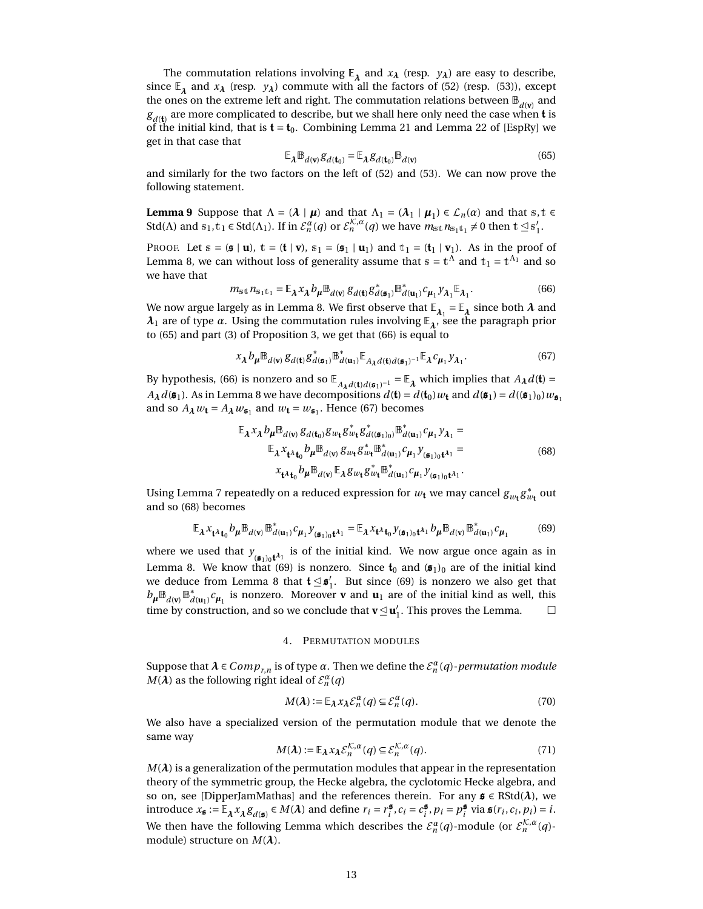The commutation relations involving $\mathbb{E}_{\boldsymbol{\lambda}}$ and $x_{\boldsymbol{\lambda}}$ (resp. $y_{\boldsymbol{\lambda}}$) are easy to describe, since $\mathbb{E}_{\boldsymbol{\lambda}}$ and $x_{\boldsymbol{\lambda}}$ (resp. $y_{\boldsymbol{\lambda}}$) commute with all the factors of (52) (resp. (53)), except the ones on the extreme left and right. The commutation relations between $\mathbb{B}_{d(\mathbf{v})}$ and $g_{d(\mathbf{t})}$ are more complicated to describe, but we shall here only need the case when $\mathbf{t}$ is of the initial kind, that is $\mathbf{t} = \mathbf{t}_0$. Combining Lemma 21 and Lemma 22 of [EspRy] we get in that case that

$$\mathbb{E}_{\boldsymbol{\lambda}}\mathbb{B}_{d(\mathbf{v})}g_{d(\mathbf{t}_0)} = \mathbb{E}_{\boldsymbol{\lambda}}g_{d(\mathbf{t}_0)}\mathbb{B}_{d(\mathbf{v})} \tag{65}$$

and similarly for the two factors on the left of (52) and (53). We can now prove the following statement.

**Lemma 9** Suppose that $\Lambda = (\boldsymbol{\lambda} \mid \boldsymbol{\mu})$ and that $\Lambda_1 = (\boldsymbol{\lambda}_1 \mid \boldsymbol{\mu}_1) \in \mathcal{L}_n(\alpha)$ and that $\mathbb{s}, \mathbb{t} \in \mathrm{Std}(\Lambda)$ and $\mathbb{s}_1, \mathbb{t}_1 \in \mathrm{Std}(\Lambda_1)$. If in $\mathcal{E}_n^{\alpha}(q)$ or $\mathcal{E}_n^{\mathcal{K},\alpha}(q)$ we have $m_{\mathbb{s}\mathbb{t}} n_{\mathbb{s}_1\mathbb{t}_1} \neq 0$ then $\mathbb{t} \trianglelefteq \mathbb{s}_1'$.

Proof. Let $\mathbb{s} = (\mathfrak{s} \mid \mathbf{u})$, $\mathbb{t} = (\mathbf{t} \mid \mathbf{v})$, $\mathbb{s}_1 = (\mathfrak{s}_1 \mid \mathbf{u}_1)$ and $\mathbb{t}_1 = (\mathbf{t}_1 \mid \mathbf{v}_1)$. As in the proof of Lemma 8, we can without loss of generality assume that $\mathbb{s} = \mathbb{t}^{\Lambda}$ and $\mathbb{t}_1 = \mathbb{t}^{\Lambda_1}$ and so we have that

$$m_{\mathbb{s}\mathbb{t}} n_{\mathbb{s}_1\mathbb{t}_1} = \mathbb{E}_{\boldsymbol{\lambda}} x_{\boldsymbol{\lambda}} b_{\boldsymbol{\mu}} \mathbb{B}_{d(\mathbf{v})}\, g_{d(\mathbf{t})} g^*_{d(\mathfrak{s}_1)} \mathbb{B}^*_{d(\mathbf{u}_1)} c_{\boldsymbol{\mu}_1} y_{\boldsymbol{\lambda}_1} \mathbb{E}_{\boldsymbol{\lambda}_1}. \tag{66}$$

We now argue largely as in Lemma 8. We first observe that $\mathbb{E}_{\boldsymbol{\lambda}_1} = \mathbb{E}_{\boldsymbol{\lambda}}$ since both $\boldsymbol{\lambda}$ and $\boldsymbol{\lambda}_1$ are of type $\alpha$. Using the commutation rules involving $\mathbb{E}_{\boldsymbol{\lambda}}$, see the paragraph prior to (65) and part (3) of Proposition 3, we get that (66) is equal to

$$x_{\boldsymbol{\lambda}} b_{\boldsymbol{\mu}} \mathbb{B}_{d(\mathbf{v})}\, g_{d(\mathbf{t})} g^*_{d(\mathfrak{s}_1)} \mathbb{B}^*_{d(\mathbf{u}_1)} \mathbb{E}_{A_{\boldsymbol{\lambda}} d(\mathbf{t}) d(\mathfrak{s}_1)^{-1}} \mathbb{E}_{\boldsymbol{\lambda}} c_{\boldsymbol{\mu}_1} y_{\boldsymbol{\lambda}_1}. \tag{67}$$

By hypothesis, (66) is nonzero and so $\mathbb{E}_{A_{\boldsymbol{\lambda}} d(\mathbf{t}) d(\mathfrak{s}_1)^{-1}} = \mathbb{E}_{\boldsymbol{\lambda}}$ which implies that $A_{\boldsymbol{\lambda}} d(\mathbf{t}) = A_{\boldsymbol{\lambda}} d(\mathfrak{s}_1)$. As in Lemma 8 we have decompositions $d(\mathbf{t}) = d(\mathbf{t}_0) w_{\mathbf{t}}$ and $d(\mathfrak{s}_1) = d((\mathfrak{s}_1)_0) w_{\mathfrak{s}_1}$ and so $A_{\boldsymbol{\lambda}} w_{\mathbf{t}} = A_{\boldsymbol{\lambda}} w_{\mathfrak{s}_1}$ and $w_{\mathbf{t}} = w_{\mathfrak{s}_1}$. Hence (67) becomes

$$\begin{aligned}
\mathbb{E}_{\boldsymbol{\lambda}} x_{\boldsymbol{\lambda}} b_{\boldsymbol{\mu}} \mathbb{B}_{d(\mathbf{v})}\, g_{d(\mathbf{t}_0)} g_{w_{\mathbf{t}}} g^*_{w_{\mathbf{t}}} g^*_{d((\mathfrak{s}_1)_0)} \mathbb{B}^*_{d(\mathbf{u}_1)} c_{\boldsymbol{\mu}_1} y_{\boldsymbol{\lambda}_1} &= \\
\mathbb{E}_{\boldsymbol{\lambda}} x_{\mathbf{t}^{\boldsymbol{\lambda}}\mathbf{t}_0} b_{\boldsymbol{\mu}} \mathbb{B}_{d(\mathbf{v})}\, g_{w_{\mathbf{t}}} g^*_{w_{\mathbf{t}}} \mathbb{B}^*_{d(\mathbf{u}_1)} c_{\boldsymbol{\mu}_1} y_{(\mathfrak{s}_1)_0 \mathbf{t}^{\boldsymbol{\lambda}_1}} &= \\
x_{\mathbf{t}^{\boldsymbol{\lambda}}\mathbf{t}_0} b_{\boldsymbol{\mu}} \mathbb{B}_{d(\mathbf{v})} \mathbb{E}_{\boldsymbol{\lambda}} g_{w_{\mathbf{t}}} g^*_{w_{\mathbf{t}}} \mathbb{B}^*_{d(\mathbf{u}_1)} c_{\boldsymbol{\mu}_1} y_{(\mathfrak{s}_1)_0 \mathbf{t}^{\boldsymbol{\lambda}_1}}&.
\end{aligned} \tag{68}$$

Using Lemma 7 repeatedly on a reduced expression for $w_{\mathbf{t}}$ we may cancel $g_{w_{\mathbf{t}}} g^*_{w_{\mathbf{t}}}$ out and so (68) becomes

$$\mathbb{E}_{\boldsymbol{\lambda}} x_{\mathbf{t}^{\boldsymbol{\lambda}}\mathbf{t}_0} b_{\boldsymbol{\mu}} \mathbb{B}_{d(\mathbf{v})} \mathbb{B}^*_{d(\mathbf{u}_1)} c_{\boldsymbol{\mu}_1} y_{(\mathfrak{s}_1)_0 \mathbf{t}^{\boldsymbol{\lambda}_1}} = \mathbb{E}_{\boldsymbol{\lambda}} x_{\mathbf{t}^{\boldsymbol{\lambda}}\mathbf{t}_0} y_{(\mathfrak{s}_1)_0 \mathbf{t}^{\boldsymbol{\lambda}_1}} b_{\boldsymbol{\mu}} \mathbb{B}_{d(\mathbf{v})} \mathbb{B}^*_{d(\mathbf{u}_1)} c_{\boldsymbol{\mu}_1} \tag{69}$$

where we used that $y_{(\mathfrak{s}_1)_0 \mathbf{t}^{\boldsymbol{\lambda}_1}}$ is of the initial kind. We now argue once again as in Lemma 8. We know that (69) is nonzero. Since $\mathbf{t}_0$ and $(\mathfrak{s}_1)_0$ are of the initial kind we deduce from Lemma 8 that $\mathbf{t} \trianglelefteq \mathfrak{s}_1'$. But since (69) is nonzero we also get that $b_{\boldsymbol{\mu}} \mathbb{B}_{d(\mathbf{v})} \mathbb{B}^*_{d(\mathbf{u}_1)} c_{\boldsymbol{\mu}_1}$ is nonzero. Moreover $\mathbf{v}$ and $\mathbf{u}_1$ are of the initial kind as well, this time by construction, and so we conclude that $\mathbf{v} \trianglelefteq \mathbf{u}_1'$. This proves the Lemma. □

## 4. Permutation modules

Suppose that $\boldsymbol{\lambda} \in Comp_{r,n}$ is of type $\alpha$. Then we define the $\mathcal{E}_n^{\alpha}(q)$-*permutation module* $M(\boldsymbol{\lambda})$ as the following right ideal of $\mathcal{E}_n^{\alpha}(q)$

$$M(\boldsymbol{\lambda}) := \mathbb{E}_{\boldsymbol{\lambda}} x_{\boldsymbol{\lambda}} \mathcal{E}_n^{\alpha}(q) \subseteq \mathcal{E}_n^{\alpha}(q). \tag{70}$$

We also have a specialized version of the permutation module that we denote the same way

$$M(\boldsymbol{\lambda}) := \mathbb{E}_{\boldsymbol{\lambda}} x_{\boldsymbol{\lambda}} \mathcal{E}_n^{\mathcal{K},\alpha}(q) \subseteq \mathcal{E}_n^{\mathcal{K},\alpha}(q). \tag{71}$$

$M(\boldsymbol{\lambda})$ is a generalization of the permutation modules that appear in the representation theory of the symmetric group, the Hecke algebra, the cyclotomic Hecke algebra, and so on, see [DipperJamMathas] and the references therein. For any $\mathfrak{s} \in \mathrm{RStd}(\boldsymbol{\lambda})$, we introduce $x_{\mathfrak{s}} := \mathbb{E}_{\boldsymbol{\lambda}} x_{\boldsymbol{\lambda}} g_{d(\mathfrak{s})} \in M(\boldsymbol{\lambda})$ and define $r_i = r_i^{\mathfrak{s}}, c_i = c_i^{\mathfrak{s}}, p_i = p_i^{\mathfrak{s}}$ via $\mathfrak{s}(r_i, c_i, p_i) = i$. We then have the following Lemma which describes the $\mathcal{E}_n^{\alpha}(q)$-module (or $\mathcal{E}_n^{\mathcal{K},\alpha}(q)$-module) structure on $M(\boldsymbol{\lambda})$.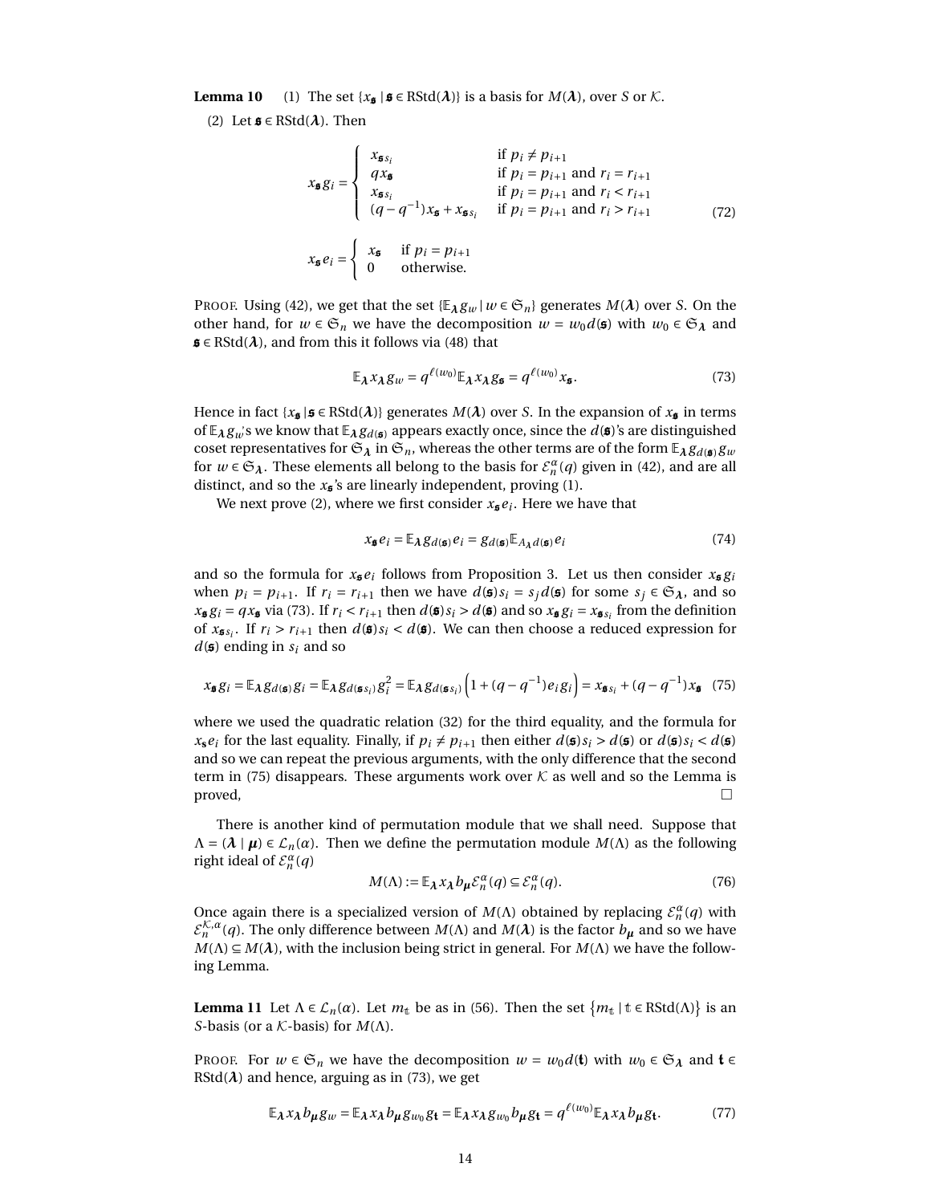**Lemma 10** (1) The set $\{x_{\mathfrak{s}} \mid \mathfrak{s} \in \mathrm{RStd}(\boldsymbol{\lambda})\}$ is a basis for $M(\boldsymbol{\lambda})$, over $S$ or $\mathcal{K}$.

(2) Let $\mathfrak{s} \in \mathrm{RStd}(\boldsymbol{\lambda})$. Then

$$x_{\mathfrak{s}} g_i = \begin{cases} x_{\mathfrak{s} s_i} & \text{if } p_i \neq p_{i+1} \\ q x_{\mathfrak{s}} & \text{if } p_i = p_{i+1} \text{ and } r_i = r_{i+1} \\ x_{\mathfrak{s} s_i} & \text{if } p_i = p_{i+1} \text{ and } r_i < r_{i+1} \\ (q - q^{-1}) x_{\mathfrak{s}} + x_{\mathfrak{s} s_i} & \text{if } p_i = p_{i+1} \text{ and } r_i > r_{i+1} \end{cases} \tag{72}$$

$$x_{\mathfrak{s}} e_i = \begin{cases} x_{\mathfrak{s}} & \text{if } p_i = p_{i+1} \\ 0 & \text{otherwise.} \end{cases}$$

PROOF. Using (42), we get that the set $\{\mathbb{E}_{\boldsymbol{\lambda}} g_w \mid w \in \mathfrak{S}_n\}$ generates $M(\boldsymbol{\lambda})$ over $S$. On the other hand, for $w \in \mathfrak{S}_n$ we have the decomposition $w = w_0 d(\mathfrak{s})$ with $w_0 \in \mathfrak{S}_{\boldsymbol{\lambda}}$ and $\mathfrak{s} \in \mathrm{RStd}(\boldsymbol{\lambda})$, and from this it follows via (48) that

$$\mathbb{E}_{\boldsymbol{\lambda}} x_{\boldsymbol{\lambda}} g_w = q^{\ell(w_0)} \mathbb{E}_{\boldsymbol{\lambda}} x_{\boldsymbol{\lambda}} g_{\mathfrak{s}} = q^{\ell(w_0)} x_{\mathfrak{s}}. \tag{73}$$

Hence in fact $\{x_{\mathfrak{s}} \mid \mathfrak{s} \in \mathrm{RStd}(\boldsymbol{\lambda})\}$ generates $M(\boldsymbol{\lambda})$ over $S$. In the expansion of $x_{\mathfrak{s}}$ in terms of $\mathbb{E}_{\boldsymbol{\lambda}} g_w$'s we know that $\mathbb{E}_{\boldsymbol{\lambda}} g_{d(\mathfrak{s})}$ appears exactly once, since the $d(\mathfrak{s})$'s are distinguished coset representatives for $\mathfrak{S}_{\boldsymbol{\lambda}}$ in $\mathfrak{S}_n$, whereas the other terms are of the form $\mathbb{E}_{\boldsymbol{\lambda}} g_{d(\mathfrak{s})} g_w$ for $w \in \mathfrak{S}_{\boldsymbol{\lambda}}$. These elements all belong to the basis for $\mathcal{E}_n^{\alpha}(q)$ given in (42), and are all distinct, and so the $x_{\mathfrak{s}}$'s are linearly independent, proving (1).

We next prove (2), where we first consider $x_{\mathfrak{s}} e_i$. Here we have that

$$x_{\mathfrak{s}} e_i = \mathbb{E}_{\boldsymbol{\lambda}} g_{d(\mathfrak{s})} e_i = g_{d(\mathfrak{s})} \mathbb{E}_{A_{\boldsymbol{\lambda}} d(\mathfrak{s})} e_i \tag{74}$$

and so the formula for $x_{\mathfrak{s}} e_i$ follows from Proposition 3. Let us then consider $x_{\mathfrak{s}} g_i$ when $p_i = p_{i+1}$. If $r_i = r_{i+1}$ then we have $d(\mathfrak{s}) s_i = s_j d(\mathfrak{s})$ for some $s_j \in \mathfrak{S}_{\boldsymbol{\lambda}}$, and so $x_{\mathfrak{s}} g_i = q x_{\mathfrak{s}}$ via (73). If $r_i < r_{i+1}$ then $d(\mathfrak{s}) s_i > d(\mathfrak{s})$ and so $x_{\mathfrak{s}} g_i = x_{\mathfrak{s} s_i}$ from the definition of $x_{\mathfrak{s} s_i}$. If $r_i > r_{i+1}$ then $d(\mathfrak{s}) s_i < d(\mathfrak{s})$. We can then choose a reduced expression for $d(\mathfrak{s})$ ending in $s_i$ and so

$$x_{\mathfrak{s}} g_i = \mathbb{E}_{\boldsymbol{\lambda}} g_{d(\mathfrak{s})} g_i = \mathbb{E}_{\boldsymbol{\lambda}} g_{d(\mathfrak{s} s_i)} g_i^2 = \mathbb{E}_{\boldsymbol{\lambda}} g_{d(\mathfrak{s} s_i)} \Big(1 + (q - q^{-1}) e_i g_i\Big) = x_{\mathfrak{s} s_i} + (q - q^{-1}) x_{\mathfrak{s}} \tag{75}$$

where we used the quadratic relation (32) for the third equality, and the formula for $x_{\mathfrak{s}} e_i$ for the last equality. Finally, if $p_i \neq p_{i+1}$ then either $d(\mathfrak{s}) s_i > d(\mathfrak{s})$ or $d(\mathfrak{s}) s_i < d(\mathfrak{s})$ and so we can repeat the previous arguments, with the only difference that the second term in (75) disappears. These arguments work over $\mathcal{K}$ as well and so the Lemma is proved, $\square$

There is another kind of permutation module that we shall need. Suppose that $\Lambda = (\boldsymbol{\lambda} \mid \boldsymbol{\mu}) \in \mathcal{L}_n(\alpha)$. Then we define the permutation module $M(\Lambda)$ as the following right ideal of $\mathcal{E}_n^{\alpha}(q)$

$$M(\Lambda) := \mathbb{E}_{\boldsymbol{\lambda}} x_{\boldsymbol{\lambda}} b_{\boldsymbol{\mu}} \mathcal{E}_n^{\alpha}(q) \subseteq \mathcal{E}_n^{\alpha}(q). \tag{76}$$

Once again there is a specialized version of $M(\Lambda)$ obtained by replacing $\mathcal{E}_n^{\alpha}(q)$ with $\mathcal{E}_n^{\mathcal{K},\alpha}(q)$. The only difference between $M(\Lambda)$ and $M(\boldsymbol{\lambda})$ is the factor $b_{\boldsymbol{\mu}}$ and so we have $M(\Lambda) \subseteq M(\boldsymbol{\lambda})$, with the inclusion being strict in general. For $M(\Lambda)$ we have the following Lemma.

**Lemma 11** Let $\Lambda \in \mathcal{L}_n(\alpha)$. Let $m_{\mathbb{t}}$ be as in (56). Then the set $\{m_{\mathbb{t}} \mid \mathbb{t} \in \mathrm{RStd}(\Lambda)\}$ is an $S$-basis (or a $\mathcal{K}$-basis) for $M(\Lambda)$.

PROOF. For $w \in \mathfrak{S}_n$ we have the decomposition $w = w_0 d(\mathfrak{t})$ with $w_0 \in \mathfrak{S}_{\boldsymbol{\lambda}}$ and $\mathfrak{t} \in \mathrm{RStd}(\boldsymbol{\lambda})$ and hence, arguing as in (73), we get

$$\mathbb{E}_{\boldsymbol{\lambda}} x_{\boldsymbol{\lambda}} b_{\boldsymbol{\mu}} g_w = \mathbb{E}_{\boldsymbol{\lambda}} x_{\boldsymbol{\lambda}} b_{\boldsymbol{\mu}} g_{w_0} g_{\mathfrak{t}} = \mathbb{E}_{\boldsymbol{\lambda}} x_{\boldsymbol{\lambda}} g_{w_0} b_{\boldsymbol{\mu}} g_{\mathfrak{t}} = q^{\ell(w_0)} \mathbb{E}_{\boldsymbol{\lambda}} x_{\boldsymbol{\lambda}} b_{\boldsymbol{\mu}} g_{\mathfrak{t}}. \tag{77}$$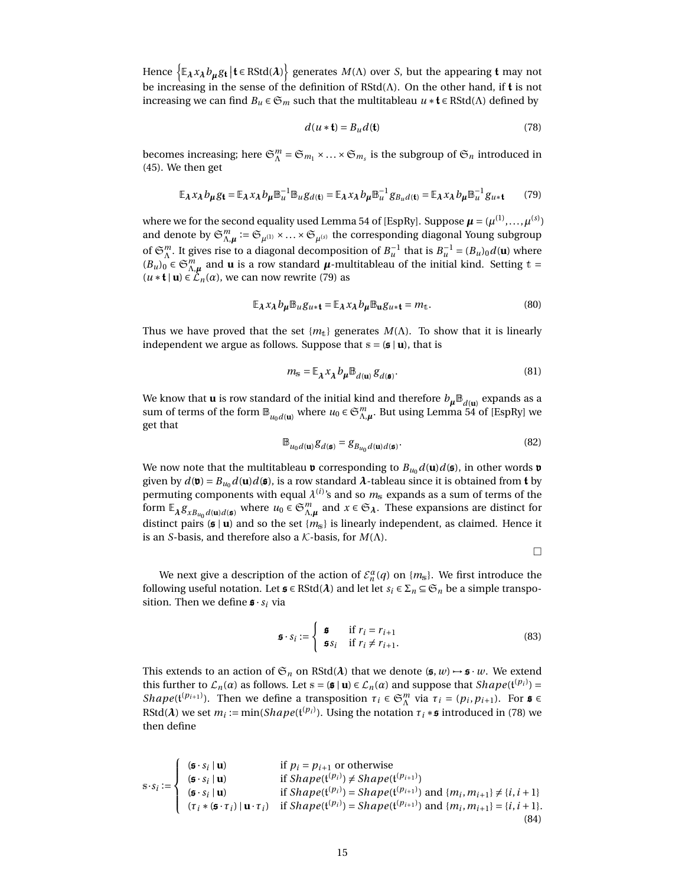Hence $\left\{\mathbb{E}_{\boldsymbol{\lambda}} x_{\boldsymbol{\lambda}} b_{\boldsymbol{\mu}} g_{\mathfrak{t}} \,\middle|\, \mathfrak{t} \in \mathrm{RStd}(\boldsymbol{\lambda})\right\}$ generates $M(\Lambda)$ over $S$, but the appearing $\mathfrak{t}$ may not be increasing in the sense of the definition of RStd$(\Lambda)$. On the other hand, if $\mathfrak{t}$ is not increasing we can find $B_u \in \mathfrak{S}_m$ such that the multitableau $u * \mathfrak{t} \in \mathrm{RStd}(\Lambda)$ defined by

$$d(u * \mathfrak{t}) = B_u d(\mathfrak{t}) \tag{78}$$

becomes increasing; here $\mathfrak{S}_\Lambda^m = \mathfrak{S}_{m_1} \times \ldots \times \mathfrak{S}_{m_s}$ is the subgroup of $\mathfrak{S}_n$ introduced in (45). We then get

$$\mathbb{E}_{\boldsymbol{\lambda}} x_{\boldsymbol{\lambda}} b_{\boldsymbol{\mu}} g_{\mathfrak{t}} = \mathbb{E}_{\boldsymbol{\lambda}} x_{\boldsymbol{\lambda}} b_{\boldsymbol{\mu}} \mathbb{B}_u^{-1} \mathbb{B}_u g_{d(\mathfrak{t})} = \mathbb{E}_{\boldsymbol{\lambda}} x_{\boldsymbol{\lambda}} b_{\boldsymbol{\mu}} \mathbb{B}_u^{-1} g_{B_u d(\mathfrak{t})} = \mathbb{E}_{\boldsymbol{\lambda}} x_{\boldsymbol{\lambda}} b_{\boldsymbol{\mu}} \mathbb{B}_u^{-1} g_{u * \mathfrak{t}} \tag{79}$$

where we for the second equality used Lemma 54 of [EspRy]. Suppose $\boldsymbol{\mu} = (\mu^{(1)}, \ldots, \mu^{(s)})$ and denote by $\mathfrak{S}_{\Lambda,\boldsymbol{\mu}}^m := \mathfrak{S}_{\mu^{(1)}} \times \ldots \times \mathfrak{S}_{\mu^{(s)}}$ the corresponding diagonal Young subgroup of $\mathfrak{S}_\Lambda^m$. It gives rise to a diagonal decomposition of $B_u^{-1}$ that is $B_u^{-1} = (B_u)_0 d(\mathbf{u})$ where $(B_u)_0 \in \mathfrak{S}_{\Lambda,\boldsymbol{\mu}}^m$ and $\mathbf{u}$ is a row standard $\boldsymbol{\mu}$-multitableau of the initial kind. Setting $\mathbb{t} = (u * \mathfrak{t} \mid \mathbf{u}) \in \mathcal{L}_n(\alpha)$, we can now rewrite (79) as

$$\mathbb{E}_{\boldsymbol{\lambda}} x_{\boldsymbol{\lambda}} b_{\boldsymbol{\mu}} \mathbb{B}_u g_{u * \mathfrak{t}} = \mathbb{E}_{\boldsymbol{\lambda}} x_{\boldsymbol{\lambda}} b_{\boldsymbol{\mu}} \mathbb{B}_{\mathbf{u}} g_{u * \mathfrak{t}} = m_{\mathbb{t}}. \tag{80}$$

Thus we have proved that the set $\{m_{\mathbb{t}}\}$ generates $M(\Lambda)$. To show that it is linearly independent we argue as follows. Suppose that $\mathbb{s} = (\mathfrak{s} \mid \mathbf{u})$, that is

$$m_{\mathbb{s}} = \mathbb{E}_{\boldsymbol{\lambda}} x_{\boldsymbol{\lambda}} b_{\boldsymbol{\mu}} \mathbb{B}_{d(\mathbf{u})} g_{d(\mathfrak{s})}. \tag{81}$$

We know that $\mathbf{u}$ is row standard of the initial kind and therefore $b_{\boldsymbol{\mu}} \mathbb{B}_{d(\mathbf{u})}$ expands as a sum of terms of the form $\mathbb{B}_{u_0 d(\mathbf{u})}$ where $u_0 \in \mathfrak{S}_{\Lambda,\boldsymbol{\mu}}^m$. But using Lemma 54 of [EspRy] we get that

$$\mathbb{B}_{u_0 d(\mathbf{u})} g_{d(\mathfrak{s})} = g_{B_{u_0} d(\mathbf{u}) d(\mathfrak{s})}. \tag{82}$$

We now note that the multitableau $\mathfrak{v}$ corresponding to $B_{u_0} d(\mathbf{u}) d(\mathfrak{s})$, in other words $\mathfrak{v}$ given by $d(\mathfrak{v}) = B_{u_0} d(\mathbf{u}) d(\mathfrak{s})$, is a row standard $\boldsymbol{\lambda}$-tableau since it is obtained from $\mathfrak{t}$ by permuting components with equal $\lambda^{(i)}$'s and so $m_{\mathbb{s}}$ expands as a sum of terms of the form $\mathbb{E}_{\boldsymbol{\lambda}} g_{x B_{u_0} d(\mathbf{u}) d(\mathfrak{s})}$ where $u_0 \in \mathfrak{S}_{\Lambda,\boldsymbol{\mu}}^m$ and $x \in \mathfrak{S}_{\boldsymbol{\lambda}}$. These expansions are distinct for distinct pairs $(\mathfrak{s} \mid \mathbf{u})$ and so the set $\{m_{\mathbb{s}}\}$ is linearly independent, as claimed. Hence it is an $S$-basis, and therefore also a $\mathcal{K}$-basis, for $M(\Lambda)$.

□

We next give a description of the action of $\mathcal{E}_n^\alpha(q)$ on $\{m_{\mathbb{s}}\}$. We first introduce the following useful notation. Let $\mathfrak{s} \in \mathrm{RStd}(\boldsymbol{\lambda})$ and let let $s_i \in \Sigma_n \subseteq \mathfrak{S}_n$ be a simple transposition. Then we define $\mathfrak{s} \cdot s_i$ via

$$\mathfrak{s} \cdot s_i := \begin{cases} \mathfrak{s} & \text{if } r_i = r_{i+1} \\ \mathfrak{s} s_i & \text{if } r_i \neq r_{i+1}. \end{cases} \tag{83}$$

This extends to an action of $\mathfrak{S}_n$ on RStd$(\boldsymbol{\lambda})$ that we denote $(\mathfrak{s}, w) \mapsto \mathfrak{s} \cdot w$. We extend this further to $\mathcal{L}_n(\alpha)$ as follows. Let $\mathbb{s} = (\mathfrak{s} \mid \mathbf{u}) \in \mathcal{L}_n(\alpha)$ and suppose that $Shape(\mathfrak{t}^{(p_i)}) = Shape(\mathfrak{t}^{(p_{i+1})})$. Then we define a transposition $\tau_i \in \mathfrak{S}_\Lambda^m$ via $\tau_i = (p_i, p_{i+1})$. For $\mathfrak{s} \in \mathrm{RStd}(\boldsymbol{\lambda})$ we set $m_i := \min(Shape(\mathfrak{t}^{(p_i)})$. Using the notation $\tau_i * \mathfrak{s}$ introduced in (78) we then define

$$\mathbb{s} \cdot s_i := \begin{cases} (\mathfrak{s} \cdot s_i \mid \mathbf{u}) & \text{if } p_i = p_{i+1} \text{ or otherwise} \\ (\mathfrak{s} \cdot s_i \mid \mathbf{u}) & \text{if } Shape(\mathfrak{t}^{(p_i)}) \neq Shape(\mathfrak{t}^{(p_{i+1})}) \\ (\mathfrak{s} \cdot s_i \mid \mathbf{u}) & \text{if } Shape(\mathfrak{t}^{(p_i)}) = Shape(\mathfrak{t}^{(p_{i+1})}) \text{ and } \{m_i, m_{i+1}\} \neq \{i, i+1\} \\ (\tau_i * (\mathfrak{s} \cdot \tau_i) \mid \mathbf{u} \cdot \tau_i) & \text{if } Shape(\mathfrak{t}^{(p_i)}) = Shape(\mathfrak{t}^{(p_{i+1})}) \text{ and } \{m_i, m_{i+1}\} = \{i, i+1\}. \end{cases} \tag{84}$$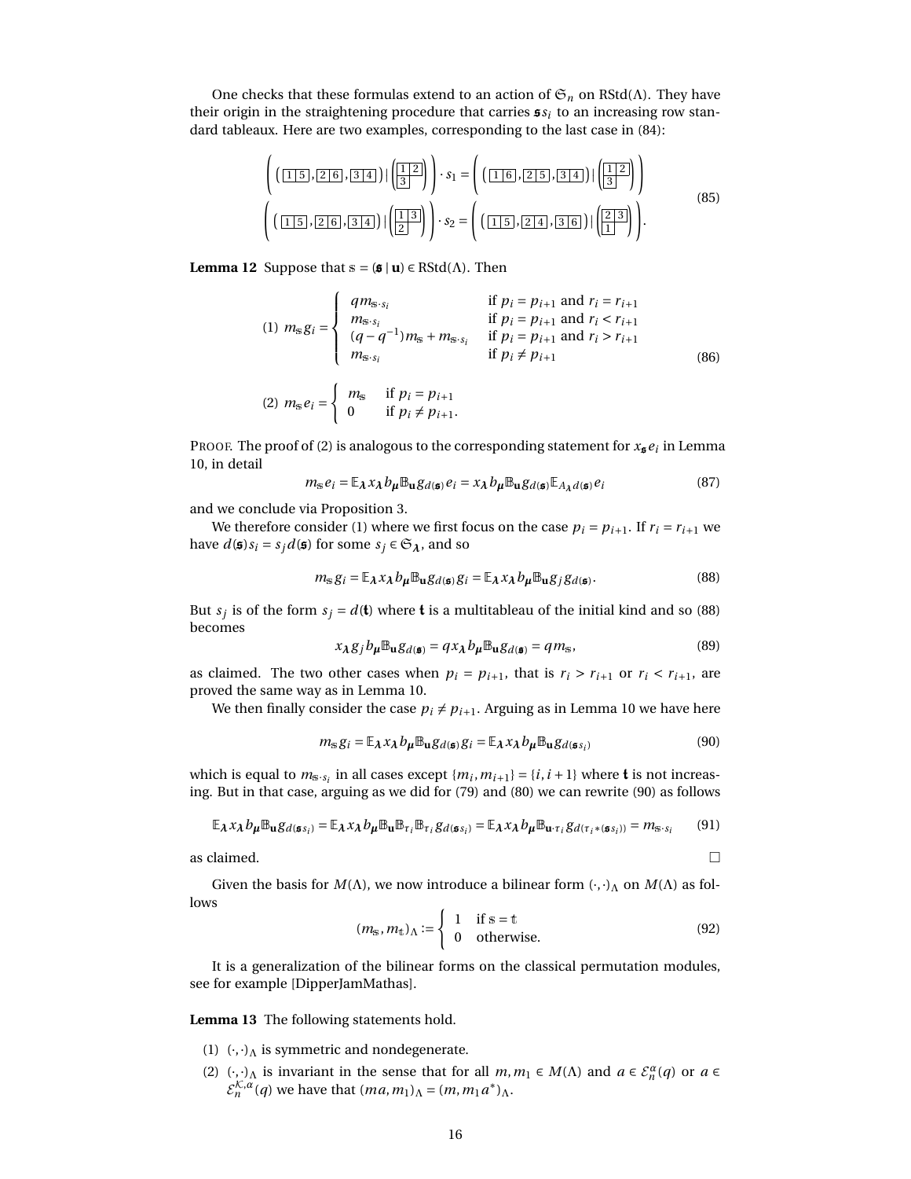One checks that these formulas extend to an action of $\mathfrak{S}_n$ on RStd($\Lambda$). They have their origin in the straightening procedure that carries $\mathfrak{s}s_i$ to an increasing row standard tableaux. Here are two examples, corresponding to the last case in (84):

$$
\begin{array}{c}
\left( \left( \boxed{1\,5}, \boxed{2\,6}, \boxed{3\,4} \right) \mid \left( \begin{array}{|c|c|}\hline 1 & 2 \\ \hline 3 \\ \cline{1-1}\end{array} \right) \right) \cdot s_1 = \left( \left( \boxed{1\,6}, \boxed{2\,5}, \boxed{3\,4} \right) \mid \left( \begin{array}{|c|c|}\hline 1 & 2 \\ \hline 3 \\ \cline{1-1}\end{array} \right) \right) \\
\left( \left( \boxed{1\,5}, \boxed{2\,6}, \boxed{3\,4} \right) \mid \left( \begin{array}{|c|c|}\hline 1 & 3 \\ \hline 2 \\ \cline{1-1}\end{array} \right) \right) \cdot s_2 = \left( \left( \boxed{1\,5}, \boxed{2\,4}, \boxed{3\,6} \right) \mid \left( \begin{array}{|c|c|}\hline 2 & 3 \\ \hline 1 \\ \cline{1-1}\end{array} \right) \right).
\end{array}
\tag{85}
$$

**Lemma 12** Suppose that $\mathbb{s} = (\mathfrak{s} \mid \mathbf{u}) \in \text{RStd}(\Lambda)$. Then

$$
(1)\ m_{\mathbb{s}} g_i = \begin{cases} q m_{\mathbb{s}\cdot s_i} & \text{if } p_i = p_{i+1} \text{ and } r_i = r_{i+1} \\ m_{\mathbb{s}\cdot s_i} & \text{if } p_i = p_{i+1} \text{ and } r_i < r_{i+1} \\ (q - q^{-1}) m_{\mathbb{s}} + m_{\mathbb{s}\cdot s_i} & \text{if } p_i = p_{i+1} \text{ and } r_i > r_{i+1} \\ m_{\mathbb{s}\cdot s_i} & \text{if } p_i \neq p_{i+1} \end{cases}
\tag{86}
$$

$$
(2)\ m_{\mathbb{s}} e_i = \begin{cases} m_{\mathbb{s}} & \text{if } p_i = p_{i+1} \\ 0 & \text{if } p_i \neq p_{i+1}. \end{cases}
$$

PROOF. The proof of (2) is analogous to the corresponding statement for $x_{\mathfrak{s}} e_i$ in Lemma 10, in detail

$$
m_{\mathbb{s}} e_i = \mathbb{E}_{\boldsymbol{\lambda}} x_{\boldsymbol{\lambda}} b_{\boldsymbol{\mu}} \mathbb{B}_{\mathbf{u}} g_{d(\mathfrak{s})} e_i = x_{\boldsymbol{\lambda}} b_{\boldsymbol{\mu}} \mathbb{B}_{\mathbf{u}} g_{d(\mathfrak{s})} \mathbb{E}_{A_{\boldsymbol{\lambda}} d(\mathfrak{s})} e_i
\tag{87}
$$

and we conclude via Proposition 3.

We therefore consider (1) where we first focus on the case $p_i = p_{i+1}$. If $r_i = r_{i+1}$ we have $d(\mathfrak{s}) s_i = s_j d(\mathfrak{s})$ for some $s_j \in \mathfrak{S}_{\boldsymbol{\lambda}}$, and so

$$
m_{\mathbb{s}} g_i = \mathbb{E}_{\boldsymbol{\lambda}} x_{\boldsymbol{\lambda}} b_{\boldsymbol{\mu}} \mathbb{B}_{\mathbf{u}} g_{d(\mathfrak{s})} g_i = \mathbb{E}_{\boldsymbol{\lambda}} x_{\boldsymbol{\lambda}} b_{\boldsymbol{\mu}} \mathbb{B}_{\mathbf{u}} g_j g_{d(\mathfrak{s})}.
\tag{88}
$$

But $s_j$ is of the form $s_j = d(\mathfrak{t})$ where $\mathfrak{t}$ is a multitableau of the initial kind and so (88) becomes

$$
x_{\boldsymbol{\lambda}} g_j b_{\boldsymbol{\mu}} \mathbb{B}_{\mathbf{u}} g_{d(\mathfrak{s})} = q x_{\boldsymbol{\lambda}} b_{\boldsymbol{\mu}} \mathbb{B}_{\mathbf{u}} g_{d(\mathfrak{s})} = q m_{\mathbb{s}},
\tag{89}
$$

as claimed. The two other cases when $p_i = p_{i+1}$, that is $r_i > r_{i+1}$ or $r_i < r_{i+1}$, are proved the same way as in Lemma 10.

We then finally consider the case $p_i \neq p_{i+1}$. Arguing as in Lemma 10 we have here

$$
m_{\mathbb{s}} g_i = \mathbb{E}_{\boldsymbol{\lambda}} x_{\boldsymbol{\lambda}} b_{\boldsymbol{\mu}} \mathbb{B}_{\mathbf{u}} g_{d(\mathfrak{s})} g_i = \mathbb{E}_{\boldsymbol{\lambda}} x_{\boldsymbol{\lambda}} b_{\boldsymbol{\mu}} \mathbb{B}_{\mathbf{u}} g_{d(\mathfrak{s} s_i)}
\tag{90}
$$

which is equal to $m_{\mathbb{s}\cdot s_i}$ in all cases except $\{m_i, m_{i+1}\} = \{i, i+1\}$ where $\mathfrak{t}$ is not increasing. But in that case, arguing as we did for (79) and (80) we can rewrite (90) as follows

$$
\mathbb{E}_{\boldsymbol{\lambda}} x_{\boldsymbol{\lambda}} b_{\boldsymbol{\mu}} \mathbb{B}_{\mathbf{u}} g_{d(\mathfrak{s} s_i)} = \mathbb{E}_{\boldsymbol{\lambda}} x_{\boldsymbol{\lambda}} b_{\boldsymbol{\mu}} \mathbb{B}_{\mathbf{u}} \mathbb{B}_{\tau_i} \mathbb{B}_{\tau_i} g_{d(\mathfrak{s} s_i)} = \mathbb{E}_{\boldsymbol{\lambda}} x_{\boldsymbol{\lambda}} b_{\boldsymbol{\mu}} \mathbb{B}_{\mathbf{u}\cdot\tau_i} g_{d(\tau_i * (\mathfrak{s} s_i))} = m_{\mathbb{s}\cdot s_i}
\tag{91}
$$

as claimed. $\square$

Given the basis for $M(\Lambda)$, we now introduce a bilinear form $(\cdot,\cdot)_\Lambda$ on $M(\Lambda)$ as follows

$$
(m_{\mathbb{s}}, m_{\mathbb{t}})_\Lambda := \begin{cases} 1 & \text{if } \mathbb{s} = \mathbb{t} \\ 0 & \text{otherwise.} \end{cases}
\tag{92}
$$

It is a generalization of the bilinear forms on the classical permutation modules, see for example [DipperJamMathas].

**Lemma 13** The following statements hold.

1. $(\cdot,\cdot)_\Lambda$ is symmetric and nondegenerate.
2. $(\cdot,\cdot)_\Lambda$ is invariant in the sense that for all $m, m_1 \in M(\Lambda)$ and $a \in \mathcal{E}_n^{\alpha}(q)$ or $a \in \mathcal{E}_n^{\mathcal{K},\alpha}(q)$ we have that $(ma, m_1)_\Lambda = (m, m_1 a^*)_\Lambda$.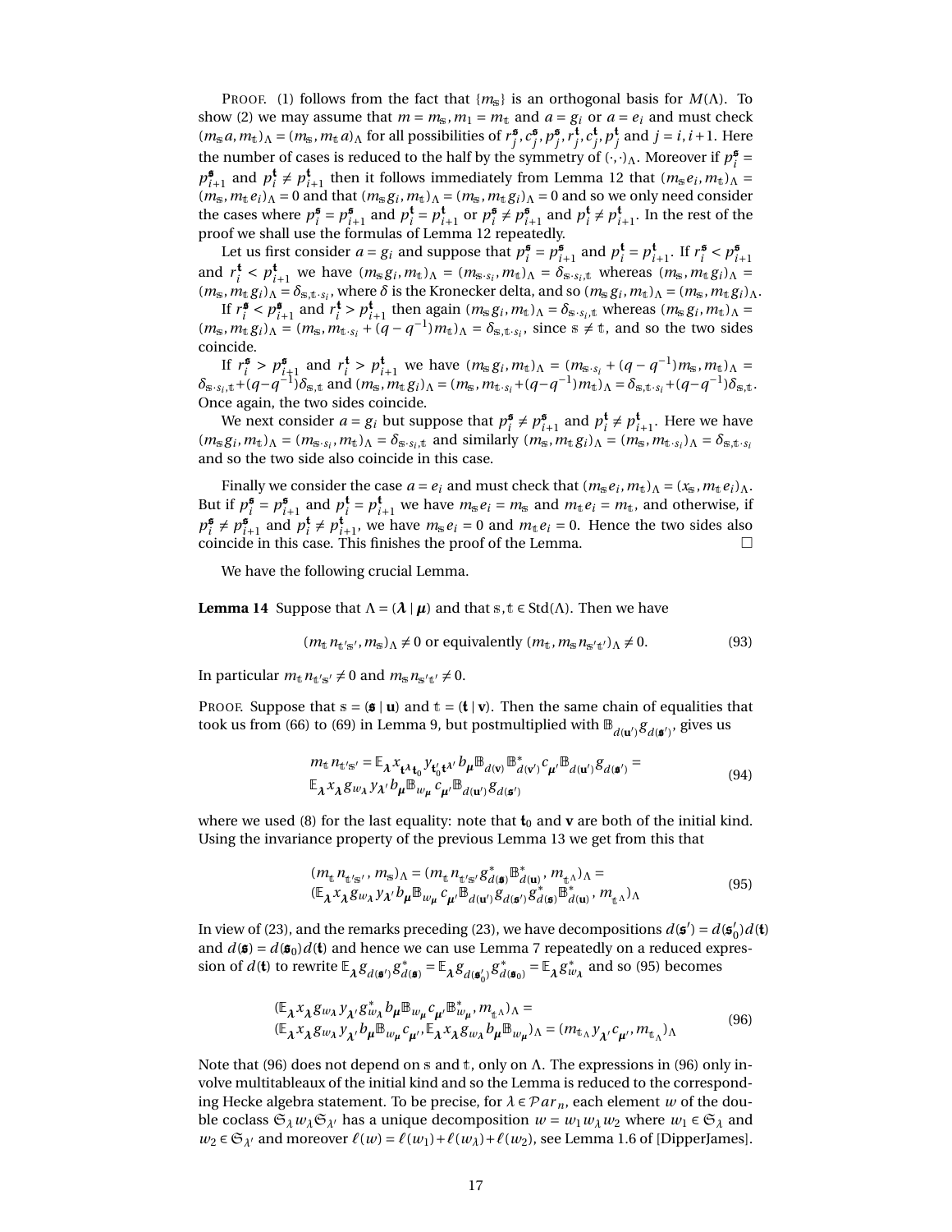PROOF. (1) follows from the fact that $\{m_{\mathfrak{s}}\}$ is an orthogonal basis for $M(\Lambda)$. To show (2) we may assume that $m = m_{\mathfrak{s}}, m_1 = m_{\mathfrak{t}}$ and $a = g_i$ or $a = e_i$ and must check $(m_{\mathfrak{s}} a, m_{\mathfrak{t}})_\Lambda = (m_{\mathfrak{s}}, m_{\mathfrak{t}} a)_\Lambda$ for all possibilities of $r_j^{\mathfrak{s}}, c_j^{\mathfrak{s}}, p_j^{\mathfrak{s}}, r_j^{\mathfrak{t}}, c_j^{\mathfrak{t}}, p_j^{\mathfrak{t}}$ and $j = i, i+1$. Here the number of cases is reduced to the half by the symmetry of $(\cdot,\cdot)_\Lambda$. Moreover if $p_i^{\mathfrak{s}} = p_{i+1}^{\mathfrak{s}}$ and $p_i^{\mathfrak{t}} \neq p_{i+1}^{\mathfrak{t}}$ then it follows immediately from Lemma 12 that $(m_{\mathfrak{s}} e_i, m_{\mathfrak{t}})_\Lambda = (m_{\mathfrak{s}}, m_{\mathfrak{t}} e_i)_\Lambda = 0$ and that $(m_{\mathfrak{s}} g_i, m_{\mathfrak{t}})_\Lambda = (m_{\mathfrak{s}}, m_{\mathfrak{t}} g_i)_\Lambda = 0$ and so we only need consider the cases where $p_i^{\mathfrak{s}} = p_{i+1}^{\mathfrak{s}}$ and $p_i^{\mathfrak{t}} = p_{i+1}^{\mathfrak{t}}$ or $p_i^{\mathfrak{s}} \neq p_{i+1}^{\mathfrak{s}}$ and $p_i^{\mathfrak{t}} \neq p_{i+1}^{\mathfrak{t}}$. In the rest of the proof we shall use the formulas of Lemma 12 repeatedly.

Let us first consider $a = g_i$ and suppose that $p_i^{\mathfrak{s}} = p_{i+1}^{\mathfrak{s}}$ and $p_i^{\mathfrak{t}} = p_{i+1}^{\mathfrak{t}}$. If $r_i^{\mathfrak{s}} < p_{i+1}^{\mathfrak{s}}$ and $r_i^{\mathfrak{t}} < p_{i+1}^{\mathfrak{t}}$ we have $(m_{\mathfrak{s}} g_i, m_{\mathfrak{t}})_\Lambda = (m_{\mathfrak{s}\cdot s_i}, m_{\mathfrak{t}})_\Lambda = \delta_{\mathfrak{s}\cdot s_i, \mathfrak{t}}$ whereas $(m_{\mathfrak{s}}, m_{\mathfrak{t}} g_i)_\Lambda = (m_{\mathfrak{s}}, m_{\mathfrak{t}} g_i)_\Lambda = \delta_{\mathfrak{s}, \mathfrak{t}\cdot s_i}$, where $\delta$ is the Kronecker delta, and so $(m_{\mathfrak{s}} g_i, m_{\mathfrak{t}})_\Lambda = (m_{\mathfrak{s}}, m_{\mathfrak{t}} g_i)_\Lambda$.

If $r_i^{\mathfrak{s}} < p_{i+1}^{\mathfrak{s}}$ and $r_i^{\mathfrak{t}} > p_{i+1}^{\mathfrak{t}}$ then again $(m_{\mathfrak{s}} g_i, m_{\mathfrak{t}})_\Lambda = \delta_{\mathfrak{s}\cdot s_i, \mathfrak{t}}$ whereas $(m_{\mathfrak{s}} g_i, m_{\mathfrak{t}})_\Lambda = (m_{\mathfrak{s}}, m_{\mathfrak{t}} g_i)_\Lambda = (m_{\mathfrak{s}}, m_{\mathfrak{t}\cdot s_i} + (q - q^{-1}) m_{\mathfrak{t}})_\Lambda = \delta_{\mathfrak{s}, \mathfrak{t}\cdot s_i}$, since $\mathfrak{s} \neq \mathfrak{t}$, and so the two sides coincide.

If $r_i^{\mathfrak{s}} > p_{i+1}^{\mathfrak{s}}$ and $r_i^{\mathfrak{t}} > p_{i+1}^{\mathfrak{t}}$ we have $(m_{\mathfrak{s}} g_i, m_{\mathfrak{t}})_\Lambda = (m_{\mathfrak{s}\cdot s_i} + (q - q^{-1}) m_{\mathfrak{s}}, m_{\mathfrak{t}})_\Lambda = \delta_{\mathfrak{s}\cdot s_i, \mathfrak{t}} + (q - q^{-1}) \delta_{\mathfrak{s}, \mathfrak{t}}$ and $(m_{\mathfrak{s}}, m_{\mathfrak{t}} g_i)_\Lambda = (m_{\mathfrak{s}}, m_{\mathfrak{t}\cdot s_i} + (q - q^{-1}) m_{\mathfrak{t}})_\Lambda = \delta_{\mathfrak{s}, \mathfrak{t}\cdot s_i} + (q - q^{-1}) \delta_{\mathfrak{s}, \mathfrak{t}}$. Once again, the two sides coincide.

We next consider $a = g_i$ but suppose that $p_i^{\mathfrak{s}} \neq p_{i+1}^{\mathfrak{s}}$ and $p_i^{\mathfrak{t}} \neq p_{i+1}^{\mathfrak{t}}$. Here we have $(m_{\mathfrak{s}} g_i, m_{\mathfrak{t}})_\Lambda = (m_{\mathfrak{s}\cdot s_i}, m_{\mathfrak{t}})_\Lambda = \delta_{\mathfrak{s}\cdot s_i, \mathfrak{t}}$ and similarly $(m_{\mathfrak{s}}, m_{\mathfrak{t}} g_i)_\Lambda = (m_{\mathfrak{s}}, m_{\mathfrak{t}\cdot s_i})_\Lambda = \delta_{\mathfrak{s}, \mathfrak{t}\cdot s_i}$ and so the two side also coincide in this case.

Finally we consider the case $a = e_i$ and must check that $(m_{\mathfrak{s}} e_i, m_{\mathfrak{t}})_\Lambda = (x_{\mathfrak{s}}, m_{\mathfrak{t}} e_i)_\Lambda$. But if $p_i^{\mathfrak{s}} = p_{i+1}^{\mathfrak{s}}$ and $p_i^{\mathfrak{t}} = p_{i+1}^{\mathfrak{t}}$ we have $m_{\mathfrak{s}} e_i = m_{\mathfrak{s}}$ and $m_{\mathfrak{t}} e_i = m_{\mathfrak{t}}$, and otherwise, if $p_i^{\mathfrak{s}} \neq p_{i+1}^{\mathfrak{s}}$ and $p_i^{\mathfrak{t}} \neq p_{i+1}^{\mathfrak{t}}$, we have $m_{\mathfrak{s}} e_i = 0$ and $m_{\mathfrak{t}} e_i = 0$. Hence the two sides also coincide in this case. This finishes the proof of the Lemma. □

We have the following crucial Lemma.

**Lemma 14** Suppose that $\Lambda = (\boldsymbol{\lambda} \mid \boldsymbol{\mu})$ and that $\mathfrak{s}, \mathfrak{t} \in \operatorname{Std}(\Lambda)$. Then we have

$$(m_{\mathfrak{t}} n_{\mathfrak{t}'\mathfrak{s}'}, m_{\mathfrak{s}})_\Lambda \neq 0 \text{ or equivalently } (m_{\mathfrak{t}}, m_{\mathfrak{s}} n_{\mathfrak{s}'\mathfrak{t}'})_\Lambda \neq 0. \tag{93}$$

In particular $m_{\mathfrak{t}} n_{\mathfrak{t}'\mathfrak{s}'} \neq 0$ and $m_{\mathfrak{s}} n_{\mathfrak{s}'\mathfrak{t}'} \neq 0$.

PROOF. Suppose that $\mathfrak{s} = (\mathfrak{s} \mid \mathbf{u})$ and $\mathfrak{t} = (\mathfrak{t} \mid \mathbf{v})$. Then the same chain of equalities that took us from (66) to (69) in Lemma 9, but postmultiplied with $\mathbb{B}_{d(\mathbf{u}')} g_{d(\mathfrak{s}')}$, gives us

$$\begin{aligned} m_{\mathfrak{t}} n_{\mathfrak{t}'\mathfrak{s}'} &= \mathbb{E}_{\boldsymbol{\lambda}} x_{\mathfrak{t}^{\boldsymbol{\lambda}} \mathfrak{t}_0} y_{\mathfrak{t}_0' \mathfrak{t}^{\boldsymbol{\lambda}'}} b_{\boldsymbol{\mu}} \mathbb{B}_{d(\mathbf{v})} \mathbb{B}^*_{d(\mathbf{v}')} c_{\boldsymbol{\mu}'} \mathbb{B}_{d(\mathbf{u}')} g_{d(\mathfrak{s}')} = \\ &\mathbb{E}_{\boldsymbol{\lambda}} x_{\boldsymbol{\lambda}} g_{w_{\boldsymbol{\lambda}}} y_{\boldsymbol{\lambda}'} b_{\boldsymbol{\mu}} \mathbb{B}_{w_{\boldsymbol{\mu}}} c_{\boldsymbol{\mu}'} \mathbb{B}_{d(\mathbf{u}')} g_{d(\mathfrak{s}')} \end{aligned} \tag{94}$$

where we used (8) for the last equality: note that $\mathfrak{t}_0$ and $\mathbf{v}$ are both of the initial kind. Using the invariance property of the previous Lemma 13 we get from this that

$$\begin{aligned} (m_{\mathfrak{t}} n_{\mathfrak{t}'\mathfrak{s}'}, m_{\mathfrak{s}})_\Lambda &= (m_{\mathfrak{t}} n_{\mathfrak{t}'\mathfrak{s}'} g^*_{d(\mathfrak{s})} \mathbb{B}^*_{d(\mathbf{u})}, m_{\mathfrak{t}^\Lambda})_\Lambda = \\ &(\mathbb{E}_{\boldsymbol{\lambda}} x_{\boldsymbol{\lambda}} g_{w_{\boldsymbol{\lambda}}} y_{\boldsymbol{\lambda}'} b_{\boldsymbol{\mu}} \mathbb{B}_{w_{\boldsymbol{\mu}}} c_{\boldsymbol{\mu}'} \mathbb{B}_{d(\mathbf{u}')} g_{d(\mathfrak{s}')} g^*_{d(\mathfrak{s})} \mathbb{B}^*_{d(\mathbf{u})}, m_{\mathfrak{t}^\Lambda})_\Lambda \end{aligned} \tag{95}$$

In view of (23), and the remarks preceding (23), we have decompositions $d(\mathfrak{s}') = d(\mathfrak{s}_0')d(\mathfrak{t})$ and $d(\mathfrak{s}) = d(\mathfrak{s}_0)d(\mathfrak{t})$ and hence we can use Lemma 7 repeatedly on a reduced expression of $d(\mathfrak{t})$ to rewrite $\mathbb{E}_{\boldsymbol{\lambda}} g_{d(\mathfrak{s}')} g^*_{d(\mathfrak{s})} = \mathbb{E}_{\boldsymbol{\lambda}} g_{d(\mathfrak{s}_0')} g^*_{d(\mathfrak{s}_0)} = \mathbb{E}_{\boldsymbol{\lambda}} g^*_{w_{\boldsymbol{\lambda}}}$ and so (95) becomes

$$\begin{aligned} &(\mathbb{E}_{\boldsymbol{\lambda}} x_{\boldsymbol{\lambda}} g_{w_{\boldsymbol{\lambda}}} y_{\boldsymbol{\lambda}'} g^*_{w_{\boldsymbol{\lambda}}} b_{\boldsymbol{\mu}} \mathbb{B}_{w_{\boldsymbol{\mu}}} c_{\boldsymbol{\mu}'} \mathbb{B}^*_{w_{\boldsymbol{\mu}}}, m_{\mathfrak{t}^\Lambda})_\Lambda = \\ &(\mathbb{E}_{\boldsymbol{\lambda}} x_{\boldsymbol{\lambda}} g_{w_{\boldsymbol{\lambda}}} y_{\boldsymbol{\lambda}'} b_{\boldsymbol{\mu}} \mathbb{B}_{w_{\boldsymbol{\mu}}} c_{\boldsymbol{\mu}'}, \mathbb{E}_{\boldsymbol{\lambda}} x_{\boldsymbol{\lambda}} g_{w_{\boldsymbol{\lambda}}} b_{\boldsymbol{\mu}} \mathbb{B}_{w_{\boldsymbol{\mu}}})_\Lambda = (m_{\mathfrak{t}_\Lambda} y_{\boldsymbol{\lambda}'} c_{\boldsymbol{\mu}'}, m_{\mathfrak{t}_\Lambda})_\Lambda \end{aligned} \tag{96}$$

Note that (96) does not depend on $\mathfrak{s}$ and $\mathfrak{t}$, only on $\Lambda$. The expressions in (96) only involve multitableaux of the initial kind and so the Lemma is reduced to the corresponding Hecke algebra statement. To be precise, for $\lambda \in \mathcal{P}ar_n$, each element $w$ of the double coclass $\mathfrak{S}_\lambda w_\lambda \mathfrak{S}_{\lambda'}$ has a unique decomposition $w = w_1 w_\lambda w_2$ where $w_1 \in \mathfrak{S}_\lambda$ and $w_2 \in \mathfrak{S}_{\lambda'}$ and moreover $\ell(w) = \ell(w_1) + \ell(w_\lambda) + \ell(w_2)$, see Lemma 1.6 of [DipperJames].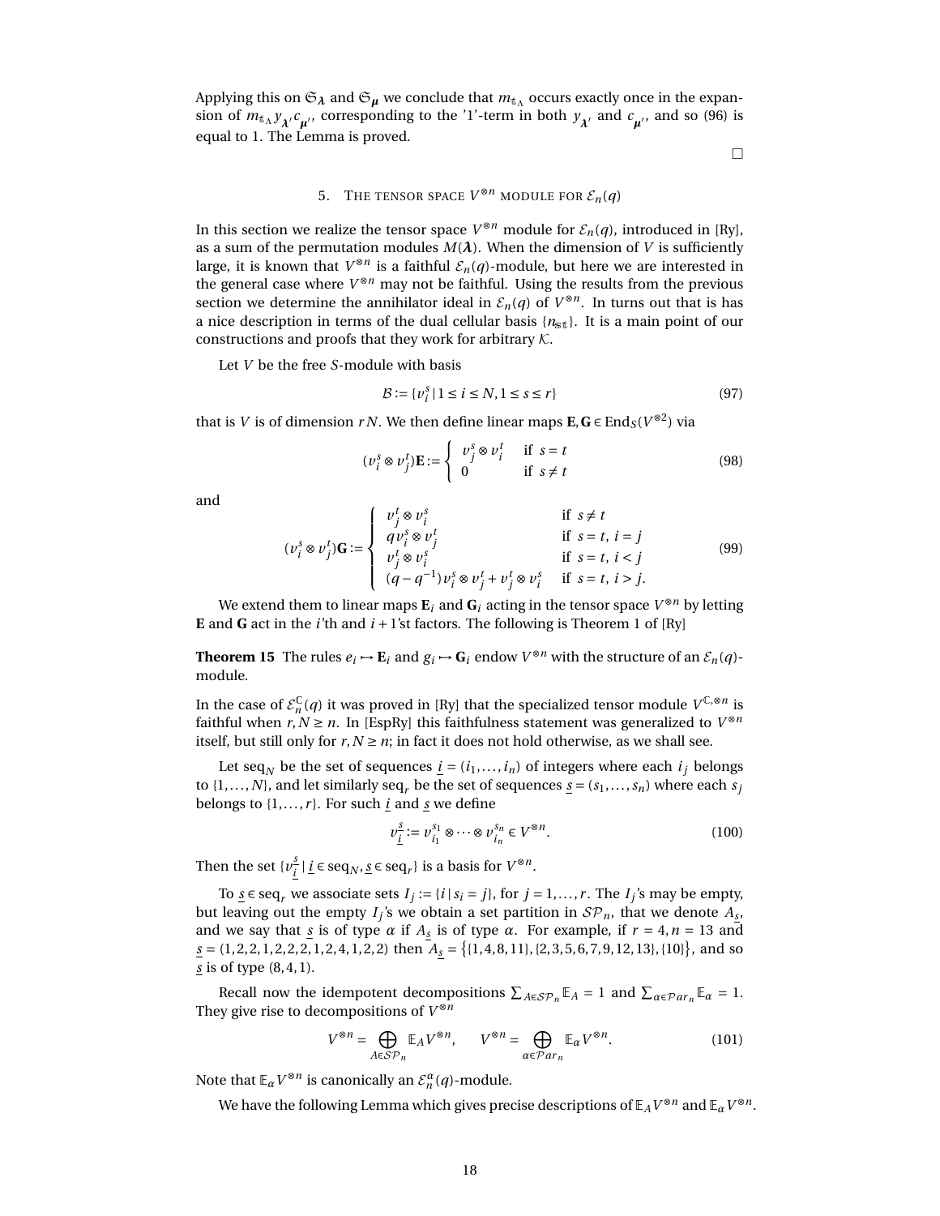Applying this on $\mathfrak{S}_{\boldsymbol{\lambda}}$ and $\mathfrak{S}_{\boldsymbol{\mu}}$ we conclude that $m_{\mathfrak{t}_\Lambda}$ occurs exactly once in the expansion of $m_{\mathfrak{t}_\Lambda} y_{\boldsymbol{\lambda}'} c_{\boldsymbol{\mu}'}$, corresponding to the '1'-term in both $y_{\boldsymbol{\lambda}'}$ and $c_{\boldsymbol{\mu}'}$, and so (96) is equal to 1. The Lemma is proved.

□

## 5. The tensor space $V^{\otimes n}$ module for $\mathcal{E}_n(q)$

In this section we realize the tensor space $V^{\otimes n}$ module for $\mathcal{E}_n(q)$, introduced in [Ry], as a sum of the permutation modules $M(\boldsymbol{\lambda})$. When the dimension of $V$ is sufficiently large, it is known that $V^{\otimes n}$ is a faithful $\mathcal{E}_n(q)$-module, but here we are interested in the general case where $V^{\otimes n}$ may not be faithful. Using the results from the previous section we determine the annihilator ideal in $\mathcal{E}_n(q)$ of $V^{\otimes n}$. In turns out that is has a nice description in terms of the dual cellular basis $\{n_{\mathfrak{s}\mathfrak{t}}\}$. It is a main point of our constructions and proofs that they work for arbitrary $\mathcal{K}$.

Let $V$ be the free $S$-module with basis

$$\mathcal{B} := \{v_i^s \mid 1 \le i \le N, 1 \le s \le r\} \tag{97}$$

that is $V$ is of dimension $rN$. We then define linear maps $\mathbf{E}, \mathbf{G} \in \operatorname{End}_S(V^{\otimes 2})$ via

$$(v_i^s \otimes v_j^t)\mathbf{E} := \begin{cases} v_j^s \otimes v_i^t & \text{if } s = t \\ 0 & \text{if } s \neq t \end{cases} \tag{98}$$

and

$$(v_i^s \otimes v_j^t)\mathbf{G} := \begin{cases} v_j^t \otimes v_i^s & \text{if } s \neq t \\ q v_i^s \otimes v_j^t & \text{if } s = t,\ i = j \\ v_j^t \otimes v_i^s & \text{if } s = t,\ i < j \\ (q - q^{-1}) v_i^s \otimes v_j^t + v_j^t \otimes v_i^s & \text{if } s = t,\ i > j. \end{cases} \tag{99}$$

We extend them to linear maps $\mathbf{E}_i$ and $\mathbf{G}_i$ acting in the tensor space $V^{\otimes n}$ by letting $\mathbf{E}$ and $\mathbf{G}$ act in the $i$'th and $i+1$'st factors. The following is Theorem 1 of [Ry]

**Theorem 15** The rules $e_i \mapsto \mathbf{E}_i$ and $g_i \mapsto \mathbf{G}_i$ endow $V^{\otimes n}$ with the structure of an $\mathcal{E}_n(q)$-module.

In the case of $\mathcal{E}_n^{\mathbb{C}}(q)$ it was proved in [Ry] that the specialized tensor module $V^{\mathbb{C},\otimes n}$ is faithful when $r, N \ge n$. In [EspRy] this faithfulness statement was generalized to $V^{\otimes n}$ itself, but still only for $r, N \ge n$; in fact it does not hold otherwise, as we shall see.

Let $\text{seq}_N$ be the set of sequences $\underline{i} = (i_1, \ldots, i_n)$ of integers where each $i_j$ belongs to $\{1, \ldots, N\}$, and let similarly $\text{seq}_r$ be the set of sequences $\underline{s} = (s_1, \ldots, s_n)$ where each $s_j$ belongs to $\{1, \ldots, r\}$. For such $\underline{i}$ and $\underline{s}$ we define

$$v_{\underline{i}}^{\underline{s}} := v_{i_1}^{s_1} \otimes \cdots \otimes v_{i_n}^{s_n} \in V^{\otimes n}. \tag{100}$$

Then the set $\{v_{\underline{i}}^{\underline{s}} \mid \underline{i} \in \text{seq}_N, \underline{s} \in \text{seq}_r\}$ is a basis for $V^{\otimes n}$.

To $\underline{s} \in \text{seq}_r$ we associate sets $I_j := \{i \mid s_i = j\}$, for $j = 1, \ldots, r$. The $I_j$'s may be empty, but leaving out the empty $I_j$'s we obtain a set partition in $\mathcal{SP}_n$, that we denote $A_{\underline{s}}$, and we say that $\underline{s}$ is of type $\alpha$ if $A_{\underline{s}}$ is of type $\alpha$. For example, if $r = 4, n = 13$ and $\underline{s} = (1,2,2,1,2,2,2,1,2,4,1,2,2)$ then $A_{\underline{s}} = \big\{\{1,4,8,11\},\{2,3,5,6,7,9,12,13\},\{10\}\big\}$, and so $\underline{s}$ is of type $(8,4,1)$.

Recall now the idempotent decompositions $\sum_{A \in \mathcal{SP}_n} \mathbb{E}_A = 1$ and $\sum_{\alpha \in \mathcal{P}ar_n} \mathbb{E}_\alpha = 1$. They give rise to decompositions of $V^{\otimes n}$

$$V^{\otimes n} = \bigoplus_{A \in \mathcal{SP}_n} \mathbb{E}_A V^{\otimes n}, \qquad V^{\otimes n} = \bigoplus_{\alpha \in \mathcal{P}ar_n} \mathbb{E}_\alpha V^{\otimes n}. \tag{101}$$

Note that $\mathbb{E}_\alpha V^{\otimes n}$ is canonically an $\mathcal{E}_n^\alpha(q)$-module.

We have the following Lemma which gives precise descriptions of $\mathbb{E}_A V^{\otimes n}$ and $\mathbb{E}_\alpha V^{\otimes n}$.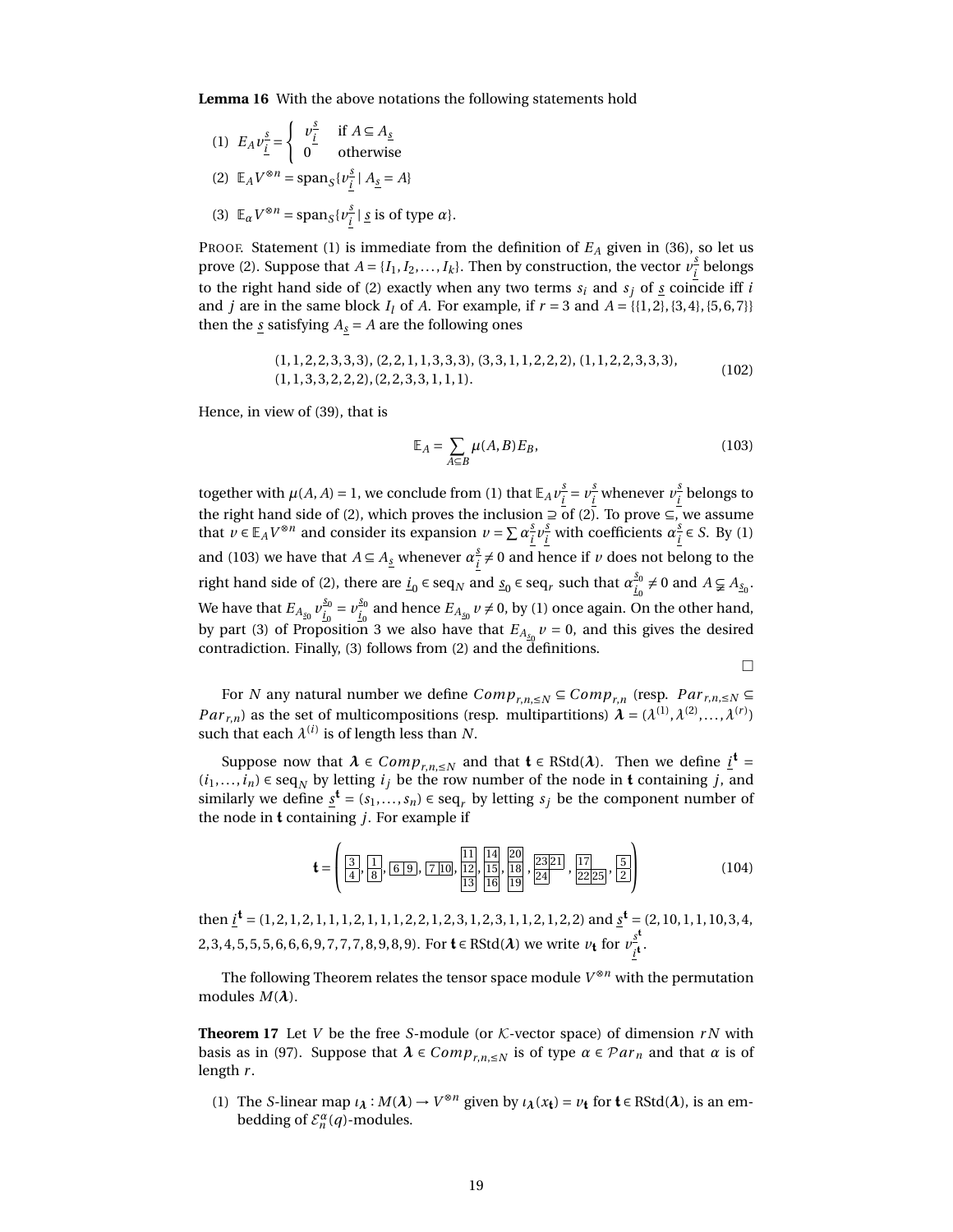**Lemma 16** With the above notations the following statements hold

(1) $E_A v_{\underline{i}}^{\underline{s}} = \begin{cases} v_{\underline{i}}^{\underline{s}} & \text{if } A \subseteq A_{\underline{s}} \\ 0 & \text{otherwise} \end{cases}$

(2) $\mathbb{E}_A V^{\otimes n} = \text{span}_S\{v_{\underline{i}}^{\underline{s}} \mid A_{\underline{s}} = A\}$

(3) $\mathbb{E}_\alpha V^{\otimes n} = \text{span}_S\{v_{\underline{i}}^{\underline{s}} \mid \underline{s} \text{ is of type } \alpha\}$.

PROOF. Statement (1) is immediate from the definition of $E_A$ given in (36), so let us prove (2). Suppose that $A = \{I_1, I_2, \dots, I_k\}$. Then by construction, the vector $v_{\underline{i}}^{\underline{s}}$ belongs to the right hand side of (2) exactly when any two terms $s_i$ and $s_j$ of $\underline{s}$ coincide iff $i$ and $j$ are in the same block $I_l$ of $A$. For example, if $r = 3$ and $A = \{\{1,2\},\{3,4\},\{5,6,7\}\}$ then the $\underline{s}$ satisfying $A_{\underline{s}} = A$ are the following ones

$$
\begin{array}{l}
(1,1,2,2,3,3,3),\ (2,2,1,1,3,3,3),\ (3,3,1,1,2,2,2),\ (1,1,2,2,3,3,3), \\
(1,1,3,3,2,2,2), (2,2,3,3,1,1,1).
\end{array} \tag{102}
$$

Hence, in view of (39), that is

$$
\mathbb{E}_A = \sum_{A \subseteq B} \mu(A,B) E_B, \tag{103}
$$

together with $\mu(A,A) = 1$, we conclude from (1) that $\mathbb{E}_A v_{\underline{i}}^{\underline{s}} = v_{\underline{i}}^{\underline{s}}$ whenever $v_{\underline{i}}^{\underline{s}}$ belongs to the right hand side of (2), which proves the inclusion $\supseteq$ of (2). To prove $\subseteq$, we assume that $v \in \mathbb{E}_A V^{\otimes n}$ and consider its expansion $v = \sum \alpha_{\underline{i}}^{\underline{s}} v_{\underline{i}}^{\underline{s}}$ with coefficients $\alpha_{\underline{i}}^{\underline{s}} \in S$. By (1) and (103) we have that $A \subseteq A_{\underline{s}}$ whenever $\alpha_{\underline{i}}^{\underline{s}} \neq 0$ and hence if $v$ does not belong to the right hand side of (2), there are $\underline{i}_0 \in \text{seq}_N$ and $\underline{s}_0 \in \text{seq}_r$ such that $\alpha_{\underline{i}_0}^{\underline{s}_0} \neq 0$ and $A \subsetneqq A_{\underline{s}_0}$. We have that $E_{A_{\underline{s}_0}} v_{\underline{i}_0}^{\underline{s}_0} = v_{\underline{i}_0}^{\underline{s}_0}$ and hence $E_{A_{\underline{s}_0}} v \neq 0$, by (1) once again. On the other hand, by part (3) of Proposition 3 we also have that $E_{A_{\underline{s}_0}} v = 0$, and this gives the desired contradiction. Finally, (3) follows from (2) and the definitions.

$\square$

For $N$ any natural number we define $Comp_{r,n,\leq N} \subseteq Comp_{r,n}$ (resp. $Par_{r,n,\leq N} \subseteq Par_{r,n}$) as the set of multicompositions (resp. multipartitions) $\boldsymbol{\lambda} = (\lambda^{(1)}, \lambda^{(2)}, \dots, \lambda^{(r)})$ such that each $\lambda^{(i)}$ is of length less than $N$.

Suppose now that $\boldsymbol{\lambda} \in Comp_{r,n,\leq N}$ and that $\mathbf{t} \in \text{RStd}(\boldsymbol{\lambda})$. Then we define $\underline{i}^{\mathbf{t}} = (i_1, \dots, i_n) \in \text{seq}_N$ by letting $i_j$ be the row number of the node in $\mathbf{t}$ containing $j$, and similarly we define $\underline{s}^{\mathbf{t}} = (s_1, \dots, s_n) \in \text{seq}_r$ by letting $s_j$ be the component number of the node in $\mathbf{t}$ containing $j$. For example if

$$
\mathbf{t} = \left( \begin{array}{|c|}\hline 3 \\ \hline 4 \\ \hline \end{array}, \begin{array}{|c|}\hline 1 \\ \hline 8 \\ \hline \end{array}, \begin{array}{|c|c|}\hline 6 & 9 \\ \hline \end{array}, \begin{array}{|c|c|}\hline 7 & 10 \\ \hline \end{array}, \begin{array}{|c|}\hline 11 \\ \hline 12 \\ \hline 13 \\ \hline \end{array}, \begin{array}{|c|}\hline 14 \\ \hline 15 \\ \hline 16 \\ \hline \end{array}, \begin{array}{|c|}\hline 20 \\ \hline 18 \\ \hline 19 \\ \hline \end{array}, \begin{array}{|c|c|}\hline 23 & 21 \\ \hline 24 \\ \cline{1-1} \end{array}, \begin{array}{|c|c}\cline{1-1} 17 \\ \hline 22 & \multicolumn{1}{c|}{25} \\ \hline \end{array}, \begin{array}{|c|}\hline 5 \\ \hline 2 \\ \hline \end{array} \right) \tag{104}
$$

then $\underline{i}^{\mathbf{t}} = (1,2,1,2,1,1,1,2,1,1,1,2,2,1,2,3,1,2,3,1,1,2,1,2,2)$ and $\underline{s}^{\mathbf{t}} = (2,10,1,1,10,3,4,2,3,4,5,5,5,6,6,6,9,7,7,7,8,9,8,8,9)$. For $\mathbf{t} \in \text{RStd}(\boldsymbol{\lambda})$ we write $v_{\mathbf{t}}$ for $v_{\underline{i}^{\mathbf{t}}}^{\underline{s}^{\mathbf{t}}}$.

The following Theorem relates the tensor space module $V^{\otimes n}$ with the permutation modules $M(\boldsymbol{\lambda})$.

**Theorem 17** Let $V$ be the free $S$-module (or $\mathcal{K}$-vector space) of dimension $rN$ with basis as in (97). Suppose that $\boldsymbol{\lambda} \in Comp_{r,n,\leq N}$ is of type $\alpha \in \mathcal{P}ar_n$ and that $\alpha$ is of length $r$.

(1) The $S$-linear map $\iota_{\boldsymbol{\lambda}} : M(\boldsymbol{\lambda}) \to V^{\otimes n}$ given by $\iota_{\boldsymbol{\lambda}}(x_{\mathbf{t}}) = v_{\mathbf{t}}$ for $\mathbf{t} \in \text{RStd}(\boldsymbol{\lambda})$, is an embedding of $\mathcal{E}_n^\alpha(q)$-modules.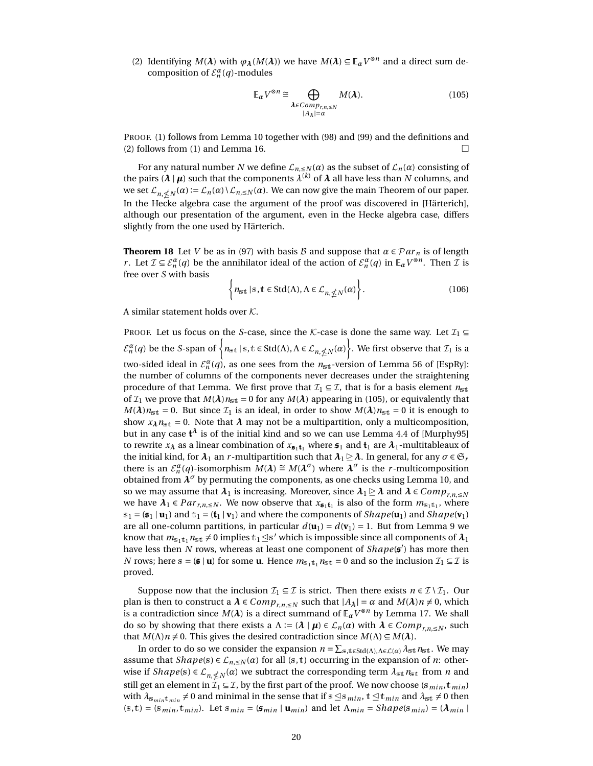(2) Identifying $M(\boldsymbol{\lambda})$ with $\varphi_{\boldsymbol{\lambda}}(M(\boldsymbol{\lambda}))$ we have $M(\boldsymbol{\lambda}) \subseteq \mathbb{E}_\alpha V^{\otimes n}$ and a direct sum decomposition of $\mathcal{E}_n^\alpha(q)$-modules

$$\mathbb{E}_\alpha V^{\otimes n} \cong \bigoplus_{\substack{\boldsymbol{\lambda} \in Comp_{r,n,\leq N} \\ |A_{\boldsymbol{\lambda}}|=\alpha}} M(\boldsymbol{\lambda}). \tag{105}$$

PROOF. (1) follows from Lemma 10 together with (98) and (99) and the definitions and (2) follows from (1) and Lemma 16. □

For any natural number $N$ we define $\mathcal{L}_{n,\leq N}(\alpha)$ as the subset of $\mathcal{L}_n(\alpha)$ consisting of the pairs $(\boldsymbol{\lambda} \mid \boldsymbol{\mu})$ such that the components $\lambda^{(k)}$ of $\boldsymbol{\lambda}$ all have less than $N$ columns, and we set $\mathcal{L}_{n,\not\leq N}(\alpha) := \mathcal{L}_n(\alpha) \setminus \mathcal{L}_{n,\leq N}(\alpha)$. We can now give the main Theorem of our paper. In the Hecke algebra case the argument of the proof was discovered in [Härterich], although our presentation of the argument, even in the Hecke algebra case, differs slightly from the one used by Härterich.

**Theorem 18** Let $V$ be as in (97) with basis $\mathcal{B}$ and suppose that $\alpha \in \mathcal{P}ar_n$ is of length $r$. Let $\mathcal{I} \subseteq \mathcal{E}_n^\alpha(q)$ be the annihilator ideal of the action of $\mathcal{E}_n^\alpha(q)$ in $\mathbb{E}_\alpha V^{\otimes n}$. Then $\mathcal{I}$ is free over $S$ with basis

$$\left\{ n_{\mathbb{s}\mathbb{t}} \mid \mathbb{s}, \mathbb{t} \in \mathrm{Std}(\Lambda), \Lambda \in \mathcal{L}_{n,\not\leq N}(\alpha) \right\}. \tag{106}$$

A similar statement holds over $\mathcal{K}$.

PROOF. Let us focus on the $S$-case, since the $\mathcal{K}$-case is done the same way. Let $\mathcal{I}_1 \subseteq \mathcal{E}_n^\alpha(q)$ be the $S$-span of $\left\{ n_{\mathbb{s}\mathbb{t}} \mid \mathbb{s}, \mathbb{t} \in \mathrm{Std}(\Lambda), \Lambda \in \mathcal{L}_{n,\not\leq N}(\alpha) \right\}$. We first observe that $\mathcal{I}_1$ is a two-sided ideal in $\mathcal{E}_n^\alpha(q)$, as one sees from the $n_{\mathbb{s}\mathbb{t}}$-version of Lemma 56 of [EspRy]: the number of columns of the components never decreases under the straightening procedure of that Lemma. We first prove that $\mathcal{I}_1 \subseteq \mathcal{I}$, that is for a basis element $n_{\mathbb{s}\mathbb{t}}$ of $\mathcal{I}_1$ we prove that $M(\boldsymbol{\lambda}) n_{\mathbb{s}\mathbb{t}} = 0$ for any $M(\boldsymbol{\lambda})$ appearing in (105), or equivalently that $M(\boldsymbol{\lambda}) n_{\mathbb{s}\mathbb{t}} = 0$. But since $\mathcal{I}_1$ is an ideal, in order to show $M(\boldsymbol{\lambda}) n_{\mathbb{s}\mathbb{t}} = 0$ it is enough to show $x_{\boldsymbol{\lambda}} n_{\mathbb{s}\mathbb{t}} = 0$. Note that $\boldsymbol{\lambda}$ may not be a multipartition, only a multicomposition, but in any case $\mathfrak{t}^{\boldsymbol{\lambda}}$ is of the initial kind and so we can use Lemma 4.4 of [Murphy95] to rewrite $x_{\boldsymbol{\lambda}}$ as a linear combination of $x_{\mathfrak{s}_1\mathfrak{t}_1}$ where $\mathfrak{s}_1$ and $\mathfrak{t}_1$ are $\boldsymbol{\lambda}_1$-multitableaux of the initial kind, for $\boldsymbol{\lambda}_1$ an $r$-multipartition such that $\boldsymbol{\lambda}_1 \trianglerighteq \boldsymbol{\lambda}$. In general, for any $\sigma \in \mathfrak{S}_r$ there is an $\mathcal{E}_n^\alpha(q)$-isomorphism $M(\boldsymbol{\lambda}) \cong M(\boldsymbol{\lambda}^\sigma)$ where $\boldsymbol{\lambda}^\sigma$ is the $r$-multicomposition obtained from $\boldsymbol{\lambda}^\sigma$ by permuting the components, as one checks using Lemma 10, and so we may assume that $\boldsymbol{\lambda}_1$ is increasing. Moreover, since $\boldsymbol{\lambda}_1 \trianglerighteq \boldsymbol{\lambda}$ and $\boldsymbol{\lambda} \in Comp_{r,n,\leq N}$ we have $\boldsymbol{\lambda}_1 \in Par_{r,n,\leq N}$. We now observe that $x_{\mathfrak{s}_1\mathfrak{t}_1}$ is also of the form $m_{\mathbb{s}_1\mathbb{t}_1}$, where $\mathbb{s}_1 = (\mathfrak{s}_1 \mid \mathbf{u}_1)$ and $\mathbb{t}_1 = (\mathfrak{t}_1 \mid \mathbf{v}_1)$ and where the components of $Shape(\mathbf{u}_1)$ and $Shape(\mathbf{v}_1)$ are all one-column partitions, in particular $d(\mathbf{u}_1) = d(\mathbf{v}_1) = 1$. But from Lemma 9 we know that $m_{\mathbb{s}_1\mathbb{t}_1} n_{\mathbb{s}\mathbb{t}} \neq 0$ implies $\mathbb{t}_1 \trianglelefteq \mathbb{s}'$ which is impossible since all components of $\boldsymbol{\lambda}_1$ have less then $N$ rows, whereas at least one component of $Shape(\mathbb{s}')$ has more then $N$ rows; here $\mathbb{s} = (\mathfrak{s} \mid \mathbf{u})$ for some $\mathbf{u}$. Hence $m_{\mathbb{s}_1\mathbb{t}_1} n_{\mathbb{s}\mathbb{t}} = 0$ and so the inclusion $\mathcal{I}_1 \subseteq \mathcal{I}$ is proved.

Suppose now that the inclusion $\mathcal{I}_1 \subseteq \mathcal{I}$ is strict. Then there exists $n \in \mathcal{I} \setminus \mathcal{I}_1$. Our plan is then to construct a $\boldsymbol{\lambda} \in Comp_{r,n,\leq N}$ such that $|A_{\boldsymbol{\lambda}}| = \alpha$ and $M(\boldsymbol{\lambda}) n \neq 0$, which is a contradiction since $M(\boldsymbol{\lambda})$ is a direct summand of $\mathbb{E}_\alpha V^{\otimes n}$ by Lemma 17. We shall do so by showing that there exists a $\Lambda := (\boldsymbol{\lambda} \mid \boldsymbol{\mu}) \in \mathcal{L}_n(\alpha)$ with $\boldsymbol{\lambda} \in Comp_{r,n,\leq N}$, such that $M(\Lambda) n \neq 0$. This gives the desired contradiction since $M(\Lambda) \subseteq M(\boldsymbol{\lambda})$.

In order to do so we consider the expansion $n = \sum_{\mathbb{s},\mathbb{t} \in \mathrm{Std}(\Lambda), \Lambda \in \mathcal{L}(\alpha)} \lambda_{\mathbb{s}\mathbb{t}} n_{\mathbb{s}\mathbb{t}}$. We may assume that $Shape(\mathbb{s}) \in \mathcal{L}_{n,\leq N}(\alpha)$ for all $(\mathbb{s}, \mathbb{t})$ occurring in the expansion of $n$: otherwise if $Shape(\mathbb{s}) \in \mathcal{L}_{n,\not\leq N}(\alpha)$ we subtract the corresponding term $\lambda_{\mathbb{s}\mathbb{t}} n_{\mathbb{s}\mathbb{t}}$ from $n$ and still get an element in $\mathcal{I}_1 \subseteq \mathcal{I}$, by the first part of the proof. We now choose $(\mathbb{s}_{min}, \mathbb{t}_{min})$ with $\lambda_{\mathbb{s}_{min}\mathbb{t}_{min}} \neq 0$ and minimal in the sense that if $\mathbb{s} \trianglelefteq \mathbb{s}_{min}$, $\mathbb{t} \trianglelefteq \mathbb{t}_{min}$ and $\lambda_{\mathbb{s}\mathbb{t}} \neq 0$ then $(\mathbb{s}, \mathbb{t}) = (\mathbb{s}_{min}, \mathbb{t}_{min})$. Let $\mathbb{s}_{min} = (\mathfrak{s}_{min} \mid \mathbf{u}_{min})$ and let $\Lambda_{min} = Shape(\mathbb{s}_{min}) = (\boldsymbol{\lambda}_{min} \mid$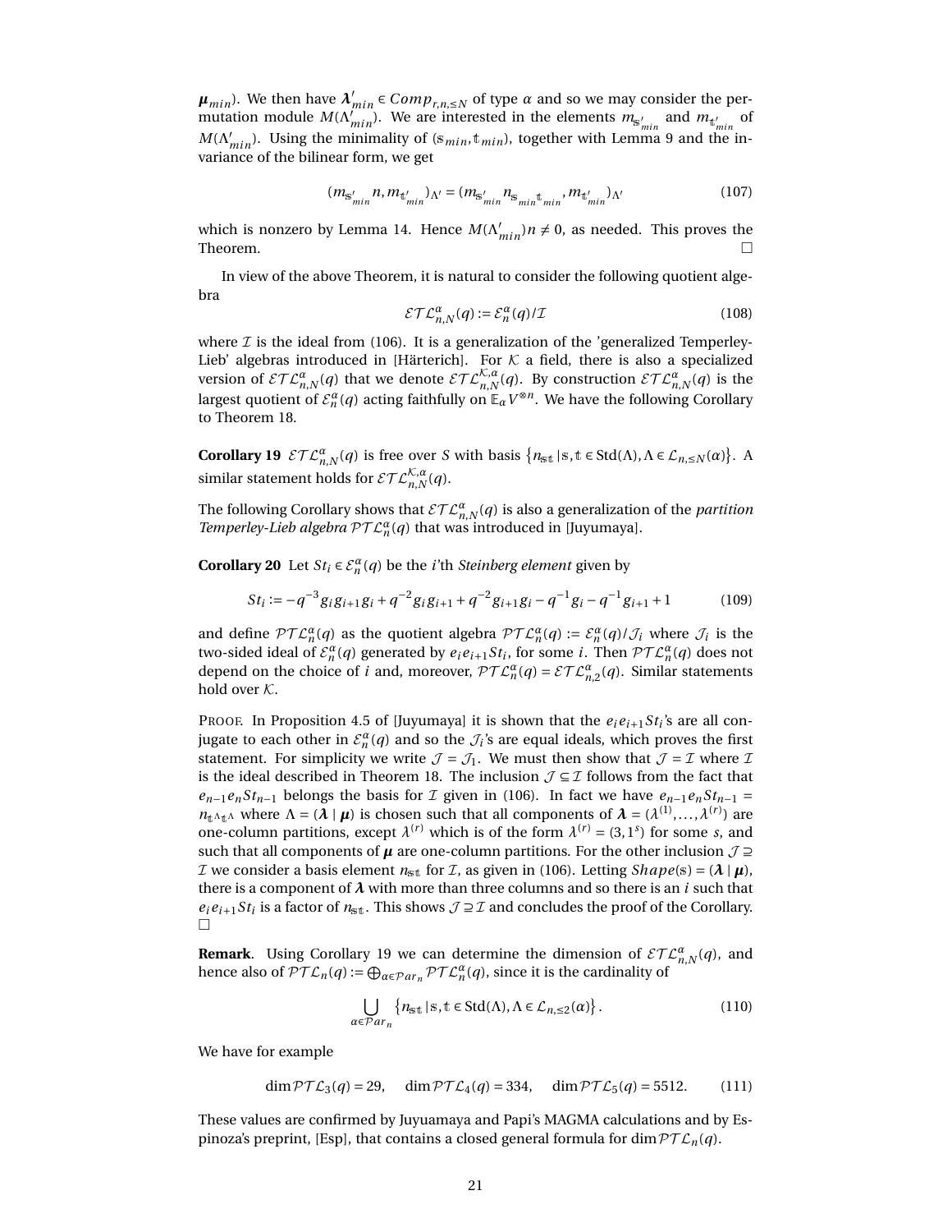$\boldsymbol{\mu}_{min}$). We then have $\boldsymbol{\lambda}'_{min} \in Comp_{r,n,\le N}$ of type $\alpha$ and so we may consider the permutation module $M(\Lambda'_{min})$. We are interested in the elements $m_{\mathbb{s}'_{min}}$ and $m_{\mathbb{t}'_{min}}$ of $M(\Lambda'_{min})$. Using the minimality of $(\mathbb{s}_{min}, \mathbb{t}_{min})$, together with Lemma 9 and the invariance of the bilinear form, we get

$$(m_{\mathbb{s}'_{min}} n, m_{\mathbb{t}'_{min}})_{\Lambda'} = (m_{\mathbb{s}'_{min}} n_{\mathbb{s}_{min}\mathbb{t}_{min}}, m_{\mathbb{t}'_{min}})_{\Lambda'} \tag{107}$$

which is nonzero by Lemma 14. Hence $M(\Lambda'_{min})n \neq 0$, as needed. This proves the Theorem. □

In view of the above Theorem, it is natural to consider the following quotient algebra

$$\mathcal{ETL}^{\alpha}_{n,N}(q) := \mathcal{E}^{\alpha}_{n}(q)/\mathcal{I} \tag{108}$$

where $\mathcal{I}$ is the ideal from (106). It is a generalization of the 'generalized Temperley-Lieb' algebras introduced in [Härterich]. For $\mathcal{K}$ a field, there is also a specialized version of $\mathcal{ETL}^{\alpha}_{n,N}(q)$ that we denote $\mathcal{ETL}^{\mathcal{K},\alpha}_{n,N}(q)$. By construction $\mathcal{ETL}^{\alpha}_{n,N}(q)$ is the largest quotient of $\mathcal{E}^{\alpha}_{n}(q)$ acting faithfully on $\mathbb{E}_{\alpha} V^{\otimes n}$. We have the following Corollary to Theorem 18.

**Corollary 19** $\mathcal{ETL}^{\alpha}_{n,N}(q)$ is free over $S$ with basis $\{n_{\mathbb{s}\mathbb{t}} \,|\, \mathbb{s},\mathbb{t} \in \mathrm{Std}(\Lambda), \Lambda \in \mathcal{L}_{n,\le N}(\alpha)\}$. A similar statement holds for $\mathcal{ETL}^{\mathcal{K},\alpha}_{n,N}(q)$.

The following Corollary shows that $\mathcal{ETL}^{\alpha}_{n,N}(q)$ is also a generalization of the *partition Temperley-Lieb algebra* $\mathcal{PTL}^{\alpha}_{n}(q)$ that was introduced in [Juyumaya].

**Corollary 20** Let $St_i \in \mathcal{E}^{\alpha}_{n}(q)$ be the $i$'th *Steinberg element* given by

$$St_i := -q^{-3} g_i g_{i+1} g_i + q^{-2} g_i g_{i+1} + q^{-2} g_{i+1} g_i - q^{-1} g_i - q^{-1} g_{i+1} + 1 \tag{109}$$

and define $\mathcal{PTL}^{\alpha}_{n}(q)$ as the quotient algebra $\mathcal{PTL}^{\alpha}_{n}(q) := \mathcal{E}^{\alpha}_{n}(q)/\mathcal{J}_i$ where $\mathcal{J}_i$ is the two-sided ideal of $\mathcal{E}^{\alpha}_{n}(q)$ generated by $e_i e_{i+1} St_i$, for some $i$. Then $\mathcal{PTL}^{\alpha}_{n}(q)$ does not depend on the choice of $i$ and, moreover, $\mathcal{PTL}^{\alpha}_{n}(q) = \mathcal{ETL}^{\alpha}_{n,2}(q)$. Similar statements hold over $\mathcal{K}$.

Proof. In Proposition 4.5 of [Juyumaya] it is shown that the $e_i e_{i+1} St_i$'s are all conjugate to each other in $\mathcal{E}^{\alpha}_{n}(q)$ and so the $\mathcal{J}_i$'s are equal ideals, which proves the first statement. For simplicity we write $\mathcal{J} = \mathcal{J}_1$. We must then show that $\mathcal{J} = \mathcal{I}$ where $\mathcal{I}$ is the ideal described in Theorem 18. The inclusion $\mathcal{J} \subseteq \mathcal{I}$ follows from the fact that $e_{n-1} e_n St_{n-1}$ belongs the basis for $\mathcal{I}$ given in (106). In fact we have $e_{n-1} e_n St_{n-1} = n_{\mathbb{t}^{\Lambda}\mathbb{t}^{\Lambda}}$ where $\Lambda = (\boldsymbol{\lambda} \,|\, \boldsymbol{\mu})$ is chosen such that all components of $\boldsymbol{\lambda} = (\lambda^{(1)}, \dots, \lambda^{(r)})$ are one-column partitions, except $\lambda^{(r)}$ which is of the form $\lambda^{(r)} = (3, 1^s)$ for some $s$, and such that all components of $\boldsymbol{\mu}$ are one-column partitions. For the other inclusion $\mathcal{J} \supseteq \mathcal{I}$ we consider a basis element $n_{\mathbb{s}\mathbb{t}}$ for $\mathcal{I}$, as given in (106). Letting $Shape(\mathbb{s}) = (\boldsymbol{\lambda} \,|\, \boldsymbol{\mu})$, there is a component of $\boldsymbol{\lambda}$ with more than three columns and so there is an $i$ such that $e_i e_{i+1} St_i$ is a factor of $n_{\mathbb{s}\mathbb{t}}$. This shows $\mathcal{J} \supseteq \mathcal{I}$ and concludes the proof of the Corollary. □

**Remark**. Using Corollary 19 we can determine the dimension of $\mathcal{ETL}^{\alpha}_{n,N}(q)$, and hence also of $\mathcal{PTL}_n(q) := \bigoplus_{\alpha \in \mathcal{P}ar_n} \mathcal{PTL}^{\alpha}_{n}(q)$, since it is the cardinality of

$$\bigcup_{\alpha \in \mathcal{P}ar_n} \{n_{\mathbb{s}\mathbb{t}} \,|\, \mathbb{s},\mathbb{t} \in \mathrm{Std}(\Lambda), \Lambda \in \mathcal{L}_{n,\le 2}(\alpha)\}. \tag{110}$$

We have for example

$$\dim \mathcal{PTL}_3(q) = 29, \quad \dim \mathcal{PTL}_4(q) = 334, \quad \dim \mathcal{PTL}_5(q) = 5512. \tag{111}$$

These values are confirmed by Juyuamaya and Papi's MAGMA calculations and by Espinoza's preprint, [Esp], that contains a closed general formula for $\dim \mathcal{PTL}_n(q)$.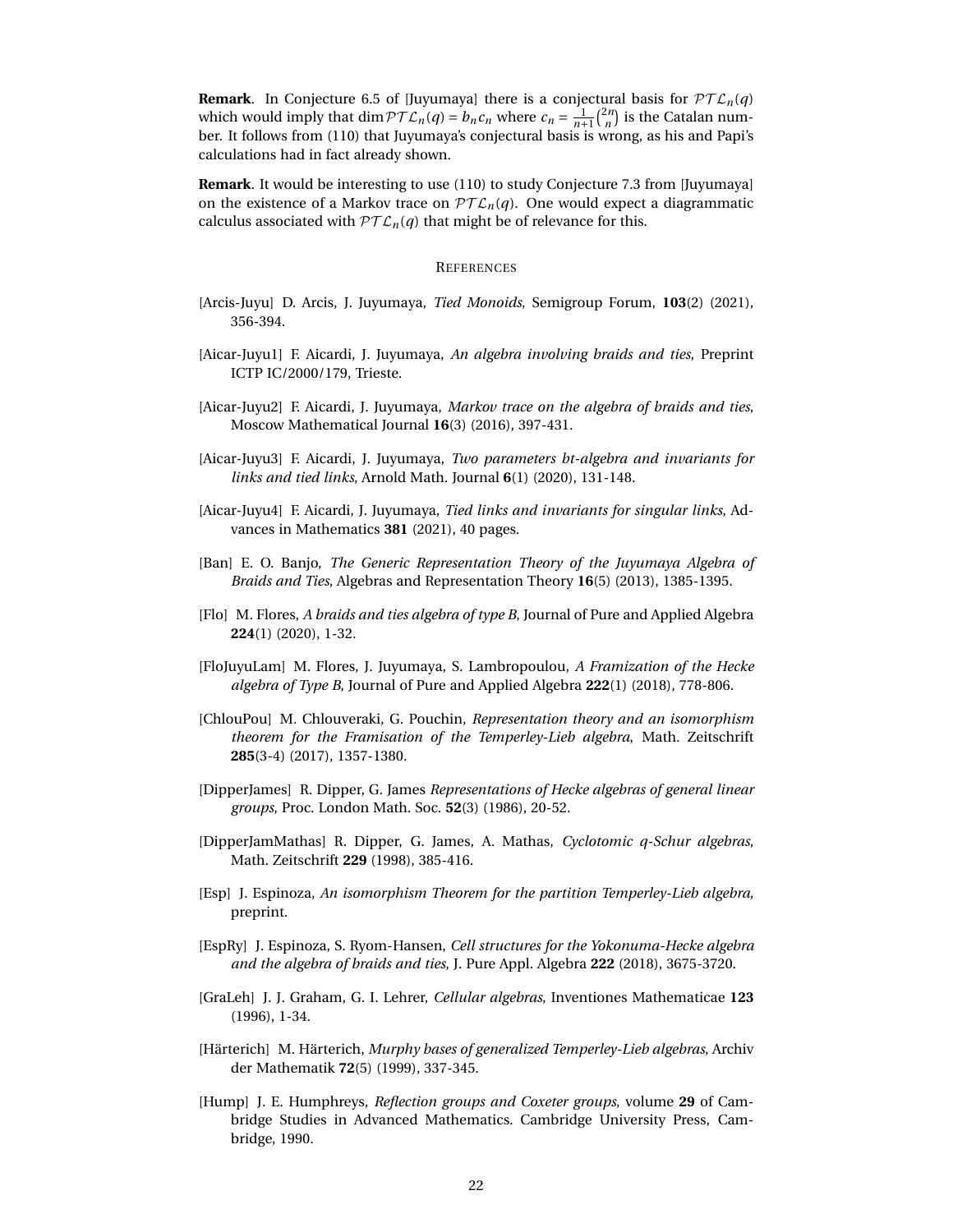**Remark**. In Conjecture 6.5 of [Juyumaya] there is a conjectural basis for $\mathcal{PTL}_n(q)$ which would imply that $\dim \mathcal{PTL}_n(q) = b_n c_n$ where $c_n = \frac{1}{n+1}\binom{2n}{n}$ is the Catalan number. It follows from (110) that Juyumaya's conjectural basis is wrong, as his and Papi's calculations had in fact already shown.

**Remark**. It would be interesting to use (110) to study Conjecture 7.3 from [Juyumaya] on the existence of a Markov trace on $\mathcal{PTL}_n(q)$. One would expect a diagrammatic calculus associated with $\mathcal{PTL}_n(q)$ that might be of relevance for this.

## References

[Arcis-Juyu] D. Arcis, J. Juyumaya, *Tied Monoids*, Semigroup Forum, **103**(2) (2021), 356-394.

[Aicar-Juyu1] F. Aicardi, J. Juyumaya, *An algebra involving braids and ties*, Preprint ICTP IC/2000/179, Trieste.

[Aicar-Juyu2] F. Aicardi, J. Juyumaya, *Markov trace on the algebra of braids and ties*, Moscow Mathematical Journal **16**(3) (2016), 397-431.

[Aicar-Juyu3] F. Aicardi, J. Juyumaya, *Two parameters bt-algebra and invariants for links and tied links*, Arnold Math. Journal **6**(1) (2020), 131-148.

[Aicar-Juyu4] F. Aicardi, J. Juyumaya, *Tied links and invariants for singular links*, Advances in Mathematics **381** (2021), 40 pages.

[Ban] E. O. Banjo, *The Generic Representation Theory of the Juyumaya Algebra of Braids and Ties*, Algebras and Representation Theory **16**(5) (2013), 1385-1395.

[Flo] M. Flores, *A braids and ties algebra of type B*, Journal of Pure and Applied Algebra **224**(1) (2020), 1-32.

[FloJuyuLam] M. Flores, J. Juyumaya, S. Lambropoulou, *A Framization of the Hecke algebra of Type B*, Journal of Pure and Applied Algebra **222**(1) (2018), 778-806.

[ChlouPou] M. Chlouveraki, G. Pouchin, *Representation theory and an isomorphism theorem for the Framisation of the Temperley-Lieb algebra*, Math. Zeitschrift **285**(3-4) (2017), 1357-1380.

[DipperJames] R. Dipper, G. James *Representations of Hecke algebras of general linear groups*, Proc. London Math. Soc. **52**(3) (1986), 20-52.

[DipperJamMathas] R. Dipper, G. James, A. Mathas, *Cyclotomic q-Schur algebras*, Math. Zeitschrift **229** (1998), 385-416.

[Esp] J. Espinoza, *An isomorphism Theorem for the partition Temperley-Lieb algebra*, preprint.

[EspRy] J. Espinoza, S. Ryom-Hansen, *Cell structures for the Yokonuma-Hecke algebra and the algebra of braids and ties*, J. Pure Appl. Algebra **222** (2018), 3675-3720.

[GraLeh] J. J. Graham, G. I. Lehrer, *Cellular algebras*, Inventiones Mathematicae **123** (1996), 1-34.

[Härterich] M. Härterich, *Murphy bases of generalized Temperley-Lieb algebras*, Archiv der Mathematik **72**(5) (1999), 337-345.

[Hump] J. E. Humphreys, *Reflection groups and Coxeter groups*, volume **29** of Cambridge Studies in Advanced Mathematics. Cambridge University Press, Cambridge, 1990.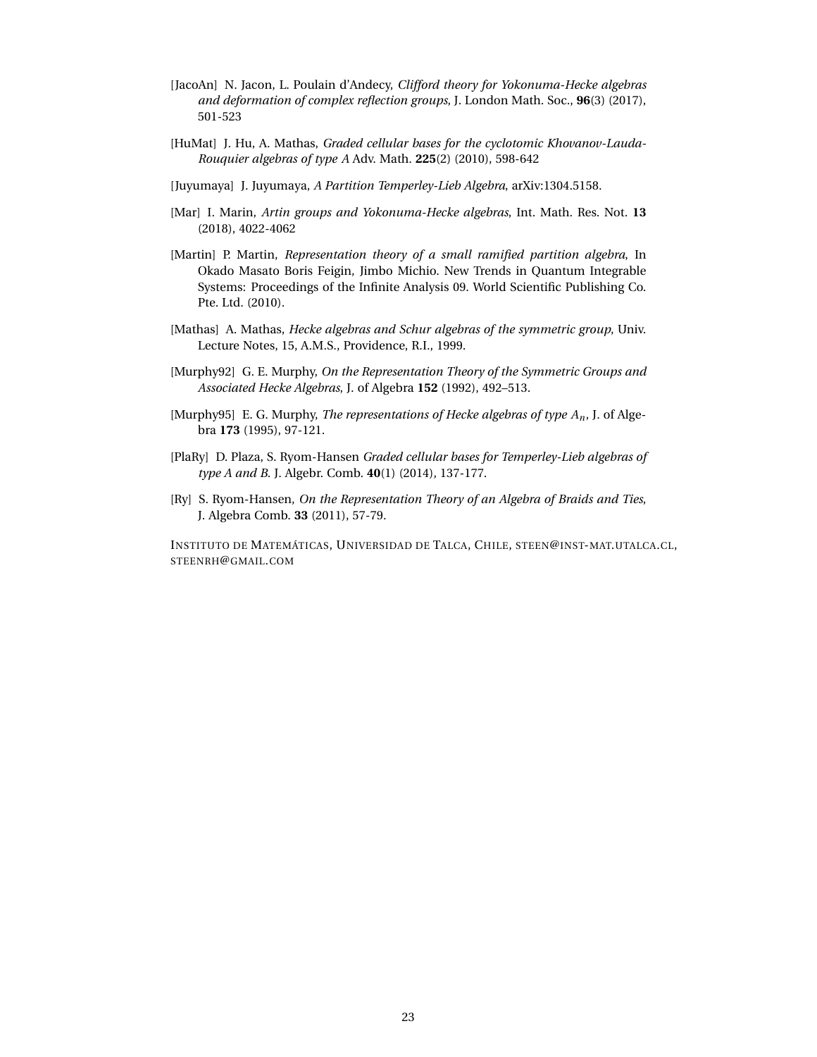[JacoAn] N. Jacon, L. Poulain d'Andecy, *Clifford theory for Yokonuma-Hecke algebras and deformation of complex reflection groups*, J. London Math. Soc., **96**(3) (2017), 501-523

[HuMat] J. Hu, A. Mathas, *Graded cellular bases for the cyclotomic Khovanov-Lauda-Rouquier algebras of type A* Adv. Math. **225**(2) (2010), 598-642

[Juyumaya] J. Juyumaya, *A Partition Temperley-Lieb Algebra*, arXiv:1304.5158.

[Mar] I. Marin, *Artin groups and Yokonuma-Hecke algebras*, Int. Math. Res. Not. **13** (2018), 4022-4062

[Martin] P. Martin, *Representation theory of a small ramified partition algebra*, In Okado Masato Boris Feigin, Jimbo Michio. New Trends in Quantum Integrable Systems: Proceedings of the Infinite Analysis 09. World Scientific Publishing Co. Pte. Ltd. (2010).

[Mathas] A. Mathas, *Hecke algebras and Schur algebras of the symmetric group*, Univ. Lecture Notes, 15, A.M.S., Providence, R.I., 1999.

[Murphy92] G. E. Murphy, *On the Representation Theory of the Symmetric Groups and Associated Hecke Algebras*, J. of Algebra **152** (1992), 492–513.

[Murphy95] E. G. Murphy, *The representations of Hecke algebras of type $A_n$*, J. of Algebra **173** (1995), 97-121.

[PlaRy] D. Plaza, S. Ryom-Hansen *Graded cellular bases for Temperley-Lieb algebras of type A and B*. J. Algebr. Comb. **40**(1) (2014), 137-177.

[Ry] S. Ryom-Hansen, *On the Representation Theory of an Algebra of Braids and Ties*, J. Algebra Comb. **33** (2011), 57-79.

INSTITUTO DE MATEMÁTICAS, UNIVERSIDAD DE TALCA, CHILE, STEEN@INST-MAT.UTALCA.CL, STEENRH@GMAIL.COM